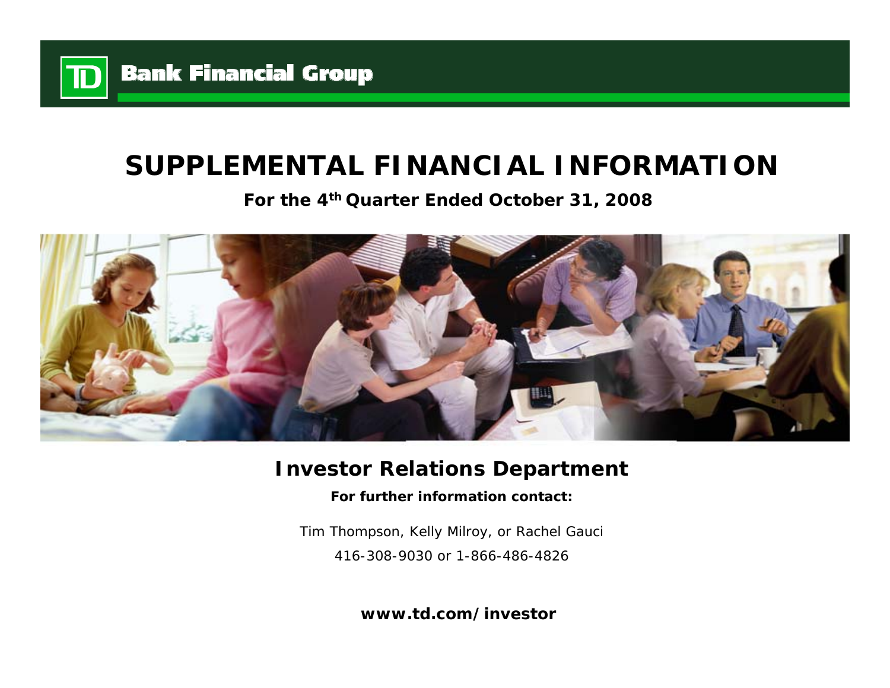**TD Bank Financial Group**

# SUPPLEMENTAL FINANCIAL INFORMATION

**For the 4th Quarter Ended October 31, 2008**

## Investor Relations Department

**For further information contact:**

Tim Thompson, Kelly Milroy, or Rachel Gauci

416-308-9030 or 1-866-486-4826

**www.td.com/investor**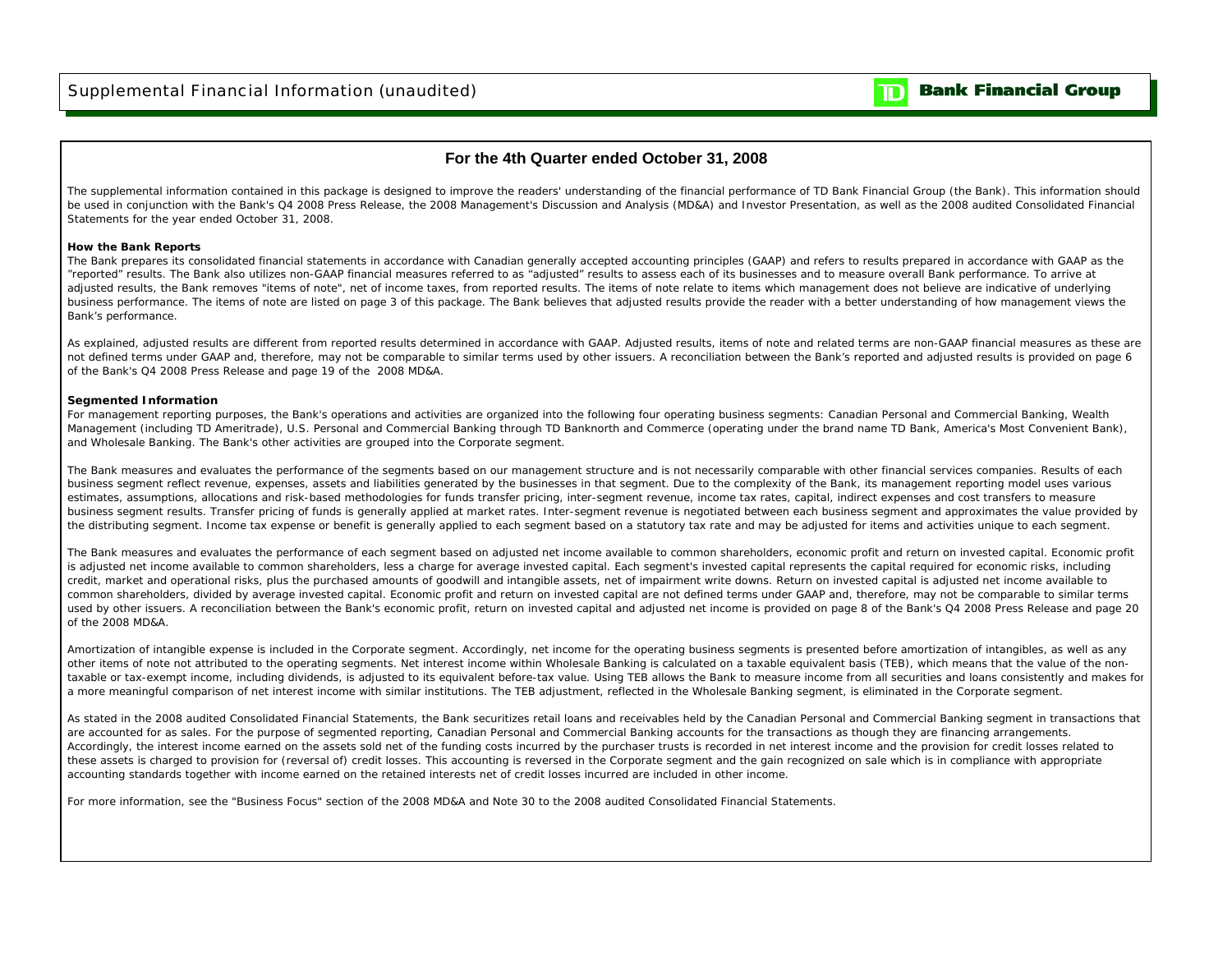## For the 4th Quarter ended October 31, 2008

The supplemental information contained in this package is designed to improve the readers' understanding of the financial performance of TD Bank Financial Group (the Bank). This information should be used in conjunction with the Bank's Q4 2008 Press Release, the 2008 Management's Discussion and Analysis (MD&A) and Investor Presentation, as well as the 2008 audited Consolidated Financial Statements for the year ended October 31, 2008.

**How the Bank Reports**

The Bank prepares its consolidated financial statements in accordance with Canadian generally accepted accounting principles (GAAP) and refers to results prepared in accordance with GAAP as the "reported" results. The Bank also utilizes non-GAAP financial measures referred to as "adjusted" results to assess each of its businesses and to measure overall Bank performance. To arrive at adjusted results, the Bank removes "items of note", net of income taxes, from reported results. The items of note relate to items which management does not believe are indicative of underlying business performance. The items of note are listed on page 3 of this package. The Bank believes that adjusted results provide the reader with a better understanding of how management views the Bank's performance.

As explained, adjusted results are different from reported results determined in accordance with GAAP. Adjusted results, items of note and related terms are non-GAAP financial measures as these are not defined terms under GAAP and, therefore, may not be comparable to similar terms used by other issuers. A reconciliation between the Bank's reported and adjusted results is provided on page 6 of the Bank's Q4 2008 Press Release and page 19 of the 2008 MD&A.

**Segmented Information**

For management reporting purposes, the Bank's operations and activities are organized into the following four operating business segments: Canadian Personal and Commercial Banking, Wealth Management (including TD Ameritrade), U.S. Personal and Commercial Banking through TD Banknorth and Commerce (operating under the brand name TD Bank, America's Most Convenient Bank), and Wholesale Banking. The Bank's other activities are grouped into the Corporate segment.

The Bank measures and evaluates the performance of the segments based on our management structure and is not necessarily comparable with other financial services companies. Results of each business segment reflect revenue, expenses, assets and liabilities generated by the businesses in that segment. Due to the complexity of the Bank, its management reporting model uses various estimates, assumptions, allocations and risk-based methodologies for funds transfer pricing, inter-segment revenue, income tax rates, capital, indirect expenses and cost transfers to measure business segment results. Transfer pricing of funds is generally applied at market rates. Inter-segment revenue is negotiated between each business segment and approximates the value provided by the distributing segment. Income tax expense or benefit is generally applied to each segment based on a statutory tax rate and may be adjusted for items and activities unique to each segment.

The Bank measures and evaluates the performance of each segment based on adjusted net income available to common shareholders, economic profit and return on invested capital. Economic profit is adjusted net income available to common shareholders, less a charge for average invested capital. Each segment's invested capital represents the capital required for economic risks, including credit, market and operational risks, plus the purchased amounts of goodwill and intangible assets, net of impairment write downs. Return on invested capital is adjusted net income available to common shareholders, divided by average invested capital. Economic profit and return on invested capital are not defined terms under GAAP and, therefore, may not be comparable to similar terms used by other issuers. A reconciliation between the Bank's economic profit, return on invested capital and adjusted net income is provided on page 8 of the Bank's Q4 2008 Press Release and page 20 of the 2008 MD&A.

Amortization of intangible expense is included in the Corporate segment. Accordingly, net income for the operating business segments is presented before amortization of intangibles, as well as any other items of note not attributed to the operating segments. Net interest income within Wholesale Banking is calculated on a taxable equivalent basis (TEB), which means that the value of the non-taxable or tax-exempt income, including dividends, is adjusted to its equivalent before-tax value. Using TEB allows the Bank to measure income from all securities and loans consistently and makes for a more meaningful comparison of net interest income with similar institutions. The TEB adjustment, reflected in the Wholesale Banking segment, is eliminated in the Corporate segment.

As stated in the 2008 audited Consolidated Financial Statements, the Bank securitizes retail loans and receivables held by the Canadian Personal and Commercial Banking segment in transactions that are accounted for as sales. For the purpose of segmented reporting, Canadian Personal and Commercial Banking accounts for the transactions as though they are financing arrangements. Accordingly, the interest income earned on the assets sold net of the funding costs incurred by the purchaser trusts is recorded in net interest income and the provision for credit losses related to these assets is charged to provision for (reversal of) credit losses. This accounting is reversed in the Corporate segment and the gain recognized on sale which is in compliance with appropriate accounting standards together with income earned on the retained interests net of credit losses incurred are included in other income.

For more information, see the "Business Focus" section of the 2008 MD&A and Note 30 to the 2008 audited Consolidated Financial Statements.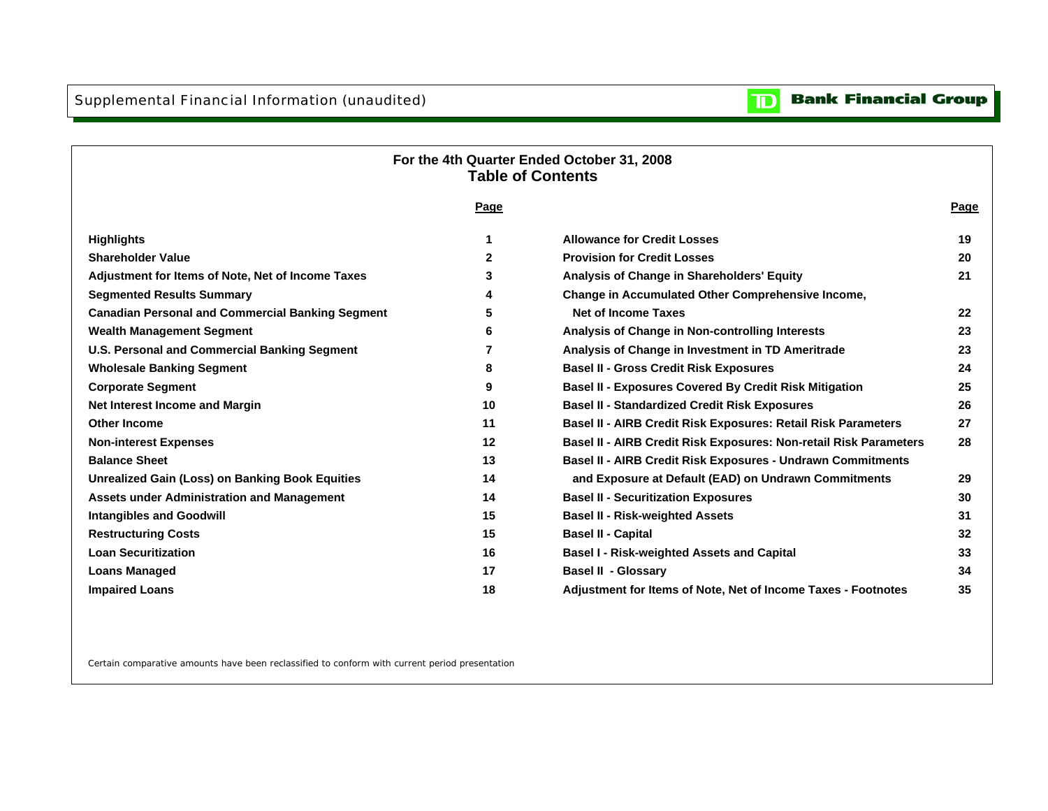Supplemental Financial Information (unaudited)

**Bank Financial Group**

## For the 4th Quarter Ended October 31, 2008
## Table of Contents

| | Page | | Page |
|---|---|---|---|
| **Highlights** | 1 | **Allowance for Credit Losses** | 19 |
| **Shareholder Value** | 2 | **Provision for Credit Losses** | 20 |
| **Adjustment for Items of Note, Net of Income Taxes** | 3 | **Analysis of Change in Shareholders' Equity** | 21 |
| **Segmented Results Summary** | 4 | **Change in Accumulated Other Comprehensive Income, Net of Income Taxes** | 22 |
| **Canadian Personal and Commercial Banking Segment** | 5 | | |
| **Wealth Management Segment** | 6 | **Analysis of Change in Non-controlling Interests** | 23 |
| **U.S. Personal and Commercial Banking Segment** | 7 | **Analysis of Change in Investment in TD Ameritrade** | 23 |
| **Wholesale Banking Segment** | 8 | **Basel II - Gross Credit Risk Exposures** | 24 |
| **Corporate Segment** | 9 | **Basel II - Exposures Covered By Credit Risk Mitigation** | 25 |
| **Net Interest Income and Margin** | 10 | **Basel II - Standardized Credit Risk Exposures** | 26 |
| **Other Income** | 11 | **Basel II - AIRB Credit Risk Exposures: Retail Risk Parameters** | 27 |
| **Non-interest Expenses** | 12 | **Basel II - AIRB Credit Risk Exposures: Non-retail Risk Parameters** | 28 |
| **Balance Sheet** | 13 | **Basel II - AIRB Credit Risk Exposures - Undrawn Commitments and Exposure at Default (EAD) on Undrawn Commitments** | 29 |
| **Unrealized Gain (Loss) on Banking Book Equities** | 14 | | |
| **Assets under Administration and Management** | 14 | **Basel II - Securitization Exposures** | 30 |
| **Intangibles and Goodwill** | 15 | **Basel II - Risk-weighted Assets** | 31 |
| **Restructuring Costs** | 15 | **Basel II - Capital** | 32 |
| **Loan Securitization** | 16 | **Basel I - Risk-weighted Assets and Capital** | 33 |
| **Loans Managed** | 17 | **Basel II - Glossary** | 34 |
| **Impaired Loans** | 18 | **Adjustment for Items of Note, Net of Income Taxes - Footnotes** | 35 |

Certain comparative amounts have been reclassified to conform with current period presentation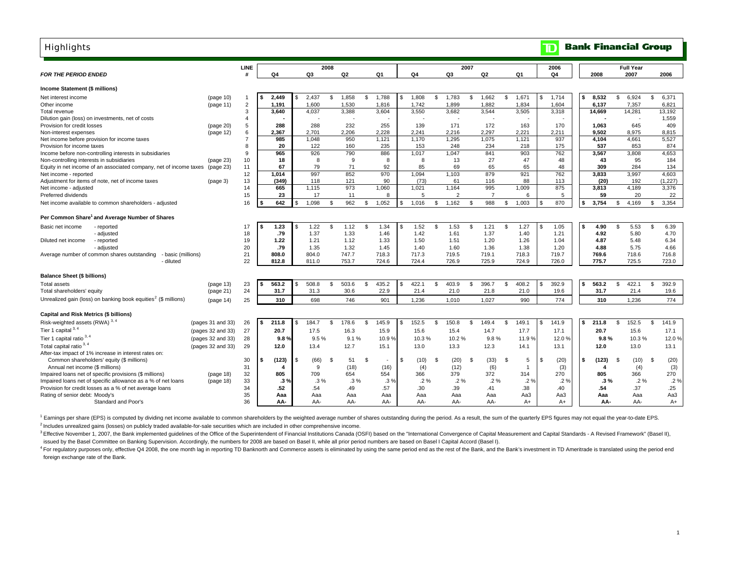# Highlights

**TD Bank Financial Group**

| FOR THE PERIOD ENDED | | LINE # | 2008 Q4 | 2008 Q3 | 2008 Q2 | 2008 Q1 | 2007 Q4 | 2007 Q3 | 2007 Q2 | 2007 Q1 | 2006 Q4 | Full Year 2008 | Full Year 2007 | Full Year 2006 |
|---|---|---|---|---|---|---|---|---|---|---|---|---|---|---|
| **Income Statement ($ millions)** | | | | | | | | | | | | | | |
| Net interest income | (page 10) | 1 | **$ 2,449** | $ 2,437 | $ 1,858 | $ 1,788 | $ 1,808 | $ 1,783 | $ 1,662 | $ 1,671 | $ 1,714 | **$ 8,532** | $ 6,924 | $ 6,371 |
| Other income | (page 11) | 2 | **1,191** | 1,600 | 1,530 | 1,816 | 1,742 | 1,899 | 1,882 | 1,834 | 1,604 | **6,137** | 7,357 | 6,821 |
| Total revenue | | 3 | **3,640** | 4,037 | 3,388 | 3,604 | 3,550 | 3,682 | 3,544 | 3,505 | 3,318 | **14,669** | 14,281 | 13,192 |
| Dilution gain (loss) on investments, net of costs | | 4 | **-** | - | - | - | - | - | - | - | - | **-** | - | 1,559 |
| Provision for credit losses | (page 20) | 5 | **288** | 288 | 232 | 255 | 139 | 171 | 172 | 163 | 170 | **1,063** | 645 | 409 |
| Non-interest expenses | (page 12) | 6 | **2,367** | 2,701 | 2,206 | 2,228 | 2,241 | 2,216 | 2,297 | 2,221 | 2,211 | **9,502** | 8,975 | 8,815 |
| Net income before provision for income taxes | | 7 | **985** | 1,048 | 950 | 1,121 | 1,170 | 1,295 | 1,075 | 1,121 | 937 | **4,104** | 4,661 | 5,527 |
| Provision for income taxes | | 8 | **20** | 122 | 160 | 235 | 153 | 248 | 234 | 218 | 175 | **537** | 853 | 874 |
| Income before non-controlling interests in subsidiaries | | 9 | **965** | 926 | 790 | 886 | 1,017 | 1,047 | 841 | 903 | 762 | **3,567** | 3,808 | 4,653 |
| Non-controlling interests in subsidiaries | (page 23) | 10 | **18** | 8 | 9 | 8 | 8 | 13 | 27 | 47 | 48 | **43** | 95 | 184 |
| Equity in net income of an associated company, net of income taxes | (page 23) | 11 | **67** | 79 | 71 | 92 | 85 | 69 | 65 | 65 | 48 | **309** | 284 | 134 |
| Net income - reported | | 12 | **1,014** | 997 | 852 | 970 | 1,094 | 1,103 | 879 | 921 | 762 | **3,833** | 3,997 | 4,603 |
| Adjustment for items of note, net of income taxes | (page 3) | 13 | **(349)** | 118 | 121 | 90 | (73) | 61 | 116 | 88 | 113 | **(20)** | 192 | (1,227) |
| Net income - adjusted | | 14 | **665** | 1,115 | 973 | 1,060 | 1,021 | 1,164 | 995 | 1,009 | 875 | **3,813** | 4,189 | 3,376 |
| Preferred dividends | | 15 | **23** | 17 | 11 | 8 | 5 | 2 | 7 | 6 | 5 | **59** | 20 | 22 |
| Net income available to common shareholders - adjusted | | 16 | **$ 642** | $ 1,098 | $ 962 | $ 1,052 | $ 1,016 | $ 1,162 | $ 988 | $ 1,003 | $ 870 | **$ 3,754** | $ 4,169 | $ 3,354 |
| **Per Common Share[1] and Average Number of Shares** | | | | | | | | | | | | | | |
| Basic net income - reported | | 17 | **$ 1.23** | $ 1.22 | $ 1.12 | $ 1.34 | $ 1.52 | $ 1.53 | $ 1.21 | $ 1.27 | $ 1.05 | **$ 4.90** | $ 5.53 | $ 6.39 |
| Basic net income - adjusted | | 18 | **.79** | 1.37 | 1.33 | 1.46 | 1.42 | 1.61 | 1.37 | 1.40 | 1.21 | **4.92** | 5.80 | 4.70 |
| Diluted net income - reported | | 19 | **1.22** | 1.21 | 1.12 | 1.33 | 1.50 | 1.51 | 1.20 | 1.26 | 1.04 | **4.87** | 5.48 | 6.34 |
| Diluted net income - adjusted | | 20 | **.79** | 1.35 | 1.32 | 1.45 | 1.40 | 1.60 | 1.36 | 1.38 | 1.20 | **4.88** | 5.75 | 4.66 |
| Average number of common shares outstanding - basic (millions) | | 21 | **808.0** | 804.0 | 747.7 | 718.3 | 717.3 | 719.5 | 719.1 | 718.3 | 719.7 | **769.6** | 718.6 | 716.8 |
| Average number of common shares outstanding - diluted | | 22 | **812.8** | 811.0 | 753.7 | 724.6 | 724.4 | 726.9 | 725.9 | 724.9 | 726.0 | **775.7** | 725.5 | 723.0 |
| **Balance Sheet ($ billions)** | | | | | | | | | | | | | | |
| Total assets | (page 13) | 23 | **$ 563.2** | $ 508.8 | $ 503.6 | $ 435.2 | $ 422.1 | $ 403.9 | $ 396.7 | $ 408.2 | $ 392.9 | **$ 563.2** | $ 422.1 | $ 392.9 |
| Total shareholders' equity | (page 21) | 24 | **31.7** | 31.3 | 30.6 | 22.9 | 21.4 | 21.0 | 21.8 | 21.0 | 19.6 | **31.7** | 21.4 | 19.6 |
| Unrealized gain (loss) on banking book equities[2] ($ millions) | (page 14) | 25 | **310** | 698 | 746 | 901 | 1,236 | 1,010 | 1,027 | 990 | 774 | **310** | 1,236 | 774 |
| **Capital and Risk Metrics ($ billions)** | | | | | | | | | | | | | | |
| Risk-weighted assets (RWA) [3, 4] | (pages 31 and 33) | 26 | **$ 211.8** | $ 184.7 | $ 178.6 | $ 145.9 | $ 152.5 | $ 150.8 | $ 149.4 | $ 149.1 | $ 141.9 | **$ 211.8** | $ 152.5 | $ 141.9 |
| Tier 1 capital [3, 4] | (pages 32 and 33) | 27 | **20.7** | 17.5 | 16.3 | 15.9 | 15.6 | 15.4 | 14.7 | 17.7 | 17.1 | **20.7** | 15.6 | 17.1 |
| Tier 1 capital ratio [3, 4] | (pages 32 and 33) | 28 | **9.8 %** | 9.5 % | 9.1 % | 10.9 % | 10.3 % | 10.2 % | 9.8 % | 11.9 % | 12.0 % | **9.8 %** | 10.3 % | 12.0 % |
| Total capital ratio [3, 4] | (pages 32 and 33) | 29 | **12.0** | 13.4 | 12.7 | 15.1 | 13.0 | 13.3 | 12.3 | 14.1 | 13.1 | **12.0** | 13.0 | 13.1 |
| After-tax impact of 1% increase in interest rates on: | | | | | | | | | | | | | | |
| Common shareholders' equity ($ millions) | | 30 | **$ (123)** | $ (66) | $ 51 | $ - | $ (10) | $ (20) | $ (33) | $ 5 | $ (20) | **$ (123)** | $ (10) | $ (20) |
| Annual net income ($ millions) | | 31 | **4** | 9 | (18) | (16) | (4) | (12) | (6) | 1 | (3) | **4** | (4) | (3) |
| Impaired loans net of specific provisions ($ millions) | (page 18) | 32 | **805** | 709 | 654 | 554 | 366 | 379 | 372 | 314 | 270 | **805** | 366 | 270 |
| Impaired loans net of specific allowance as a % of net loans | (page 18) | 33 | **.3 %** | .3 % | .3 % | .3 % | .2 % | .2 % | .2 % | .2 % | .2 % | **.3 %** | .2 % | .2 % |
| Provision for credit losses as a % of net average loans | | 34 | **.52** | .54 | .49 | .57 | .30 | .39 | .41 | .38 | .40 | **.54** | .37 | .25 |
| Rating of senior debt: Moody's | | 35 | **Aaa** | Aaa | Aaa | Aaa | Aaa | Aaa | Aaa | Aa3 | Aa3 | **Aaa** | Aaa | Aa3 |
| Standard and Poor's | | 36 | **AA-** | AA- | AA- | AA- | AA- | AA- | AA- | A+ | A+ | **AA-** | AA- | A+ |

[1] Earnings per share (EPS) is computed by dividing net income available to common shareholders by the weighted average number of shares outstanding during the period. As a result, the sum of the quarterly EPS figures may not equal the year-to-date EPS.

[2] Includes unrealized gains (losses) on publicly traded available-for-sale securities which are included in other comprehensive income.

[3] Effective November 1, 2007, the Bank implemented guidelines of the Office of the Superintendent of Financial Institutions Canada (OSFI) based on the "International Convergence of Capital Measurement and Capital Standards - A Revised Framework" (Basel II), issued by the Basel Committee on Banking Supervision. Accordingly, the numbers for 2008 are based on Basel II, while all prior period numbers are based on Basel I Capital Accord (Basel I).

[4] For regulatory purposes only, effective Q4 2008, the one month lag in reporting TD Banknorth and Commerce assets is eliminated by using the same period end as the rest of the Bank, and the Bank's investment in TD Ameritrade is translated using the period end foreign exchange rate of the Bank.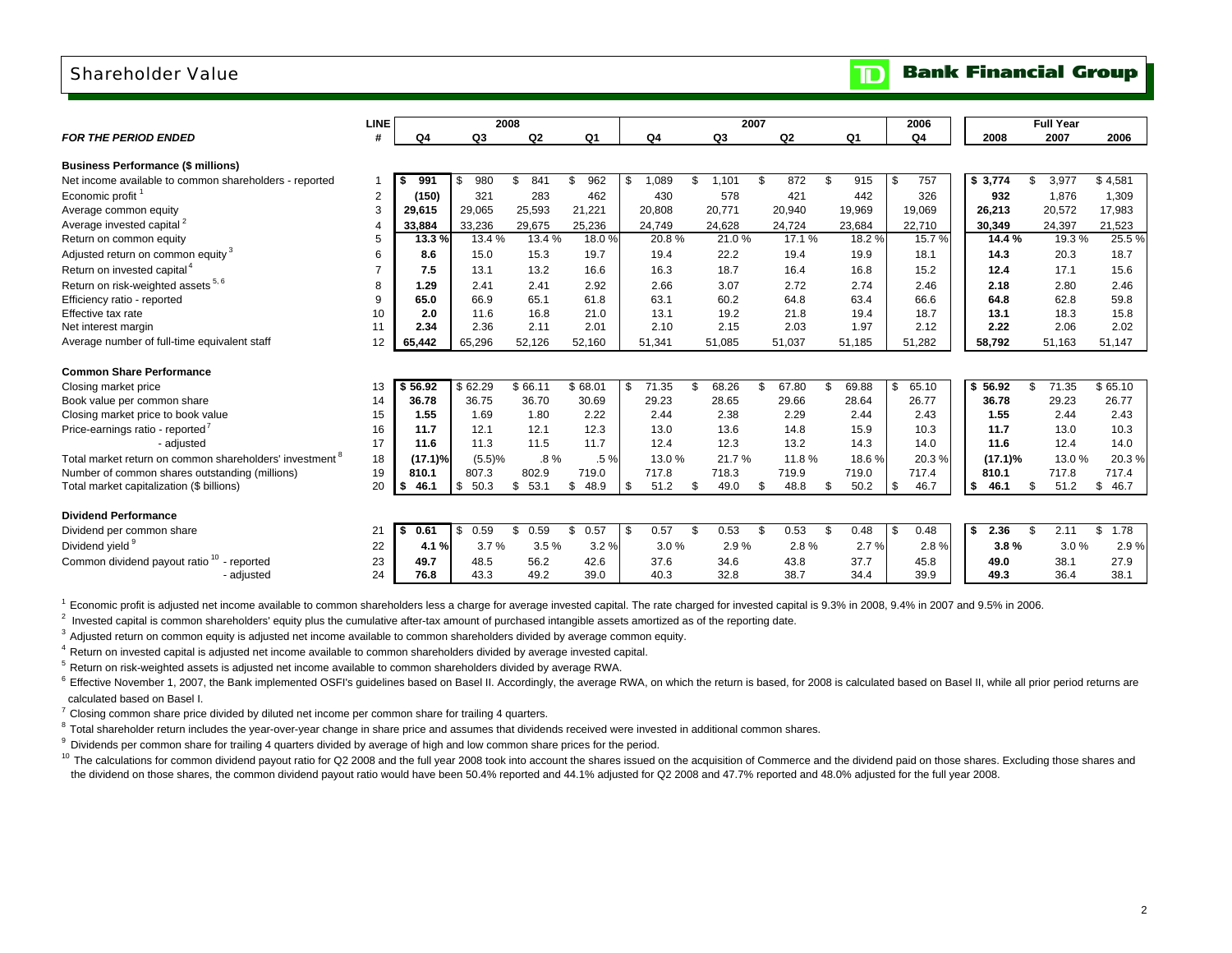# Shareholder Value

**TD Bank Financial Group**

| FOR THE PERIOD ENDED | LINE # | 2008 Q4 | 2008 Q3 | 2008 Q2 | 2008 Q1 | 2007 Q4 | 2007 Q3 | 2007 Q2 | 2007 Q1 | 2006 Q4 | Full Year 2008 | Full Year 2007 | Full Year 2006 |
|---|---|---|---|---|---|---|---|---|---|---|---|---|---|
| **Business Performance ($ millions)** | | | | | | | | | | | | | |
| Net income available to common shareholders - reported | 1 | **$ 991** | $ 980 | $ 841 | $ 962 | $ 1,089 | $ 1,101 | $ 872 | $ 915 | $ 757 | **$ 3,774** | $ 3,977 | $ 4,581 |
| Economic profit [1] | 2 | **(150)** | 321 | 283 | 462 | 430 | 578 | 421 | 442 | 326 | **932** | 1,876 | 1,309 |
| Average common equity | 3 | **29,615** | 29,065 | 25,593 | 21,221 | 20,808 | 20,771 | 20,940 | 19,969 | 19,069 | **26,213** | 20,572 | 17,983 |
| Average invested capital [2] | 4 | **33,884** | 33,236 | 29,675 | 25,236 | 24,749 | 24,628 | 24,724 | 23,684 | 22,710 | **30,349** | 24,397 | 21,523 |
| Return on common equity | 5 | **13.3 %** | 13.4 % | 13.4 % | 18.0 % | 20.8 % | 21.0 % | 17.1 % | 18.2 % | 15.7 % | **14.4 %** | 19.3 % | 25.5 % |
| Adjusted return on common equity [3] | 6 | **8.6** | 15.0 | 15.3 | 19.7 | 19.4 | 22.2 | 19.4 | 19.9 | 18.1 | **14.3** | 20.3 | 18.7 |
| Return on invested capital [4] | 7 | **7.5** | 13.1 | 13.2 | 16.6 | 16.3 | 18.7 | 16.4 | 16.8 | 15.2 | **12.4** | 17.1 | 15.6 |
| Return on risk-weighted assets [5, 6] | 8 | **1.29** | 2.41 | 2.41 | 2.92 | 2.66 | 3.07 | 2.72 | 2.74 | 2.46 | **2.18** | 2.80 | 2.46 |
| Efficiency ratio - reported | 9 | **65.0** | 66.9 | 65.1 | 61.8 | 63.1 | 60.2 | 64.8 | 63.4 | 66.6 | **64.8** | 62.8 | 59.8 |
| Effective tax rate | 10 | **2.0** | 11.6 | 16.8 | 21.0 | 13.1 | 19.2 | 21.8 | 19.4 | 18.7 | **13.1** | 18.3 | 15.8 |
| Net interest margin | 11 | **2.34** | 2.36 | 2.11 | 2.01 | 2.10 | 2.15 | 2.03 | 1.97 | 2.12 | **2.22** | 2.06 | 2.02 |
| Average number of full-time equivalent staff | 12 | **65,442** | 65,296 | 52,126 | 52,160 | 51,341 | 51,085 | 51,037 | 51,185 | 51,282 | **58,792** | 51,163 | 51,147 |
| **Common Share Performance** | | | | | | | | | | | | | |
| Closing market price | 13 | **$ 56.92** | $ 62.29 | $ 66.11 | $ 68.01 | $ 71.35 | $ 68.26 | $ 67.80 | $ 69.88 | $ 65.10 | **$ 56.92** | $ 71.35 | $ 65.10 |
| Book value per common share | 14 | **36.78** | 36.75 | 36.70 | 30.69 | 29.23 | 28.65 | 29.66 | 28.64 | 26.77 | **36.78** | 29.23 | 26.77 |
| Closing market price to book value | 15 | **1.55** | 1.69 | 1.80 | 2.22 | 2.44 | 2.38 | 2.29 | 2.44 | 2.43 | **1.55** | 2.44 | 2.43 |
| Price-earnings ratio - reported [7] | 16 | **11.7** | 12.1 | 12.1 | 12.3 | 13.0 | 13.6 | 14.8 | 15.9 | 10.3 | **11.7** | 13.0 | 10.3 |
| - adjusted | 17 | **11.6** | 11.3 | 11.5 | 11.7 | 12.4 | 12.3 | 13.2 | 14.3 | 14.0 | **11.6** | 12.4 | 14.0 |
| Total market return on common shareholders' investment [8] | 18 | **(17.1)%** | (5.5)% | .8 % | .5 % | 13.0 % | 21.7 % | 11.8 % | 18.6 % | 20.3 % | **(17.1)%** | 13.0 % | 20.3 % |
| Number of common shares outstanding (millions) | 19 | **810.1** | 807.3 | 802.9 | 719.0 | 717.8 | 718.3 | 719.9 | 719.0 | 717.4 | **810.1** | 717.8 | 717.4 |
| Total market capitalization ($ billions) | 20 | **$ 46.1** | $ 50.3 | $ 53.1 | $ 48.9 | $ 51.2 | $ 49.0 | $ 48.8 | $ 50.2 | $ 46.7 | **$ 46.1** | $ 51.2 | $ 46.7 |
| **Dividend Performance** | | | | | | | | | | | | | |
| Dividend per common share | 21 | **$ 0.61** | $ 0.59 | $ 0.59 | $ 0.57 | $ 0.57 | $ 0.53 | $ 0.53 | $ 0.48 | $ 0.48 | **$ 2.36** | $ 2.11 | $ 1.78 |
| Dividend yield [9] | 22 | **4.1 %** | 3.7 % | 3.5 % | 3.2 % | 3.0 % | 2.9 % | 2.8 % | 2.7 % | 2.8 % | **3.8 %** | 3.0 % | 2.9 % |
| Common dividend payout ratio [10] - reported | 23 | **49.7** | 48.5 | 56.2 | 42.6 | 37.6 | 34.6 | 43.8 | 37.7 | 45.8 | **49.0** | 38.1 | 27.9 |
| - adjusted | 24 | **76.8** | 43.3 | 49.2 | 39.0 | 40.3 | 32.8 | 38.7 | 34.4 | 39.9 | **49.3** | 36.4 | 38.1 |

[1] Economic profit is adjusted net income available to common shareholders less a charge for average invested capital. The rate charged for invested capital is 9.3% in 2008, 9.4% in 2007 and 9.5% in 2006.

[2] Invested capital is common shareholders' equity plus the cumulative after-tax amount of purchased intangible assets amortized as of the reporting date.

[3] Adjusted return on common equity is adjusted net income available to common shareholders divided by average common equity.

[4] Return on invested capital is adjusted net income available to common shareholders divided by average invested capital.

[5] Return on risk-weighted assets is adjusted net income available to common shareholders divided by average RWA.

[6] Effective November 1, 2007, the Bank implemented OSFI's guidelines based on Basel II. Accordingly, the average RWA, on which the return is based, for 2008 is calculated based on Basel II, while all prior period returns are calculated based on Basel I.

[7] Closing common share price divided by diluted net income per common share for trailing 4 quarters.

[8] Total shareholder return includes the year-over-year change in share price and assumes that dividends received were invested in additional common shares.

[9] Dividends per common share for trailing 4 quarters divided by average of high and low common share prices for the period.

[10] The calculations for common dividend payout ratio for Q2 2008 and the full year 2008 took into account the shares issued on the acquisition of Commerce and the dividend paid on those shares. Excluding those shares and the dividend on those shares, the common dividend payout ratio would have been 50.4% reported and 44.1% adjusted for Q2 2008 and 47.7% reported and 48.0% adjusted for the full year 2008.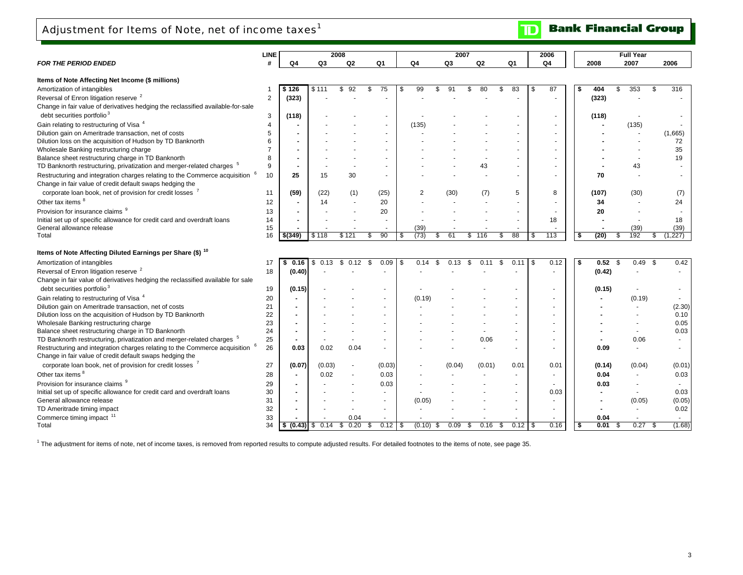# Adjustment for Items of Note, net of income taxes[1]

TD Bank Financial Group

| FOR THE PERIOD ENDED | LINE # | 2008 Q4 | 2008 Q3 | 2008 Q2 | 2008 Q1 | 2007 Q4 | 2007 Q3 | 2007 Q2 | 2007 Q1 | 2006 Q4 | Full Year 2008 | Full Year 2007 | Full Year 2006 |
|---|---|---|---|---|---|---|---|---|---|---|---|---|---|
| **Items of Note Affecting Net Income ($ millions)** | | | | | | | | | | | | | |
| Amortization of intangibles | 1 | $ 126 | $ 111 | $ 92 | $ 75 | $ 99 | $ 91 | $ 80 | $ 83 | $ 87 | $ 404 | $ 353 | $ 316 |
| Reversal of Enron litigation reserve [2] | 2 | (323) | - | - | - | - | - | - | - | - | (323) | - | - |
| Change in fair value of derivatives hedging the reclassified available-for-sale debt securities portfolio [3] | 3 | (118) | - | - | - | - | - | - | - | - | (118) | - | - |
| Gain relating to restructuring of Visa [4] | 4 | - | - | - | - | (135) | - | - | - | - | - | (135) | - |
| Dilution gain on Ameritrade transaction, net of costs | 5 | - | - | - | - | - | - | - | - | - | - | - | (1,665) |
| Dilution loss on the acquisition of Hudson by TD Banknorth | 6 | - | - | - | - | - | - | - | - | - | - | - | 72 |
| Wholesale Banking restructuring charge | 7 | - | - | - | - | - | - | - | - | - | - | - | 35 |
| Balance sheet restructuring charge in TD Banknorth | 8 | - | - | - | - | - | - | - | - | - | - | - | 19 |
| TD Banknorth restructuring, privatization and merger-related charges [5] | 9 | - | - | - | - | - | - | 43 | - | - | - | 43 | - |
| Restructuring and integration charges relating to the Commerce acquisition [6] | 10 | 25 | 15 | 30 | - | - | - | - | - | - | 70 | - | - |
| Change in fair value of credit default swaps hedging the corporate loan book, net of provision for credit losses [7] | 11 | (59) | (22) | (1) | (25) | 2 | (30) | (7) | 5 | 8 | (107) | (30) | (7) |
| Other tax items [8] | 12 | - | 14 | - | 20 | - | - | - | - | - | 34 | - | 24 |
| Provision for insurance claims [9] | 13 | - | - | - | 20 | - | - | - | - | - | 20 | - | - |
| Initial set up of specific allowance for credit card and overdraft loans | 14 | - | - | - | - | - | - | - | - | 18 | - | - | 18 |
| General allowance release | 15 | - | - | - | - | (39) | - | - | - | - | - | (39) | (39) |
| Total | 16 | $(349) | $ 118 | $ 121 | $ 90 | $ (73) | $ 61 | $ 116 | $ 88 | $ 113 | $ (20) | $ 192 | $ (1,227) |
| **Items of Note Affecting Diluted Earnings per Share ($) [10]** | | | | | | | | | | | | | |
| Amortization of intangibles | 17 | $ 0.16 | $ 0.13 | $ 0.12 | $ 0.09 | $ 0.14 | $ 0.13 | $ 0.11 | $ 0.11 | $ 0.12 | $ 0.52 | $ 0.49 | $ 0.42 |
| Reversal of Enron litigation reserve [2] | 18 | (0.40) | - | - | - | - | - | - | - | - | (0.42) | - | - |
| Change in fair value of derivatives hedging the reclassified available for sale debt securities portfolio [3] | 19 | (0.15) | - | - | - | - | - | - | - | - | (0.15) | - | - |
| Gain relating to restructuring of Visa [4] | 20 | - | - | - | - | (0.19) | - | - | - | - | - | (0.19) | - |
| Dilution gain on Ameritrade transaction, net of costs | 21 | - | - | - | - | - | - | - | - | - | - | - | (2.30) |
| Dilution loss on the acquisition of Hudson by TD Banknorth | 22 | - | - | - | - | - | - | - | - | - | - | - | 0.10 |
| Wholesale Banking restructuring charge | 23 | - | - | - | - | - | - | - | - | - | - | - | 0.05 |
| Balance sheet restructuring charge in TD Banknorth | 24 | - | - | - | - | - | - | - | - | - | - | - | 0.03 |
| TD Banknorth restructuring, privatization and merger-related charges [5] | 25 | - | - | - | - | - | - | 0.06 | - | - | - | 0.06 | - |
| Restructuring and integration charges relating to the Commerce acquisition [6] | 26 | 0.03 | 0.02 | 0.04 | - | - | - | - | - | - | 0.09 | - | - |
| Change in fair value of credit default swaps hedging the corporate loan book, net of provision for credit losses [7] | 27 | (0.07) | (0.03) | - | (0.03) | - | (0.04) | (0.01) | 0.01 | 0.01 | (0.14) | (0.04) | (0.01) |
| Other tax items [8] | 28 | - | 0.02 | - | 0.03 | - | - | - | - | - | 0.04 | - | 0.03 |
| Provision for insurance claims [9] | 29 | - | - | - | 0.03 | - | - | - | - | - | 0.03 | - | - |
| Initial set up of specific allowance for credit card and overdraft loans | 30 | - | - | - | - | - | - | - | - | 0.03 | - | - | 0.03 |
| General allowance release | 31 | - | - | - | - | (0.05) | - | - | - | - | - | (0.05) | (0.05) |
| TD Ameritrade timing impact | 32 | - | - | - | - | - | - | - | - | - | - | - | 0.02 |
| Commerce timing impact [11] | 33 | - | - | 0.04 | - | - | - | - | - | - | 0.04 | - | - |
| Total | 34 | $ (0.43) | $ 0.14 | $ 0.20 | $ 0.12 | $ (0.10) | $ 0.09 | $ 0.16 | $ 0.12 | $ 0.16 | $ 0.01 | $ 0.27 | $ (1.68) |

[1] The adjustment for items of note, net of income taxes, is removed from reported results to compute adjusted results. For detailed footnotes to the items of note, see page 35.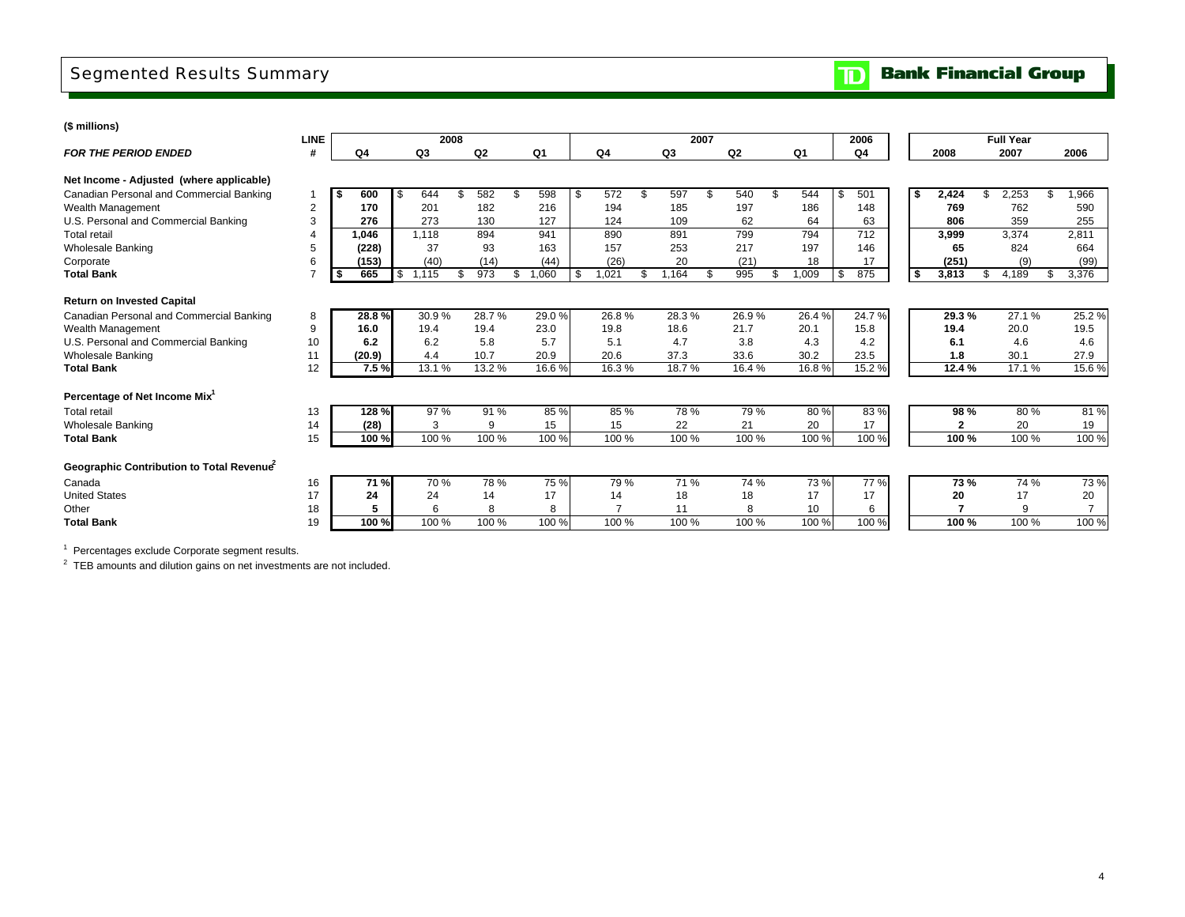# Segmented Results Summary

**TD Bank Financial Group**

**($ millions)**

| *FOR THE PERIOD ENDED* | LINE # | 2008 Q4 | 2008 Q3 | 2008 Q2 | 2008 Q1 | 2007 Q4 | 2007 Q3 | 2007 Q2 | 2007 Q1 | 2006 Q4 | Full Year 2008 | Full Year 2007 | Full Year 2006 |
|---|---|---|---|---|---|---|---|---|---|---|---|---|---|
| **Net Income - Adjusted (where applicable)** | | | | | | | | | | | | | |
| Canadian Personal and Commercial Banking | 1 | **$ 600** | $ 644 | $ 582 | $ 598 | $ 572 | $ 597 | $ 540 | $ 544 | $ 501 | **$ 2,424** | $ 2,253 | $ 1,966 |
| Wealth Management | 2 | **170** | 201 | 182 | 216 | 194 | 185 | 197 | 186 | 148 | **769** | 762 | 590 |
| U.S. Personal and Commercial Banking | 3 | **276** | 273 | 130 | 127 | 124 | 109 | 62 | 64 | 63 | **806** | 359 | 255 |
| Total retail | 4 | **1,046** | 1,118 | 894 | 941 | 890 | 891 | 799 | 794 | 712 | **3,999** | 3,374 | 2,811 |
| Wholesale Banking | 5 | **(228)** | 37 | 93 | 163 | 157 | 253 | 217 | 197 | 146 | **65** | 824 | 664 |
| Corporate | 6 | **(153)** | (40) | (14) | (44) | (26) | 20 | (21) | 18 | 17 | **(251)** | (9) | (99) |
| **Total Bank** | 7 | **$ 665** | $ 1,115 | $ 973 | $ 1,060 | $ 1,021 | $ 1,164 | $ 995 | $ 1,009 | $ 875 | **$ 3,813** | $ 4,189 | $ 3,376 |
| **Return on Invested Capital** | | | | | | | | | | | | | |
| Canadian Personal and Commercial Banking | 8 | **28.8 %** | 30.9 % | 28.7 % | 29.0 % | 26.8 % | 28.3 % | 26.9 % | 26.4 % | 24.7 % | **29.3 %** | 27.1 % | 25.2 % |
| Wealth Management | 9 | **16.0** | 19.4 | 19.4 | 23.0 | 19.8 | 18.6 | 21.7 | 20.1 | 15.8 | **19.4** | 20.0 | 19.5 |
| U.S. Personal and Commercial Banking | 10 | **6.2** | 6.2 | 5.8 | 5.7 | 5.1 | 4.7 | 3.8 | 4.3 | 4.2 | **6.1** | 4.6 | 4.6 |
| Wholesale Banking | 11 | **(20.9)** | 4.4 | 10.7 | 20.9 | 20.6 | 37.3 | 33.6 | 30.2 | 23.5 | **1.8** | 30.1 | 27.9 |
| **Total Bank** | 12 | **7.5 %** | 13.1 % | 13.2 % | 16.6 % | 16.3 % | 18.7 % | 16.4 % | 16.8 % | 15.2 % | **12.4 %** | 17.1 % | 15.6 % |
| **Percentage of Net Income Mix[1]** | | | | | | | | | | | | | |
| Total retail | 13 | **128 %** | 97 % | 91 % | 85 % | 85 % | 78 % | 79 % | 80 % | 83 % | **98 %** | 80 % | 81 % |
| Wholesale Banking | 14 | **(28)** | 3 | 9 | 15 | 15 | 22 | 21 | 20 | 17 | **2** | 20 | 19 |
| **Total Bank** | 15 | **100 %** | 100 % | 100 % | 100 % | 100 % | 100 % | 100 % | 100 % | 100 % | **100 %** | 100 % | 100 % |
| **Geographic Contribution to Total Revenue[2]** | | | | | | | | | | | | | |
| Canada | 16 | **71 %** | 70 % | 78 % | 75 % | 79 % | 71 % | 74 % | 73 % | 77 % | **73 %** | 74 % | 73 % |
| United States | 17 | **24** | 24 | 14 | 17 | 14 | 18 | 18 | 17 | 17 | **20** | 17 | 20 |
| Other | 18 | **5** | 6 | 8 | 8 | 7 | 11 | 8 | 10 | 6 | **7** | 9 | 7 |
| **Total Bank** | 19 | **100 %** | 100 % | 100 % | 100 % | 100 % | 100 % | 100 % | 100 % | 100 % | **100 %** | 100 % | 100 % |

[1] Percentages exclude Corporate segment results.

[2] TEB amounts and dilution gains on net investments are not included.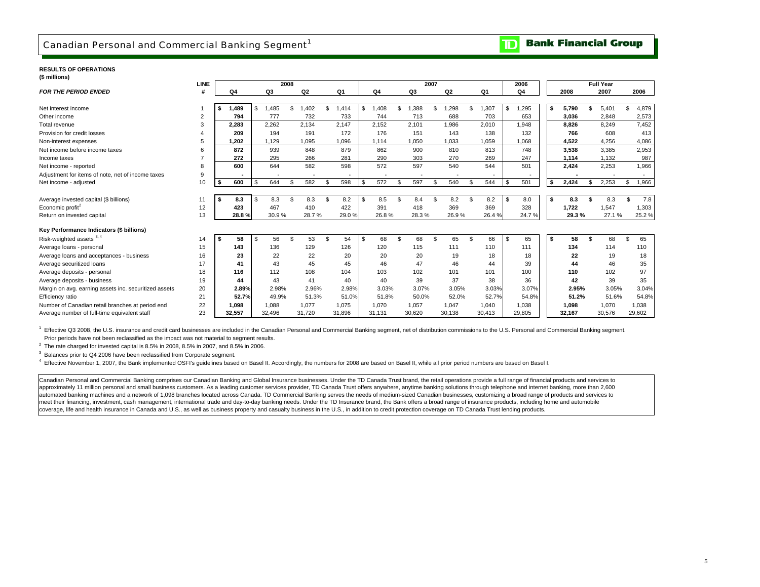# Canadian Personal and Commercial Banking Segment[1]

**RESULTS OF OPERATIONS**
**($ millions)**

| *FOR THE PERIOD ENDED* | LINE # | 2008 Q4 | 2008 Q3 | 2008 Q2 | 2008 Q1 | 2007 Q4 | 2007 Q3 | 2007 Q2 | 2007 Q1 | 2006 Q4 | Full Year 2008 | Full Year 2007 | Full Year 2006 |
|---|---|---|---|---|---|---|---|---|---|---|---|---|---|
| Net interest income | 1 | **$ 1,489** | $ 1,485 | $ 1,402 | $ 1,414 | $ 1,408 | $ 1,388 | $ 1,298 | $ 1,307 | $ 1,295 | **$ 5,790** | $ 5,401 | $ 4,879 |
| Other income | 2 | **794** | 777 | 732 | 733 | 744 | 713 | 688 | 703 | 653 | **3,036** | 2,848 | 2,573 |
| Total revenue | 3 | **2,283** | 2,262 | 2,134 | 2,147 | 2,152 | 2,101 | 1,986 | 2,010 | 1,948 | **8,826** | 8,249 | 7,452 |
| Provision for credit losses | 4 | **209** | 194 | 191 | 172 | 176 | 151 | 143 | 138 | 132 | **766** | 608 | 413 |
| Non-interest expenses | 5 | **1,202** | 1,129 | 1,095 | 1,096 | 1,114 | 1,050 | 1,033 | 1,059 | 1,068 | **4,522** | 4,256 | 4,086 |
| Net income before income taxes | 6 | **872** | 939 | 848 | 879 | 862 | 900 | 810 | 813 | 748 | **3,538** | 3,385 | 2,953 |
| Income taxes | 7 | **272** | 295 | 266 | 281 | 290 | 303 | 270 | 269 | 247 | **1,114** | 1,132 | 987 |
| Net income - reported | 8 | **600** | 644 | 582 | 598 | 572 | 597 | 540 | 544 | 501 | **2,424** | 2,253 | 1,966 |
| Adjustment for items of note, net of income taxes | 9 | **-** | - | - | - | - | - | - | - | - | **-** | - | - |
| Net income - adjusted | 10 | **$ 600** | $ 644 | $ 582 | $ 598 | $ 572 | $ 597 | $ 540 | $ 544 | $ 501 | **$ 2,424** | $ 2,253 | $ 1,966 |
| | | | | | | | | | | | | | |
| Average invested capital ($ billions) | 11 | **$ 8.3** | $ 8.3 | $ 8.3 | $ 8.2 | $ 8.5 | $ 8.4 | $ 8.2 | $ 8.2 | $ 8.0 | **$ 8.3** | $ 8.3 | $ 7.8 |
| Economic profit[2] | 12 | **423** | 467 | 410 | 422 | 391 | 418 | 369 | 369 | 328 | **1,722** | 1,547 | 1,303 |
| Return on invested capital | 13 | **28.8 %** | 30.9 % | 28.7 % | 29.0 % | 26.8 % | 28.3 % | 26.9 % | 26.4 % | 24.7 % | **29.3 %** | 27.1 % | 25.2 % |
| **Key Performance Indicators ($ billions)** | | | | | | | | | | | | | |
| Risk-weighted assets[3, 4] | 14 | **$ 58** | $ 56 | $ 53 | $ 54 | $ 68 | $ 68 | $ 65 | $ 66 | $ 65 | **$ 58** | $ 68 | $ 65 |
| Average loans - personal | 15 | **143** | 136 | 129 | 126 | 120 | 115 | 111 | 110 | 111 | **134** | 114 | 110 |
| Average loans and acceptances - business | 16 | **23** | 22 | 22 | 20 | 20 | 20 | 19 | 18 | 18 | **22** | 19 | 18 |
| Average securitized loans | 17 | **41** | 43 | 45 | 45 | 46 | 47 | 46 | 44 | 39 | **44** | 46 | 35 |
| Average deposits - personal | 18 | **116** | 112 | 108 | 104 | 103 | 102 | 101 | 101 | 100 | **110** | 102 | 97 |
| Average deposits - business | 19 | **44** | 43 | 41 | 40 | 40 | 39 | 37 | 38 | 36 | **42** | 39 | 35 |
| Margin on avg. earning assets inc. securitized assets | 20 | **2.89%** | 2.98% | 2.96% | 2.98% | 3.03% | 3.07% | 3.05% | 3.03% | 3.07% | **2.95%** | 3.05% | 3.04% |
| Efficiency ratio | 21 | **52.7%** | 49.9% | 51.3% | 51.0% | 51.8% | 50.0% | 52.0% | 52.7% | 54.8% | **51.2%** | 51.6% | 54.8% |
| Number of Canadian retail branches at period end | 22 | **1,098** | 1,088 | 1,077 | 1,075 | 1,070 | 1,057 | 1,047 | 1,040 | 1,038 | **1,098** | 1,070 | 1,038 |
| Average number of full-time equivalent staff | 23 | **32,557** | 32,496 | 31,720 | 31,896 | 31,131 | 30,620 | 30,138 | 30,413 | 29,805 | **32,167** | 30,576 | 29,602 |

[1] Effective Q3 2008, the U.S. insurance and credit card businesses are included in the Canadian Personal and Commercial Banking segment, net of distribution commissions to the U.S. Personal and Commercial Banking segment. Prior periods have not been reclassified as the impact was not material to segment results.

[2] The rate charged for invested capital is 8.5% in 2008, 8.5% in 2007, and 8.5% in 2006.

[3] Balances prior to Q4 2006 have been reclassified from Corporate segment.

[4] Effective November 1, 2007, the Bank implemented OSFI's guidelines based on Basel II. Accordingly, the numbers for 2008 are based on Basel II, while all prior period numbers are based on Basel I.

Canadian Personal and Commercial Banking comprises our Canadian Banking and Global Insurance businesses. Under the TD Canada Trust brand, the retail operations provide a full range of financial products and services to approximately 11 million personal and small business customers. As a leading customer services provider, TD Canada Trust offers anywhere, anytime banking solutions through telephone and internet banking, more than 2,600 automated banking machines and a network of 1,098 branches located across Canada. TD Commercial Banking serves the needs of medium-sized Canadian businesses, customizing a broad range of products and services to meet their financing, investment, cash management, international trade and day-to-day banking needs. Under the TD Insurance brand, the Bank offers a broad range of insurance products, including home and automobile coverage, life and health insurance in Canada and U.S., as well as business property and casualty business in the U.S., in addition to credit protection coverage on TD Canada Trust lending products.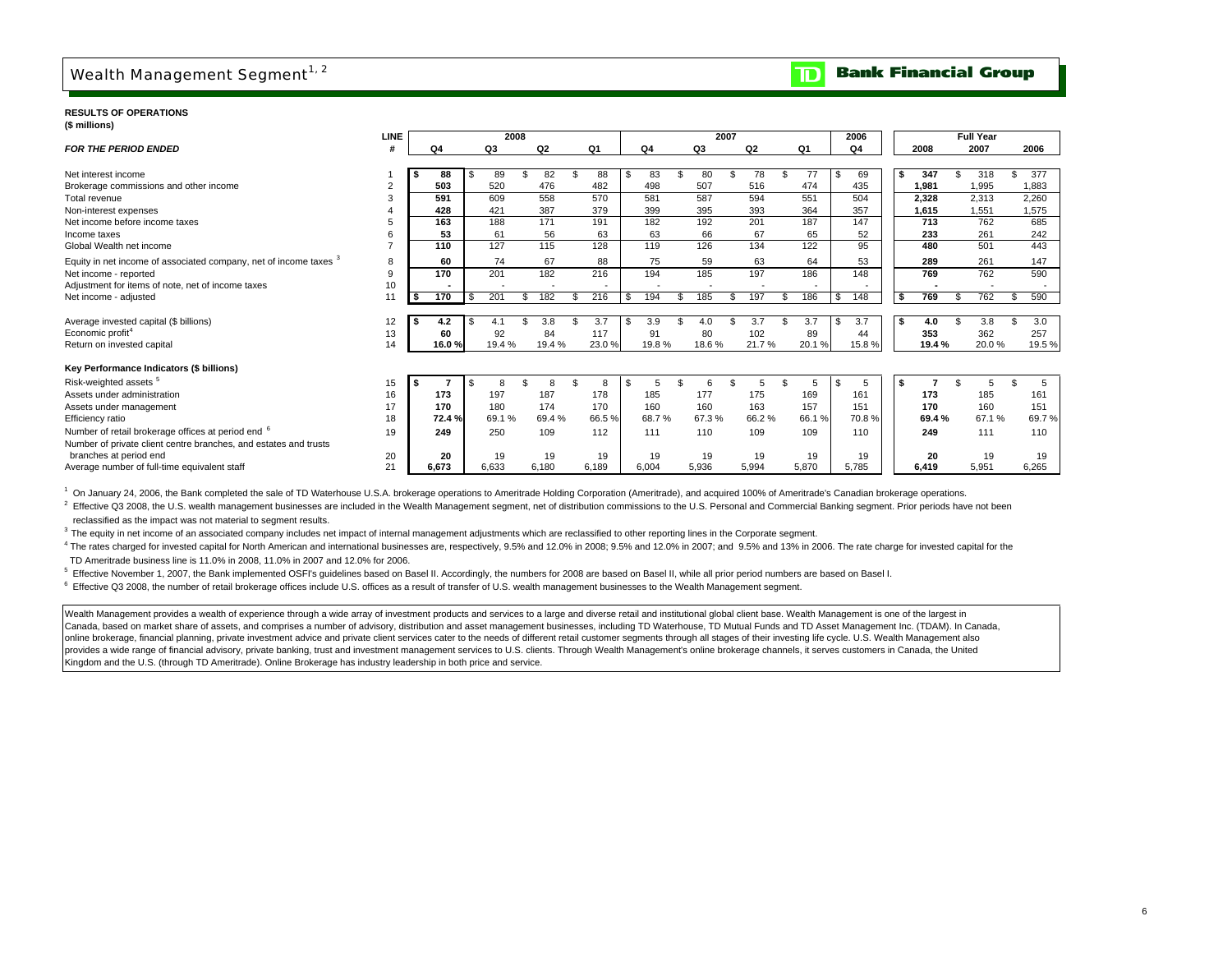# Wealth Management Segment[1, 2]

**Bank Financial Group**

**RESULTS OF OPERATIONS**
**($ millions)**

| *FOR THE PERIOD ENDED* | LINE # | 2008 Q4 | 2008 Q3 | 2008 Q2 | 2008 Q1 | 2007 Q4 | 2007 Q3 | 2007 Q2 | 2007 Q1 | 2006 Q4 | Full Year 2008 | Full Year 2007 | Full Year 2006 |
|---|---|---|---|---|---|---|---|---|---|---|---|---|---|
| Net interest income | 1 | $ 88 | $ 89 | $ 82 | $ 88 | $ 83 | $ 80 | $ 78 | $ 77 | $ 69 | $ 347 | $ 318 | $ 377 |
| Brokerage commissions and other income | 2 | 503 | 520 | 476 | 482 | 498 | 507 | 516 | 474 | 435 | 1,981 | 1,995 | 1,883 |
| Total revenue | 3 | 591 | 609 | 558 | 570 | 581 | 587 | 594 | 551 | 504 | 2,328 | 2,313 | 2,260 |
| Non-interest expenses | 4 | 428 | 421 | 387 | 379 | 399 | 395 | 393 | 364 | 357 | 1,615 | 1,551 | 1,575 |
| Net income before income taxes | 5 | 163 | 188 | 171 | 191 | 182 | 192 | 201 | 187 | 147 | 713 | 762 | 685 |
| Income taxes | 6 | 53 | 61 | 56 | 63 | 63 | 66 | 67 | 65 | 52 | 233 | 261 | 242 |
| Global Wealth net income | 7 | 110 | 127 | 115 | 128 | 119 | 126 | 134 | 122 | 95 | 480 | 501 | 443 |
| Equity in net income of associated company, net of income taxes [3] | 8 | 60 | 74 | 67 | 88 | 75 | 59 | 63 | 64 | 53 | 289 | 261 | 147 |
| Net income - reported | 9 | 170 | 201 | 182 | 216 | 194 | 185 | 197 | 186 | 148 | 769 | 762 | 590 |
| Adjustment for items of note, net of income taxes | 10 | - | - | - | - | - | - | - | - | - | - | - | - |
| Net income - adjusted | 11 | $ 170 | $ 201 | $ 182 | $ 216 | $ 194 | $ 185 | $ 197 | $ 186 | $ 148 | $ 769 | $ 762 | $ 590 |
| Average invested capital ($ billions) | 12 | $ 4.2 | $ 4.1 | $ 3.8 | $ 3.7 | $ 3.9 | $ 4.0 | $ 3.7 | $ 3.7 | $ 3.7 | $ 4.0 | $ 3.8 | $ 3.0 |
| Economic profit[4] | 13 | 60 | 92 | 84 | 117 | 91 | 80 | 102 | 89 | 44 | 353 | 362 | 257 |
| Return on invested capital | 14 | 16.0 % | 19.4 % | 19.4 % | 23.0 % | 19.8 % | 18.6 % | 21.7 % | 20.1 % | 15.8 % | 19.4 % | 20.0 % | 19.5 % |
| **Key Performance Indicators ($ billions)** | | | | | | | | | | | | | |
| Risk-weighted assets [5] | 15 | $ 7 | $ 8 | $ 8 | $ 8 | $ 5 | $ 6 | $ 5 | $ 5 | $ 5 | $ 7 | $ 5 | $ 5 |
| Assets under administration | 16 | 173 | 197 | 187 | 178 | 185 | 177 | 175 | 169 | 161 | 173 | 185 | 161 |
| Assets under management | 17 | 170 | 180 | 174 | 170 | 160 | 160 | 163 | 157 | 151 | 170 | 160 | 151 |
| Efficiency ratio | 18 | 72.4 % | 69.1 % | 69.4 % | 66.5 % | 68.7 % | 67.3 % | 66.2 % | 66.1 % | 70.8 % | 69.4 % | 67.1 % | 69.7 % |
| Number of retail brokerage offices at period end [6] | 19 | 249 | 250 | 109 | 112 | 111 | 110 | 109 | 109 | 110 | 249 | 111 | 110 |
| Number of private client centre branches, and estates and trusts branches at period end | 20 | 20 | 19 | 19 | 19 | 19 | 19 | 19 | 19 | 19 | 20 | 19 | 19 |
| Average number of full-time equivalent staff | 21 | 6,673 | 6,633 | 6,180 | 6,189 | 6,004 | 5,936 | 5,994 | 5,870 | 5,785 | 6,419 | 5,951 | 6,265 |

[1] On January 24, 2006, the Bank completed the sale of TD Waterhouse U.S.A. brokerage operations to Ameritrade Holding Corporation (Ameritrade), and acquired 100% of Ameritrade's Canadian brokerage operations.

[2] Effective Q3 2008, the U.S. wealth management businesses are included in the Wealth Management segment, net of distribution commissions to the U.S. Personal and Commercial Banking segment. Prior periods have not been reclassified as the impact was not material to segment results.

[3] The equity in net income of an associated company includes net impact of internal management adjustments which are reclassified to other reporting lines in the Corporate segment.

[4] The rates charged for invested capital for North American and international businesses are, respectively, 9.5% and 12.0% in 2008; 9.5% and 12.0% in 2007; and 9.5% and 13% in 2006. The rate charge for invested capital for the TD Ameritrade business line is 11.0% in 2008, 11.0% in 2007 and 12.0% for 2006.

[5] Effective November 1, 2007, the Bank implemented OSFI's guidelines based on Basel II. Accordingly, the numbers for 2008 are based on Basel II, while all prior period numbers are based on Basel I.

[6] Effective Q3 2008, the number of retail brokerage offices include U.S. offices as a result of transfer of U.S. wealth management businesses to the Wealth Management segment.

Wealth Management provides a wealth of experience through a wide array of investment products and services to a large and diverse retail and institutional global client base. Wealth Management is one of the largest in Canada, based on market share of assets, and comprises a number of advisory, distribution and asset management businesses, including TD Waterhouse, TD Mutual Funds and TD Asset Management Inc. (TDAM). In Canada, online brokerage, financial planning, private investment advice and private client services cater to the needs of different retail customer segments through all stages of their investing life cycle. U.S. Wealth Management also provides a wide range of financial advisory, private banking, trust and investment management services to U.S. clients. Through Wealth Management's online brokerage channels, it serves customers in Canada, the United Kingdom and the U.S. (through TD Ameritrade). Online Brokerage has industry leadership in both price and service.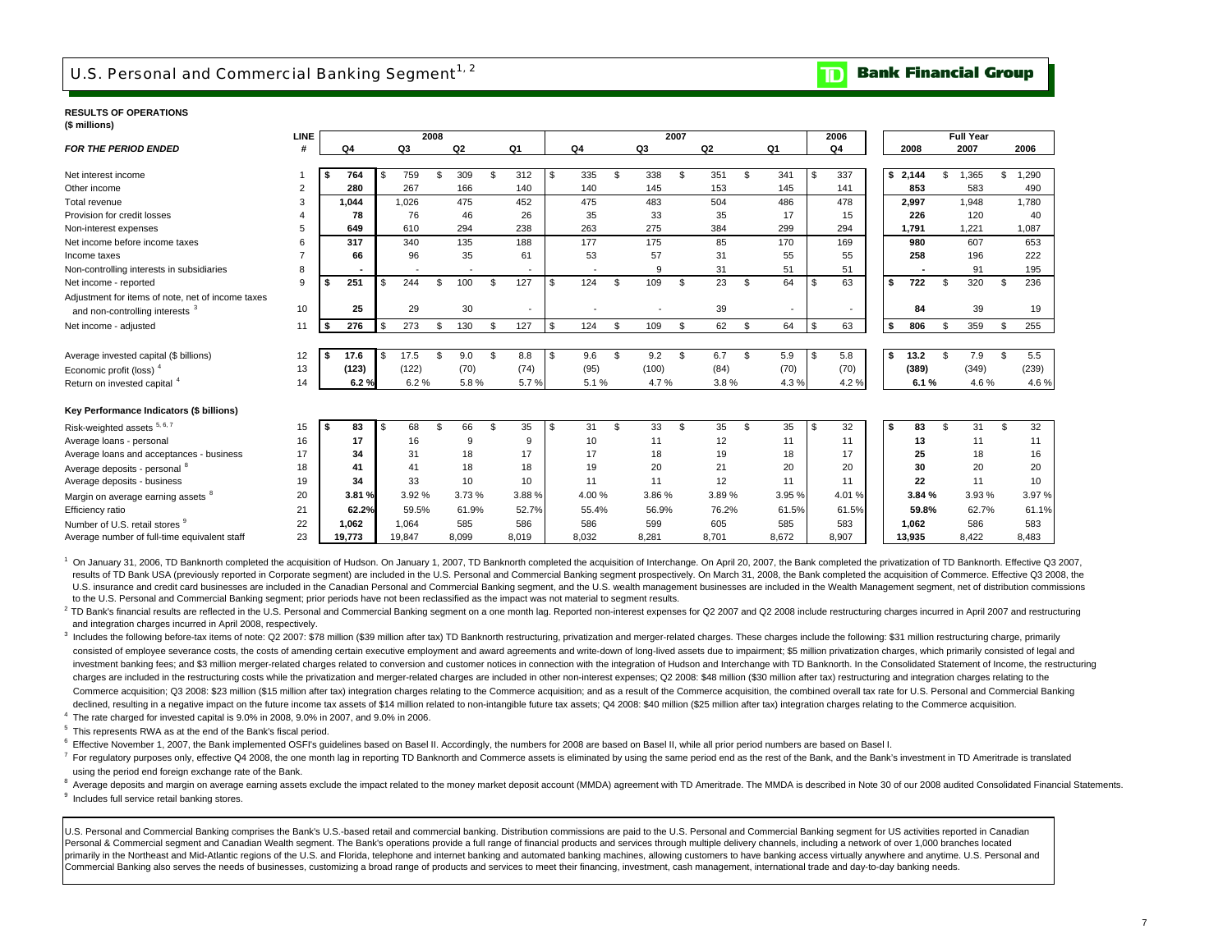# U.S. Personal and Commercial Banking Segment[1, 2]

**RESULTS OF OPERATIONS**
**($ millions)**

| *FOR THE PERIOD ENDED* | LINE # | 2008 Q4 | 2008 Q3 | 2008 Q2 | 2008 Q1 | 2007 Q4 | 2007 Q3 | 2007 Q2 | 2007 Q1 | 2006 Q4 | Full Year 2008 | Full Year 2007 | Full Year 2006 |
|---|---|---|---|---|---|---|---|---|---|---|---|---|---|
| Net interest income | 1 | **$ 764** | $ 759 | $ 309 | $ 312 | $ 335 | $ 338 | $ 351 | $ 341 | $ 337 | **$ 2,144** | $ 1,365 | $ 1,290 |
| Other income | 2 | **280** | 267 | 166 | 140 | 140 | 145 | 153 | 145 | 141 | **853** | 583 | 490 |
| Total revenue | 3 | **1,044** | 1,026 | 475 | 452 | 475 | 483 | 504 | 486 | 478 | **2,997** | 1,948 | 1,780 |
| Provision for credit losses | 4 | **78** | 76 | 46 | 26 | 35 | 33 | 35 | 17 | 15 | **226** | 120 | 40 |
| Non-interest expenses | 5 | **649** | 610 | 294 | 238 | 263 | 275 | 384 | 299 | 294 | **1,791** | 1,221 | 1,087 |
| Net income before income taxes | 6 | **317** | 340 | 135 | 188 | 177 | 175 | 85 | 170 | 169 | **980** | 607 | 653 |
| Income taxes | 7 | **66** | 96 | 35 | 61 | 53 | 57 | 31 | 55 | 55 | **258** | 196 | 222 |
| Non-controlling interests in subsidiaries | 8 | **-** | - | - | - | - | 9 | 31 | 51 | 51 | **-** | 91 | 195 |
| Net income - reported | 9 | **$ 251** | $ 244 | $ 100 | $ 127 | $ 124 | $ 109 | $ 23 | $ 64 | $ 63 | **$ 722** | $ 320 | $ 236 |
| Adjustment for items of note, net of income taxes and non-controlling interests [3] | 10 | **25** | 29 | 30 | - | - | - | 39 | - | - | **84** | 39 | 19 |
| Net income - adjusted | 11 | **$ 276** | $ 273 | $ 130 | $ 127 | $ 124 | $ 109 | $ 62 | $ 64 | $ 63 | **$ 806** | $ 359 | $ 255 |
| | | | | | | | | | | | | | |
| Average invested capital ($ billions) | 12 | **$ 17.6** | $ 17.5 | $ 9.0 | $ 8.8 | $ 9.6 | $ 9.2 | $ 6.7 | $ 5.9 | $ 5.8 | **$ 13.2** | $ 7.9 | $ 5.5 |
| Economic profit (loss) [4] | 13 | **(123)** | (122) | (70) | (74) | (95) | (100) | (84) | (70) | (70) | **(389)** | (349) | (239) |
| Return on invested capital [4] | 14 | **6.2 %** | 6.2 % | 5.8 % | 5.7 % | 5.1 % | 4.7 % | 3.8 % | 4.3 % | 4.2 % | **6.1 %** | 4.6 % | 4.6 % |
| **Key Performance Indicators ($ billions)** | | | | | | | | | | | | | |
| Risk-weighted assets [5, 6, 7] | 15 | **$ 83** | $ 68 | $ 66 | $ 35 | $ 31 | $ 33 | $ 35 | $ 35 | $ 32 | **$ 83** | $ 31 | $ 32 |
| Average loans - personal | 16 | **17** | 16 | 9 | 9 | 10 | 11 | 12 | 11 | 11 | **13** | 11 | 11 |
| Average loans and acceptances - business | 17 | **34** | 31 | 18 | 17 | 17 | 18 | 19 | 18 | 17 | **25** | 18 | 16 |
| Average deposits - personal [8] | 18 | **41** | 41 | 18 | 18 | 19 | 20 | 21 | 20 | 20 | **30** | 20 | 20 |
| Average deposits - business | 19 | **34** | 33 | 10 | 10 | 11 | 11 | 12 | 11 | 11 | **22** | 11 | 10 |
| Margin on average earning assets [8] | 20 | **3.81 %** | 3.92 % | 3.73 % | 3.88 % | 4.00 % | 3.86 % | 3.89 % | 3.95 % | 4.01 % | **3.84 %** | 3.93 % | 3.97 % |
| Efficiency ratio | 21 | **62.2%** | 59.5% | 61.9% | 52.7% | 55.4% | 56.9% | 76.2% | 61.5% | 61.5% | **59.8%** | 62.7% | 61.1% |
| Number of U.S. retail stores [9] | 22 | **1,062** | 1,064 | 585 | 586 | 586 | 599 | 605 | 585 | 583 | **1,062** | 586 | 583 |
| Average number of full-time equivalent staff | 23 | **19,773** | 19,847 | 8,099 | 8,019 | 8,032 | 8,281 | 8,701 | 8,672 | 8,907 | **13,935** | 8,422 | 8,483 |

[1] On January 31, 2006, TD Banknorth completed the acquisition of Hudson. On January 1, 2007, TD Banknorth completed the acquisition of Interchange. On April 20, 2007, the Bank completed the privatization of TD Banknorth. Effective Q3 2007, results of TD Bank USA (previously reported in Corporate segment) are included in the U.S. Personal and Commercial Banking segment prospectively. On March 31, 2008, the Bank completed the acquisition of Commerce. Effective Q3 2008, the U.S. insurance and credit card businesses are included in the Canadian Personal and Commercial Banking segment, and the U.S. wealth management businesses are included in the Wealth Management segment, net of distribution commissions to the U.S. Personal and Commercial Banking segment; prior periods have not been reclassified as the impact was not material to segment results.

[2] TD Bank's financial results are reflected in the U.S. Personal and Commercial Banking segment on a one month lag. Reported non-interest expenses for Q2 2007 and Q2 2008 include restructuring charges incurred in April 2007 and restructuring and integration charges incurred in April 2008, respectively.

[3] Includes the following before-tax items of note: Q2 2007: $78 million ($39 million after tax) TD Banknorth restructuring, privatization and merger-related charges. These charges include the following: $31 million restructuring charge, primarily consisted of employee severance costs, the costs of amending certain executive employment and award agreements and write-down of long-lived assets due to impairment; $5 million privatization charges, which primarily consisted of legal and investment banking fees; and $3 million merger-related charges related to conversion and customer notices in connection with the integration of Hudson and Interchange with TD Banknorth. In the Consolidated Statement of Income, the restructuring charges are included in the restructuring costs while the privatization and merger-related charges are included in other non-interest expenses; Q2 2008: $48 million ($30 million after tax) restructuring and integration charges relating to the Commerce acquisition; Q3 2008: $23 million ($15 million after tax) integration charges relating to the Commerce acquisition; and as a result of the Commerce acquisition, the combined overall tax rate for U.S. Personal and Commercial Banking declined, resulting in a negative impact on the future income tax assets of $14 million related to non-intangible future tax assets; Q4 2008: $40 million ($25 million after tax) integration charges relating to the Commerce acquisition.

[4] The rate charged for invested capital is 9.0% in 2008, 9.0% in 2007, and 9.0% in 2006.

[5] This represents RWA as at the end of the Bank's fiscal period.

[6] Effective November 1, 2007, the Bank implemented OSFI's guidelines based on Basel II. Accordingly, the numbers for 2008 are based on Basel II, while all prior period numbers are based on Basel I.

[7] For regulatory purposes only, effective Q4 2008, the one month lag in reporting TD Banknorth and Commerce assets is eliminated by using the same period end as the rest of the Bank, and the Bank's investment in TD Ameritrade is translated using the period end foreign exchange rate of the Bank.

[8] Average deposits and margin on average earning assets exclude the impact related to the money market deposit account (MMDA) agreement with TD Ameritrade. The MMDA is described in Note 30 of our 2008 audited Consolidated Financial Statements.

[9] Includes full service retail banking stores.

U.S. Personal and Commercial Banking comprises the Bank's U.S.-based retail and commercial banking. Distribution commissions are paid to the U.S. Personal and Commercial Banking segment for US activities reported in Canadian Personal & Commercial segment and Canadian Wealth segment. The Bank's operations provide a full range of financial products and services through multiple delivery channels, including a network of over 1,000 branches located primarily in the Northeast and Mid-Atlantic regions of the U.S. and Florida, telephone and internet banking and automated banking machines, allowing customers to have banking access virtually anywhere and anytime. U.S. Personal and Commercial Banking also serves the needs of businesses, customizing a broad range of products and services to meet their financing, investment, cash management, international trade and day-to-day banking needs.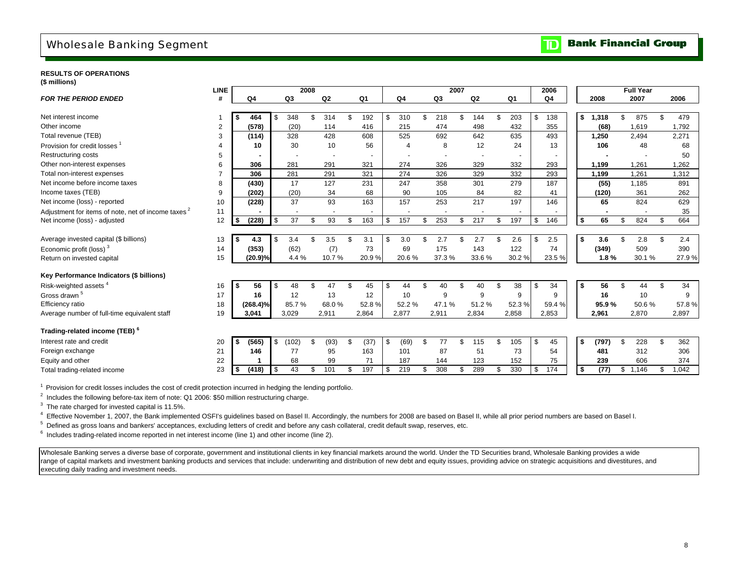# Wholesale Banking Segment

**TD Bank Financial Group**

**RESULTS OF OPERATIONS**
**($ millions)**

| *FOR THE PERIOD ENDED* | LINE # | 2008 Q4 | 2008 Q3 | 2008 Q2 | 2008 Q1 | 2007 Q4 | 2007 Q3 | 2007 Q2 | 2007 Q1 | 2006 Q4 | Full Year 2008 | Full Year 2007 | Full Year 2006 |
|---|---|---|---|---|---|---|---|---|---|---|---|---|---|
| Net interest income | 1 | $ 464 | $ 348 | $ 314 | $ 192 | $ 310 | $ 218 | $ 144 | $ 203 | $ 138 | $ 1,318 | $ 875 | $ 479 |
| Other income | 2 | (578) | (20) | 114 | 416 | 215 | 474 | 498 | 432 | 355 | (68) | 1,619 | 1,792 |
| Total revenue (TEB) | 3 | (114) | 328 | 428 | 608 | 525 | 692 | 642 | 635 | 493 | 1,250 | 2,494 | 2,271 |
| Provision for credit losses [1] | 4 | 10 | 30 | 10 | 56 | 4 | 8 | 12 | 24 | 13 | 106 | 48 | 68 |
| Restructuring costs | 5 | - | - | - | - | - | - | - | - | - | - | - | 50 |
| Other non-interest expenses | 6 | 306 | 281 | 291 | 321 | 274 | 326 | 329 | 332 | 293 | 1,199 | 1,261 | 1,262 |
| Total non-interest expenses | 7 | 306 | 281 | 291 | 321 | 274 | 326 | 329 | 332 | 293 | 1,199 | 1,261 | 1,312 |
| Net income before income taxes | 8 | (430) | 17 | 127 | 231 | 247 | 358 | 301 | 279 | 187 | (55) | 1,185 | 891 |
| Income taxes (TEB) | 9 | (202) | (20) | 34 | 68 | 90 | 105 | 84 | 82 | 41 | (120) | 361 | 262 |
| Net income (loss) - reported | 10 | (228) | 37 | 93 | 163 | 157 | 253 | 217 | 197 | 146 | 65 | 824 | 629 |
| Adjustment for items of note, net of income taxes [2] | 11 | - | - | - | - | - | - | - | - | - | - | - | 35 |
| Net income (loss) - adjusted | 12 | $ (228) | $ 37 | $ 93 | $ 163 | $ 157 | $ 253 | $ 217 | $ 197 | $ 146 | $ 65 | $ 824 | $ 664 |
| | | | | | | | | | | | | | |
| Average invested capital ($ billions) | 13 | $ 4.3 | $ 3.4 | $ 3.5 | $ 3.1 | $ 3.0 | $ 2.7 | $ 2.7 | $ 2.6 | $ 2.5 | $ 3.6 | $ 2.8 | $ 2.4 |
| Economic profit (loss) [3] | 14 | (353) | (62) | (7) | 73 | 69 | 175 | 143 | 122 | 74 | (349) | 509 | 390 |
| Return on invested capital | 15 | (20.9)% | 4.4 % | 10.7 % | 20.9 % | 20.6 % | 37.3 % | 33.6 % | 30.2 % | 23.5 % | 1.8 % | 30.1 % | 27.9 % |
| **Key Performance Indicators ($ billions)** | | | | | | | | | | | | | |
| Risk-weighted assets [4] | 16 | $ 56 | $ 48 | $ 47 | $ 45 | $ 44 | $ 40 | $ 40 | $ 38 | $ 34 | $ 56 | $ 44 | $ 34 |
| Gross drawn [5] | 17 | 16 | 12 | 13 | 12 | 10 | 9 | 9 | 9 | 9 | 16 | 10 | 9 |
| Efficiency ratio | 18 | (268.4)% | 85.7 % | 68.0 % | 52.8 % | 52.2 % | 47.1 % | 51.2 % | 52.3 % | 59.4 % | 95.9 % | 50.6 % | 57.8 % |
| Average number of full-time equivalent staff | 19 | 3,041 | 3,029 | 2,911 | 2,864 | 2,877 | 2,911 | 2,834 | 2,858 | 2,853 | 2,961 | 2,870 | 2,897 |
| **Trading-related income (TEB) [6]** | | | | | | | | | | | | | |
| Interest rate and credit | 20 | $ (565) | $ (102) | $ (93) | $ (37) | $ (69) | $ 77 | $ 115 | $ 105 | $ 45 | $ (797) | $ 228 | $ 362 |
| Foreign exchange | 21 | 146 | 77 | 95 | 163 | 101 | 87 | 51 | 73 | 54 | 481 | 312 | 306 |
| Equity and other | 22 | 1 | 68 | 99 | 71 | 187 | 144 | 123 | 152 | 75 | 239 | 606 | 374 |
| Total trading-related income | 23 | $ (418) | $ 43 | $ 101 | $ 197 | $ 219 | $ 308 | $ 289 | $ 330 | $ 174 | $ (77) | $ 1,146 | $ 1,042 |

[1] Provision for credit losses includes the cost of credit protection incurred in hedging the lending portfolio.

[2] Includes the following before-tax item of note: Q1 2006: $50 million restructuring charge.

[3] The rate charged for invested capital is 11.5%.

[4] Effective November 1, 2007, the Bank implemented OSFI's guidelines based on Basel II. Accordingly, the numbers for 2008 are based on Basel II, while all prior period numbers are based on Basel I.

[5] Defined as gross loans and bankers' acceptances, excluding letters of credit and before any cash collateral, credit default swap, reserves, etc.

[6] Includes trading-related income reported in net interest income (line 1) and other income (line 2).

Wholesale Banking serves a diverse base of corporate, government and institutional clients in key financial markets around the world. Under the TD Securities brand, Wholesale Banking provides a wide range of capital markets and investment banking products and services that include: underwriting and distribution of new debt and equity issues, providing advice on strategic acquisitions and divestitures, and executing daily trading and investment needs.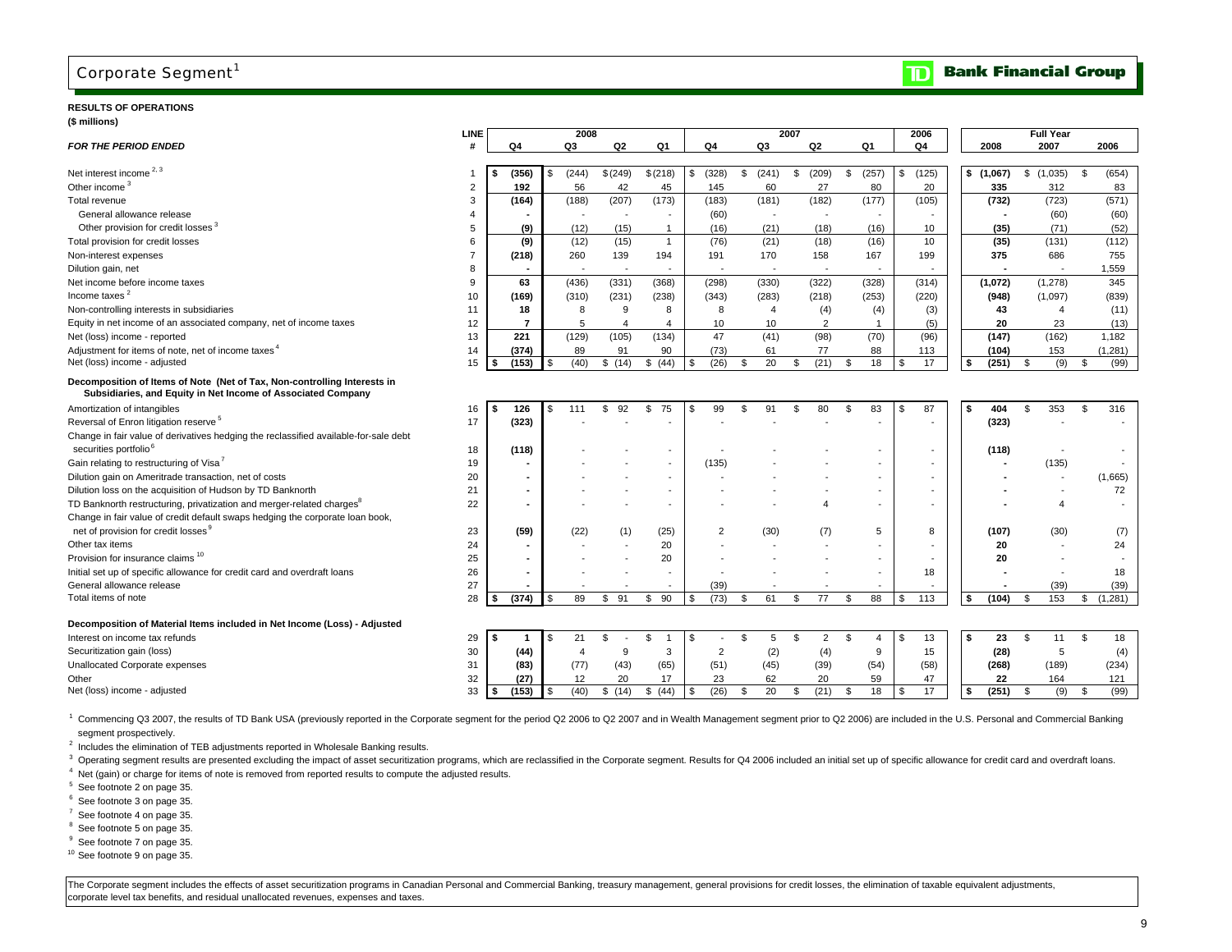# Corporate Segment[1]

**Bank Financial Group**

**RESULTS OF OPERATIONS**
**($ millions)**

| FOR THE PERIOD ENDED | LINE # | 2008 Q4 | 2008 Q3 | 2008 Q2 | 2008 Q1 | 2007 Q4 | 2007 Q3 | 2007 Q2 | 2007 Q1 | 2006 Q4 | Full Year 2008 | Full Year 2007 | Full Year 2006 |
|---|---|---|---|---|---|---|---|---|---|---|---|---|---|
| Net interest income [2, 3] | 1 | **$ (356)** | $ (244) | $ (249) | $ (218) | $ (328) | $ (241) | $ (209) | $ (257) | $ (125) | **$ (1,067)** | $ (1,035) | $ (654) |
| Other income [3] | 2 | **192** | 56 | 42 | 45 | 145 | 60 | 27 | 80 | 20 | **335** | 312 | 83 |
| Total revenue | 3 | **(164)** | (188) | (207) | (173) | (183) | (181) | (182) | (177) | (105) | **(732)** | (723) | (571) |
| General allowance release | 4 | **-** | - | - | - | (60) | - | - | - | - | **-** | (60) | (60) |
| Other provision for credit losses [3] | 5 | **(9)** | (12) | (15) | 1 | (16) | (21) | (18) | (16) | 10 | **(35)** | (71) | (52) |
| Total provision for credit losses | 6 | **(9)** | (12) | (15) | 1 | (76) | (21) | (18) | (16) | 10 | **(35)** | (131) | (112) |
| Non-interest expenses | 7 | **(218)** | 260 | 139 | 194 | 191 | 170 | 158 | 167 | 199 | **375** | 686 | 755 |
| Dilution gain, net | 8 | **-** | - | - | - | - | - | - | - | - | **-** | - | 1,559 |
| Net income before income taxes | 9 | **63** | (436) | (331) | (368) | (298) | (330) | (322) | (328) | (314) | **(1,072)** | (1,278) | 345 |
| Income taxes [2] | 10 | **(169)** | (310) | (231) | (238) | (343) | (283) | (218) | (253) | (220) | **(948)** | (1,097) | (839) |
| Non-controlling interests in subsidiaries | 11 | **18** | 8 | 9 | 8 | 8 | 4 | (4) | (4) | (3) | **43** | 4 | (11) |
| Equity in net income of an associated company, net of income taxes | 12 | **7** | 5 | 4 | 4 | 10 | 10 | 2 | 1 | (5) | **20** | 23 | (13) |
| Net (loss) income - reported | 13 | **221** | (129) | (105) | (134) | 47 | (41) | (98) | (70) | (96) | **(147)** | (162) | 1,182 |
| Adjustment for items of note, net of income taxes [4] | 14 | **(374)** | 89 | 91 | 90 | (73) | 61 | 77 | 88 | 113 | **(104)** | 153 | (1,281) |
| Net (loss) income - adjusted | 15 | **$ (153)** | $ (40) | $ (14) | $ (44) | $ (26) | $ 20 | $ (21) | $ 18 | $ 17 | **$ (251)** | $ (9) | $ (99) |
| **Decomposition of Items of Note (Net of Tax, Non-controlling Interests in Subsidiaries, and Equity in Net Income of Associated Company** | | | | | | | | | | | | | |
| Amortization of intangibles | 16 | **$ 126** | $ 111 | $ 92 | $ 75 | $ 99 | $ 91 | $ 80 | $ 83 | $ 87 | **$ 404** | $ 353 | $ 316 |
| Reversal of Enron litigation reserve [5] | 17 | **(323)** | - | - | - | - | - | - | - | - | **(323)** | - | - |
| Change in fair value of derivatives hedging the reclassified available-for-sale debt securities portfolio [6] | 18 | **(118)** | - | - | - | - | - | - | - | - | **(118)** | - | - |
| Gain relating to restructuring of Visa [7] | 19 | **-** | - | - | - | (135) | - | - | - | - | **-** | (135) | - |
| Dilution gain on Ameritrade transaction, net of costs | 20 | **-** | - | - | - | - | - | - | - | - | **-** | - | (1,665) |
| Dilution loss on the acquisition of Hudson by TD Banknorth | 21 | **-** | - | - | - | - | - | - | - | - | **-** | - | 72 |
| TD Banknorth restructuring, privatization and merger-related charges [8] | 22 | **-** | - | - | - | - | - | 4 | - | - | **-** | 4 | - |
| Change in fair value of credit default swaps hedging the corporate loan book, net of provision for credit losses [9] | 23 | **(59)** | (22) | (1) | (25) | 2 | (30) | (7) | 5 | 8 | **(107)** | (30) | (7) |
| Other tax items | 24 | **-** | - | - | 20 | - | - | - | - | - | **20** | - | 24 |
| Provision for insurance claims [10] | 25 | **-** | - | - | 20 | - | - | - | - | - | **20** | - | - |
| Initial set up of specific allowance for credit card and overdraft loans | 26 | **-** | - | - | - | - | - | - | - | 18 | **-** | - | 18 |
| General allowance release | 27 | **-** | - | - | - | (39) | - | - | - | - | **-** | (39) | (39) |
| Total items of note | 28 | **$ (374)** | $ 89 | $ 91 | $ 90 | $ (73) | $ 61 | $ 77 | $ 88 | $ 113 | **$ (104)** | $ 153 | $ (1,281) |
| **Decomposition of Material Items included in Net Income (Loss) - Adjusted** | | | | | | | | | | | | | |
| Interest on income tax refunds | 29 | **$ 1** | $ 21 | $ - | $ 1 | $ - | $ 5 | $ 2 | $ 4 | $ 13 | **$ 23** | $ 11 | $ 18 |
| Securitization gain (loss) | 30 | **(44)** | 4 | 9 | 3 | 2 | (2) | (4) | 9 | 15 | **(28)** | 5 | (4) |
| Unallocated Corporate expenses | 31 | **(83)** | (77) | (43) | (65) | (51) | (45) | (39) | (54) | (58) | **(268)** | (189) | (234) |
| Other | 32 | **(27)** | 12 | 20 | 17 | 23 | 62 | 20 | 59 | 47 | **22** | 164 | 121 |
| Net (loss) income - adjusted | 33 | **$ (153)** | $ (40) | $ (14) | $ (44) | $ (26) | $ 20 | $ (21) | $ 18 | $ 17 | **$ (251)** | $ (9) | $ (99) |

[1] Commencing Q3 2007, the results of TD Bank USA (previously reported in the Corporate segment for the period Q2 2006 to Q2 2007 and in Wealth Management segment prior to Q2 2006) are included in the U.S. Personal and Commercial Banking segment prospectively.

[2] Includes the elimination of TEB adjustments reported in Wholesale Banking results.

[3] Operating segment results are presented excluding the impact of asset securitization programs, which are reclassified in the Corporate segment. Results for Q4 2006 included an initial set up of specific allowance for credit card and overdraft loans.

[4] Net (gain) or charge for items of note is removed from reported results to compute the adjusted results.

[5] See footnote 2 on page 35.

[6] See footnote 3 on page 35.

[7] See footnote 4 on page 35.

[8] See footnote 5 on page 35.

[9] See footnote 7 on page 35.

[10] See footnote 9 on page 35.

The Corporate segment includes the effects of asset securitization programs in Canadian Personal and Commercial Banking, treasury management, general provisions for credit losses, the elimination of taxable equivalent adjustments, corporate level tax benefits, and residual unallocated revenues, expenses and taxes.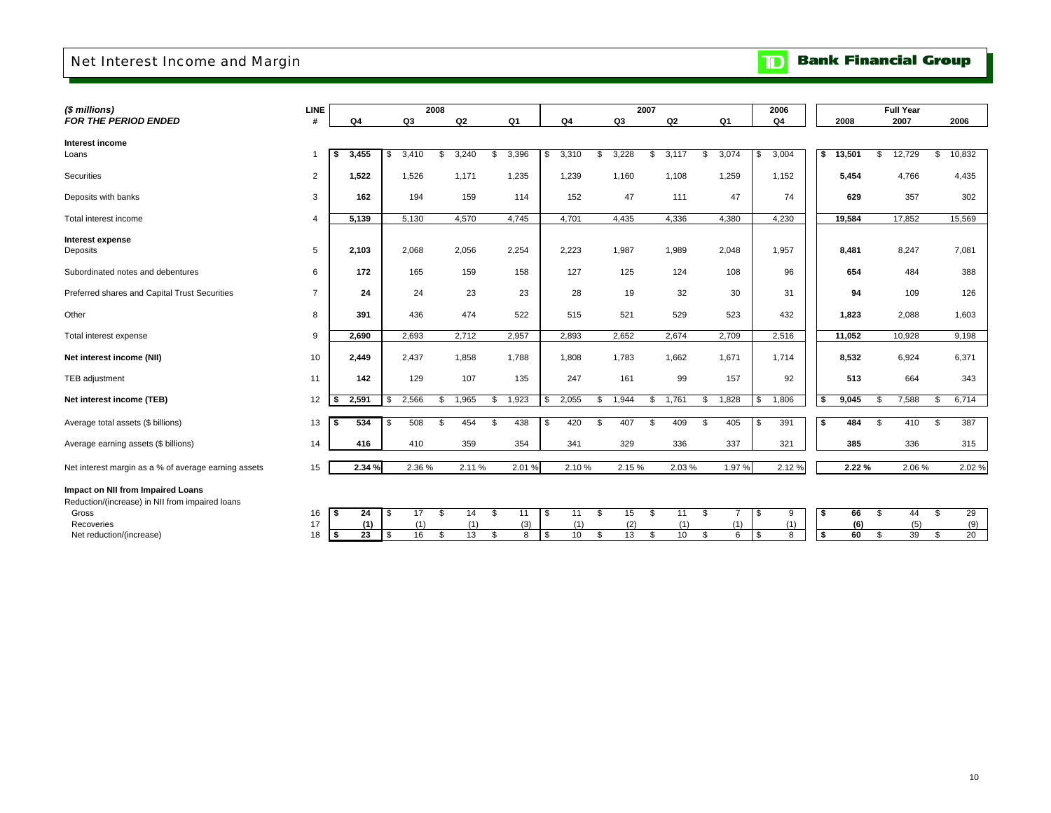# Net Interest Income and Margin

**TD Bank Financial Group**

| *($ millions)* *FOR THE PERIOD ENDED* | LINE # | 2008 Q4 | 2008 Q3 | 2008 Q2 | 2008 Q1 | 2007 Q4 | 2007 Q3 | 2007 Q2 | 2007 Q1 | 2006 Q4 | Full Year 2008 | Full Year 2007 | Full Year 2006 |
|---|---|---|---|---|---|---|---|---|---|---|---|---|---|
| **Interest income** | | | | | | | | | | | | | |
| Loans | 1 | **$ 3,455** | $ 3,410 | $ 3,240 | $ 3,396 | $ 3,310 | $ 3,228 | $ 3,117 | $ 3,074 | $ 3,004 | **$ 13,501** | $ 12,729 | $ 10,832 |
| Securities | 2 | **1,522** | 1,526 | 1,171 | 1,235 | 1,239 | 1,160 | 1,108 | 1,259 | 1,152 | **5,454** | 4,766 | 4,435 |
| Deposits with banks | 3 | **162** | 194 | 159 | 114 | 152 | 47 | 111 | 47 | 74 | **629** | 357 | 302 |
| Total interest income | 4 | **5,139** | 5,130 | 4,570 | 4,745 | 4,701 | 4,435 | 4,336 | 4,380 | 4,230 | **19,584** | 17,852 | 15,569 |
| **Interest expense** | | | | | | | | | | | | | |
| Deposits | 5 | **2,103** | 2,068 | 2,056 | 2,254 | 2,223 | 1,987 | 1,989 | 2,048 | 1,957 | **8,481** | 8,247 | 7,081 |
| Subordinated notes and debentures | 6 | **172** | 165 | 159 | 158 | 127 | 125 | 124 | 108 | 96 | **654** | 484 | 388 |
| Preferred shares and Capital Trust Securities | 7 | **24** | 24 | 23 | 23 | 28 | 19 | 32 | 30 | 31 | **94** | 109 | 126 |
| Other | 8 | **391** | 436 | 474 | 522 | 515 | 521 | 529 | 523 | 432 | **1,823** | 2,088 | 1,603 |
| Total interest expense | 9 | **2,690** | 2,693 | 2,712 | 2,957 | 2,893 | 2,652 | 2,674 | 2,709 | 2,516 | **11,052** | 10,928 | 9,198 |
| **Net interest income (NII)** | 10 | **2,449** | 2,437 | 1,858 | 1,788 | 1,808 | 1,783 | 1,662 | 1,671 | 1,714 | **8,532** | 6,924 | 6,371 |
| TEB adjustment | 11 | **142** | 129 | 107 | 135 | 247 | 161 | 99 | 157 | 92 | **513** | 664 | 343 |
| **Net interest income (TEB)** | 12 | **$ 2,591** | $ 2,566 | $ 1,965 | $ 1,923 | $ 2,055 | $ 1,944 | $ 1,761 | $ 1,828 | $ 1,806 | **$ 9,045** | $ 7,588 | $ 6,714 |
| Average total assets ($ billions) | 13 | **$ 534** | $ 508 | $ 454 | $ 438 | $ 420 | $ 407 | $ 409 | $ 405 | $ 391 | **$ 484** | $ 410 | $ 387 |
| Average earning assets ($ billions) | 14 | **416** | 410 | 359 | 354 | 341 | 329 | 336 | 337 | 321 | **385** | 336 | 315 |
| Net interest margin as a % of average earning assets | 15 | **2.34 %** | 2.36 % | 2.11 % | 2.01 % | 2.10 % | 2.15 % | 2.03 % | 1.97 % | 2.12 % | **2.22 %** | 2.06 % | 2.02 % |
| **Impact on NII from Impaired Loans** | | | | | | | | | | | | | |
| Reduction/(increase) in NII from impaired loans | | | | | | | | | | | | | |
| Gross | 16 | **$ 24** | $ 17 | $ 14 | $ 11 | $ 11 | $ 15 | $ 11 | $ 7 | $ 9 | **$ 66** | $ 44 | $ 29 |
| Recoveries | 17 | **(1)** | (1) | (1) | (3) | (1) | (2) | (1) | (1) | (1) | **(6)** | (5) | (9) |
| Net reduction/(increase) | 18 | **$ 23** | $ 16 | $ 13 | $ 8 | $ 10 | $ 13 | $ 10 | $ 6 | $ 8 | **$ 60** | $ 39 | $ 20 |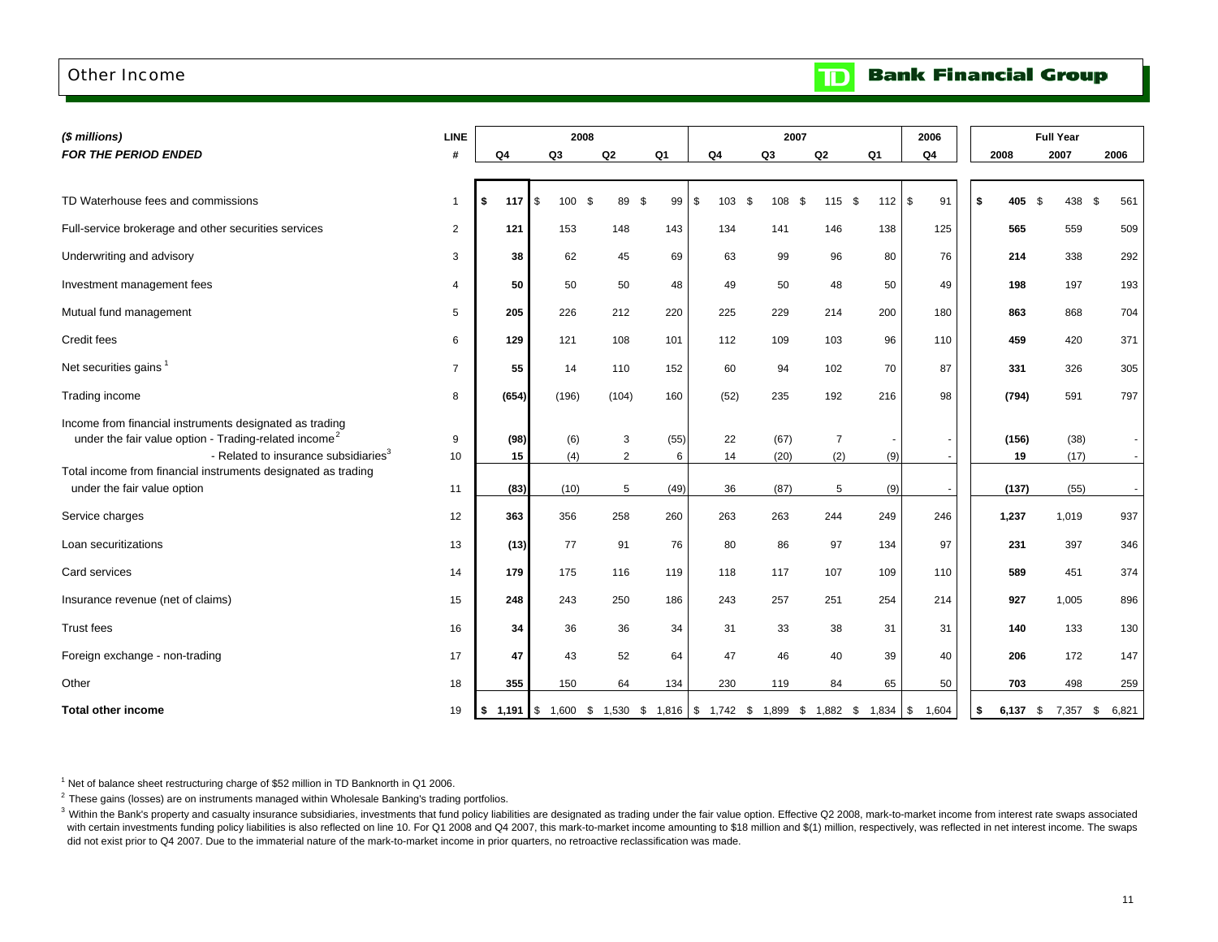# Other Income

TD Bank Financial Group

| ($ millions) FOR THE PERIOD ENDED | LINE # | 2008 Q4 | 2008 Q3 | 2008 Q2 | 2008 Q1 | 2007 Q4 | 2007 Q3 | 2007 Q2 | 2007 Q1 | 2006 Q4 | Full Year 2008 | Full Year 2007 | Full Year 2006 |
|---|---|---|---|---|---|---|---|---|---|---|---|---|---|
| TD Waterhouse fees and commissions | 1 | $ 117 | $ 100 | $ 89 | $ 99 | $ 103 | $ 108 | $ 115 | $ 112 | $ 91 | $ 405 | $ 438 | $ 561 |
| Full-service brokerage and other securities services | 2 | 121 | 153 | 148 | 143 | 134 | 141 | 146 | 138 | 125 | 565 | 559 | 509 |
| Underwriting and advisory | 3 | 38 | 62 | 45 | 69 | 63 | 99 | 96 | 80 | 76 | 214 | 338 | 292 |
| Investment management fees | 4 | 50 | 50 | 50 | 48 | 49 | 50 | 48 | 50 | 49 | 198 | 197 | 193 |
| Mutual fund management | 5 | 205 | 226 | 212 | 220 | 225 | 229 | 214 | 200 | 180 | 863 | 868 | 704 |
| Credit fees | 6 | 129 | 121 | 108 | 101 | 112 | 109 | 103 | 96 | 110 | 459 | 420 | 371 |
| Net securities gains [1] | 7 | 55 | 14 | 110 | 152 | 60 | 94 | 102 | 70 | 87 | 331 | 326 | 305 |
| Trading income | 8 | (654) | (196) | (104) | 160 | (52) | 235 | 192 | 216 | 98 | (794) | 591 | 797 |
| Income from financial instruments designated as trading under the fair value option - Trading-related income [2] | 9 | (98) | (6) | 3 | (55) | 22 | (67) | 7 | - | - | (156) | (38) | - |
| - Related to insurance subsidiaries [3] | 10 | 15 | (4) | 2 | 6 | 14 | (20) | (2) | (9) | - | 19 | (17) | - |
| Total income from financial instruments designated as trading under the fair value option | 11 | (83) | (10) | 5 | (49) | 36 | (87) | 5 | (9) | - | (137) | (55) | - |
| Service charges | 12 | 363 | 356 | 258 | 260 | 263 | 263 | 244 | 249 | 246 | 1,237 | 1,019 | 937 |
| Loan securitizations | 13 | (13) | 77 | 91 | 76 | 80 | 86 | 97 | 134 | 97 | 231 | 397 | 346 |
| Card services | 14 | 179 | 175 | 116 | 119 | 118 | 117 | 107 | 109 | 110 | 589 | 451 | 374 |
| Insurance revenue (net of claims) | 15 | 248 | 243 | 250 | 186 | 243 | 257 | 251 | 254 | 214 | 927 | 1,005 | 896 |
| Trust fees | 16 | 34 | 36 | 36 | 34 | 31 | 33 | 38 | 31 | 31 | 140 | 133 | 130 |
| Foreign exchange - non-trading | 17 | 47 | 43 | 52 | 64 | 47 | 46 | 40 | 39 | 40 | 206 | 172 | 147 |
| Other | 18 | 355 | 150 | 64 | 134 | 230 | 119 | 84 | 65 | 50 | 703 | 498 | 259 |
| **Total other income** | 19 | $ 1,191 | $ 1,600 | $ 1,530 | $ 1,816 | $ 1,742 | $ 1,899 | $ 1,882 | $ 1,834 | $ 1,604 | $ 6,137 | $ 7,357 | $ 6,821 |

[1] Net of balance sheet restructuring charge of $52 million in TD Banknorth in Q1 2006.

[2] These gains (losses) are on instruments managed within Wholesale Banking's trading portfolios.

[3] Within the Bank's property and casualty insurance subsidiaries, investments that fund policy liabilities are designated as trading under the fair value option. Effective Q2 2008, mark-to-market income from interest rate swaps associated with certain investments funding policy liabilities is also reflected on line 10. For Q1 2008 and Q4 2007, this mark-to-market income amounting to $18 million and $(1) million, respectively, was reflected in net interest income. The swaps did not exist prior to Q4 2007. Due to the immaterial nature of the mark-to-market income in prior quarters, no retroactive reclassification was made.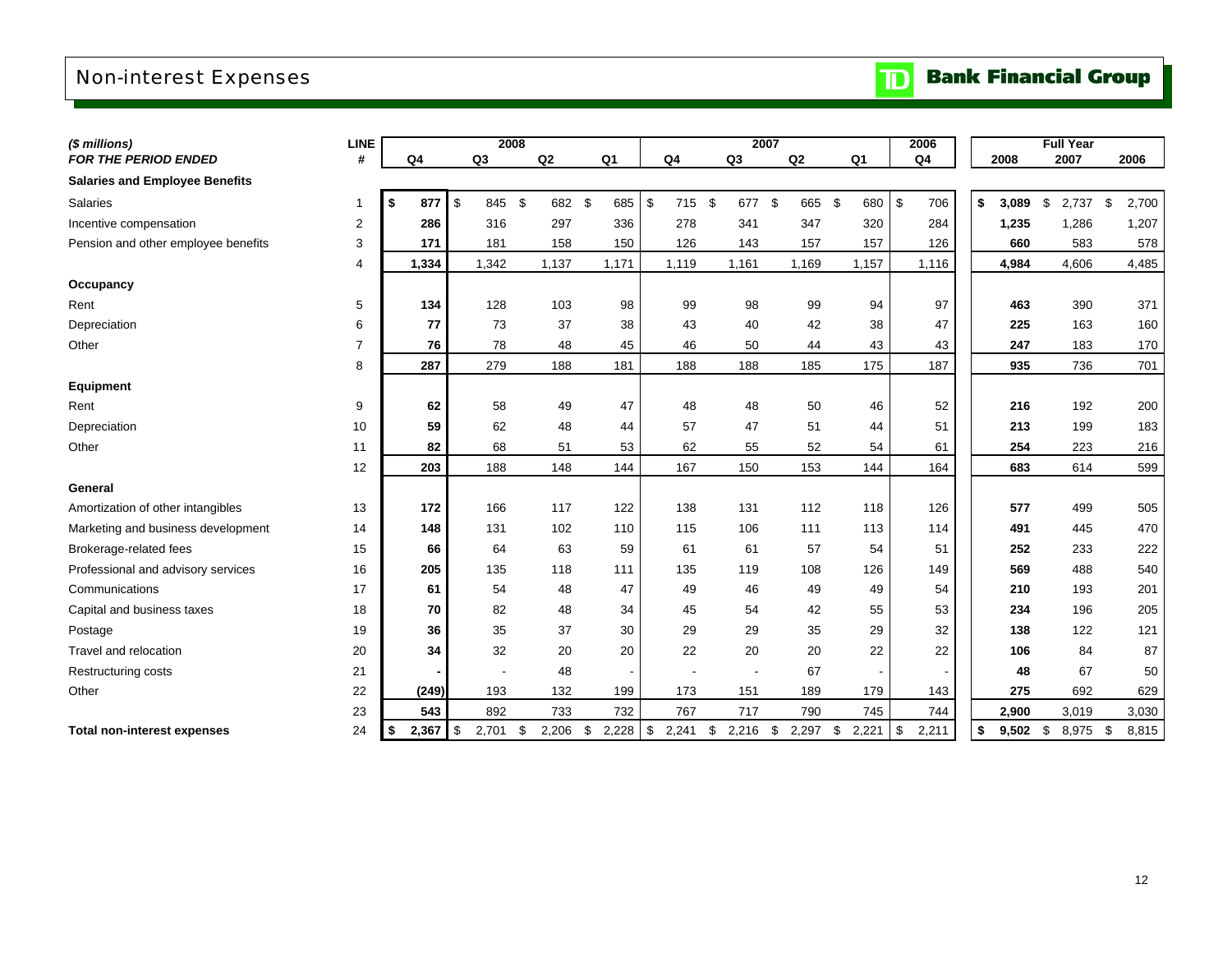# Non-interest Expenses

**TD Bank Financial Group**

| *($ millions)* | LINE | 2008 | | | | 2007 | | | | 2006 | Full Year | | |
|---|---|---|---|---|---|---|---|---|---|---|---|---|---|
| ***FOR THE PERIOD ENDED*** | **#** | **Q4** | **Q3** | **Q2** | **Q1** | **Q4** | **Q3** | **Q2** | **Q1** | **Q4** | **2008** | **2007** | **2006** |
| **Salaries and Employee Benefits** | | | | | | | | | | | | | |
| Salaries | 1 | **$ 877** | $ 845 | $ 682 | $ 685 | $ 715 | $ 677 | $ 665 | $ 680 | $ 706 | **$ 3,089** | $ 2,737 | $ 2,700 |
| Incentive compensation | 2 | **286** | 316 | 297 | 336 | 278 | 341 | 347 | 320 | 284 | **1,235** | 1,286 | 1,207 |
| Pension and other employee benefits | 3 | **171** | 181 | 158 | 150 | 126 | 143 | 157 | 157 | 126 | **660** | 583 | 578 |
| | 4 | **1,334** | 1,342 | 1,137 | 1,171 | 1,119 | 1,161 | 1,169 | 1,157 | 1,116 | **4,984** | 4,606 | 4,485 |
| **Occupancy** | | | | | | | | | | | | | |
| Rent | 5 | **134** | 128 | 103 | 98 | 99 | 98 | 99 | 94 | 97 | **463** | 390 | 371 |
| Depreciation | 6 | **77** | 73 | 37 | 38 | 43 | 40 | 42 | 38 | 47 | **225** | 163 | 160 |
| Other | 7 | **76** | 78 | 48 | 45 | 46 | 50 | 44 | 43 | 43 | **247** | 183 | 170 |
| | 8 | **287** | 279 | 188 | 181 | 188 | 188 | 185 | 175 | 187 | **935** | 736 | 701 |
| **Equipment** | | | | | | | | | | | | | |
| Rent | 9 | **62** | 58 | 49 | 47 | 48 | 48 | 50 | 46 | 52 | **216** | 192 | 200 |
| Depreciation | 10 | **59** | 62 | 48 | 44 | 57 | 47 | 51 | 44 | 51 | **213** | 199 | 183 |
| Other | 11 | **82** | 68 | 51 | 53 | 62 | 55 | 52 | 54 | 61 | **254** | 223 | 216 |
| | 12 | **203** | 188 | 148 | 144 | 167 | 150 | 153 | 144 | 164 | **683** | 614 | 599 |
| **General** | | | | | | | | | | | | | |
| Amortization of other intangibles | 13 | **172** | 166 | 117 | 122 | 138 | 131 | 112 | 118 | 126 | **577** | 499 | 505 |
| Marketing and business development | 14 | **148** | 131 | 102 | 110 | 115 | 106 | 111 | 113 | 114 | **491** | 445 | 470 |
| Brokerage-related fees | 15 | **66** | 64 | 63 | 59 | 61 | 61 | 57 | 54 | 51 | **252** | 233 | 222 |
| Professional and advisory services | 16 | **205** | 135 | 118 | 111 | 135 | 119 | 108 | 126 | 149 | **569** | 488 | 540 |
| Communications | 17 | **61** | 54 | 48 | 47 | 49 | 46 | 49 | 49 | 54 | **210** | 193 | 201 |
| Capital and business taxes | 18 | **70** | 82 | 48 | 34 | 45 | 54 | 42 | 55 | 53 | **234** | 196 | 205 |
| Postage | 19 | **36** | 35 | 37 | 30 | 29 | 29 | 35 | 29 | 32 | **138** | 122 | 121 |
| Travel and relocation | 20 | **34** | 32 | 20 | 20 | 22 | 20 | 20 | 22 | 22 | **106** | 84 | 87 |
| Restructuring costs | 21 | **-** | - | 48 | - | - | - | 67 | - | - | **48** | 67 | 50 |
| Other | 22 | **(249)** | 193 | 132 | 199 | 173 | 151 | 189 | 179 | 143 | **275** | 692 | 629 |
| | 23 | **543** | 892 | 733 | 732 | 767 | 717 | 790 | 745 | 744 | **2,900** | 3,019 | 3,030 |
| **Total non-interest expenses** | 24 | **$ 2,367** | $ 2,701 | $ 2,206 | $ 2,228 | $ 2,241 | $ 2,216 | $ 2,297 | $ 2,221 | $ 2,211 | **$ 9,502** | $ 8,975 | $ 8,815 |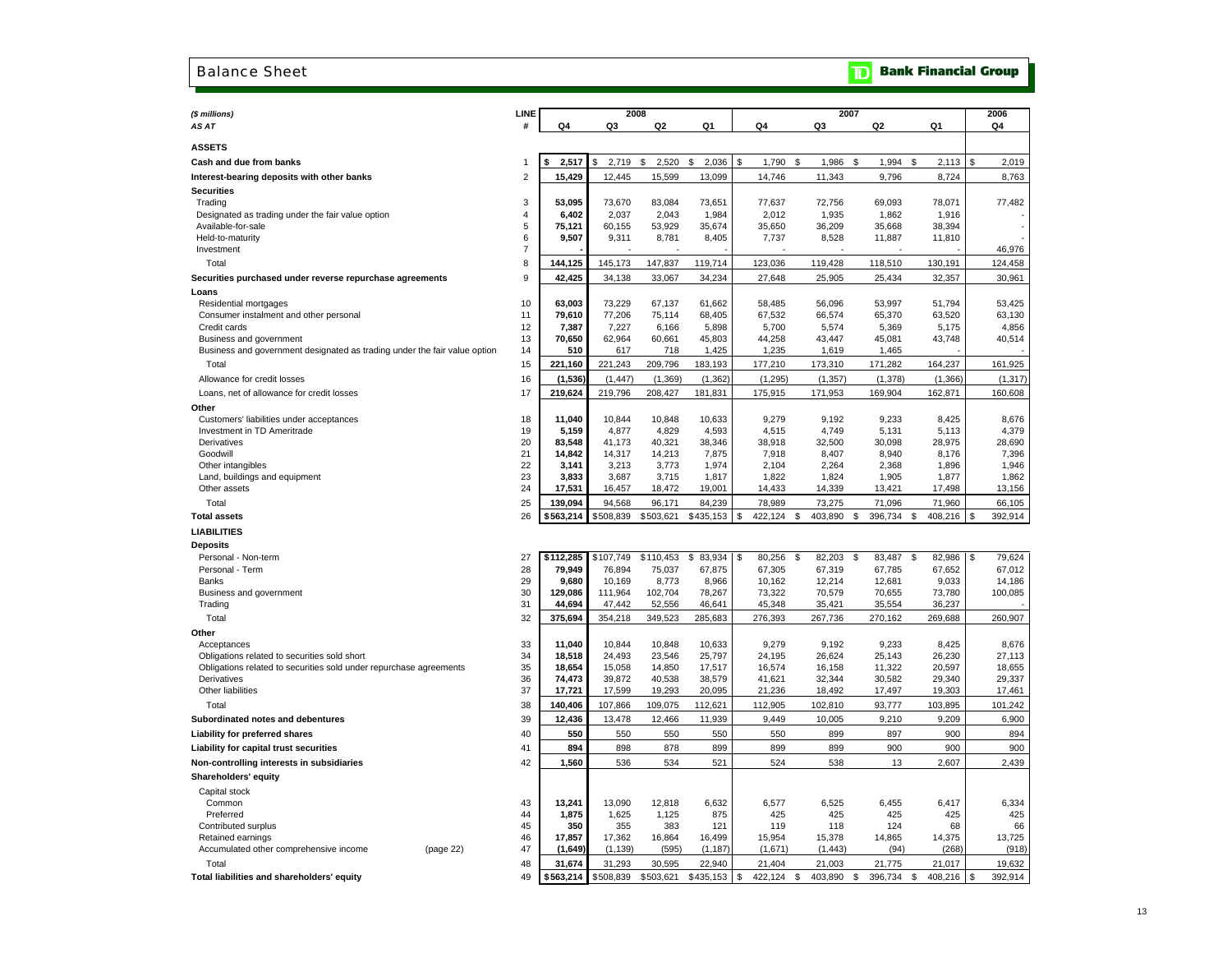# Balance Sheet

**Bank Financial Group**

| ($ millions) | LINE | 2008 | | | | 2007 | | | | 2006 |
|---|---|---|---|---|---|---|---|---|---|---|
| AS AT | # | Q4 | Q3 | Q2 | Q1 | Q4 | Q3 | Q2 | Q1 | Q4 |
| **ASSETS** | | | | | | | | | | |
| **Cash and due from banks** | 1 | **$ 2,517** | $ 2,719 | $ 2,520 | $ 2,036 | $ 1,790 | $ 1,986 | $ 1,994 | $ 2,113 | $ 2,019 |
| **Interest-bearing deposits with other banks** | 2 | **15,429** | 12,445 | 15,599 | 13,099 | 14,746 | 11,343 | 9,796 | 8,724 | 8,763 |
| **Securities** | | | | | | | | | | |
| Trading | 3 | **53,095** | 73,670 | 83,084 | 73,651 | 77,637 | 72,756 | 69,093 | 78,071 | 77,482 |
| Designated as trading under the fair value option | 4 | **6,402** | 2,037 | 2,043 | 1,984 | 2,012 | 1,935 | 1,862 | 1,916 | - |
| Available-for-sale | 5 | **75,121** | 60,155 | 53,929 | 35,674 | 35,650 | 36,209 | 35,668 | 38,394 | - |
| Held-to-maturity | 6 | **9,507** | 9,311 | 8,781 | 8,405 | 7,737 | 8,528 | 11,887 | 11,810 | - |
| Investment | 7 | **-** | - | - | - | - | - | - | - | 46,976 |
| Total | 8 | **144,125** | 145,173 | 147,837 | 119,714 | 123,036 | 119,428 | 118,510 | 130,191 | 124,458 |
| **Securities purchased under reverse repurchase agreements** | 9 | **42,425** | 34,138 | 33,067 | 34,234 | 27,648 | 25,905 | 25,434 | 32,357 | 30,961 |
| **Loans** | | | | | | | | | | |
| Residential mortgages | 10 | **63,003** | 73,229 | 67,137 | 61,662 | 58,485 | 56,096 | 53,997 | 51,794 | 53,425 |
| Consumer instalment and other personal | 11 | **79,610** | 77,206 | 75,114 | 68,405 | 67,532 | 66,574 | 65,370 | 63,520 | 63,130 |
| Credit cards | 12 | **7,387** | 7,227 | 6,166 | 5,898 | 5,700 | 5,574 | 5,369 | 5,175 | 4,856 |
| Business and government | 13 | **70,650** | 62,964 | 60,661 | 45,803 | 44,258 | 43,447 | 45,081 | 43,748 | 40,514 |
| Business and government designated as trading under the fair value option | 14 | **510** | 617 | 718 | 1,425 | 1,235 | 1,619 | 1,465 | - | - |
| Total | 15 | **221,160** | 221,243 | 209,796 | 183,193 | 177,210 | 173,310 | 171,282 | 164,237 | 161,925 |
| Allowance for credit losses | 16 | **(1,536)** | (1,447) | (1,369) | (1,362) | (1,295) | (1,357) | (1,378) | (1,366) | (1,317) |
| Loans, net of allowance for credit losses | 17 | **219,624** | 219,796 | 208,427 | 181,831 | 175,915 | 171,953 | 169,904 | 162,871 | 160,608 |
| **Other** | | | | | | | | | | |
| Customers' liabilities under acceptances | 18 | **11,040** | 10,844 | 10,848 | 10,633 | 9,279 | 9,192 | 9,233 | 8,425 | 8,676 |
| Investment in TD Ameritrade | 19 | **5,159** | 4,877 | 4,829 | 4,593 | 4,515 | 4,749 | 5,131 | 5,113 | 4,379 |
| Derivatives | 20 | **83,548** | 41,173 | 40,321 | 38,346 | 38,918 | 32,500 | 30,098 | 28,975 | 28,690 |
| Goodwill | 21 | **14,842** | 14,317 | 14,213 | 7,875 | 7,918 | 8,407 | 8,940 | 8,176 | 7,396 |
| Other intangibles | 22 | **3,141** | 3,213 | 3,773 | 1,974 | 2,104 | 2,264 | 2,368 | 1,896 | 1,946 |
| Land, buildings and equipment | 23 | **3,833** | 3,687 | 3,715 | 1,817 | 1,822 | 1,824 | 1,905 | 1,877 | 1,862 |
| Other assets | 24 | **17,531** | 16,457 | 18,472 | 19,001 | 14,433 | 14,339 | 13,421 | 17,498 | 13,156 |
| Total | 25 | **139,094** | 94,568 | 96,171 | 84,239 | 78,989 | 73,275 | 71,096 | 71,960 | 66,105 |
| **Total assets** | 26 | **$563,214** | $508,839 | $503,621 | $435,153 | $ 422,124 | $ 403,890 | $ 396,734 | $ 408,216 | $ 392,914 |
| **LIABILITIES** | | | | | | | | | | |
| **Deposits** | | | | | | | | | | |
| Personal - Non-term | 27 | **$112,285** | $107,749 | $110,453 | $ 83,934 | $ 80,256 | $ 82,203 | $ 83,487 | $ 82,986 | $ 79,624 |
| Personal - Term | 28 | **79,949** | 76,894 | 75,037 | 67,875 | 67,305 | 67,319 | 67,785 | 67,652 | 67,012 |
| Banks | 29 | **9,680** | 10,169 | 8,773 | 8,966 | 10,162 | 12,214 | 12,681 | 9,033 | 14,186 |
| Business and government | 30 | **129,086** | 111,964 | 102,704 | 78,267 | 73,322 | 70,579 | 70,655 | 73,780 | 100,085 |
| Trading | 31 | **44,694** | 47,442 | 52,556 | 46,641 | 45,348 | 35,421 | 35,554 | 36,237 | - |
| Total | 32 | **375,694** | 354,218 | 349,523 | 285,683 | 276,393 | 267,736 | 270,162 | 269,688 | 260,907 |
| **Other** | | | | | | | | | | |
| Acceptances | 33 | **11,040** | 10,844 | 10,848 | 10,633 | 9,279 | 9,192 | 9,233 | 8,425 | 8,676 |
| Obligations related to securities sold short | 34 | **18,518** | 24,493 | 23,546 | 25,797 | 24,195 | 26,624 | 25,143 | 26,230 | 27,113 |
| Obligations related to securities sold under repurchase agreements | 35 | **18,654** | 15,058 | 14,850 | 17,517 | 16,574 | 16,158 | 11,322 | 20,597 | 18,655 |
| Derivatives | 36 | **74,473** | 39,872 | 40,538 | 38,579 | 41,621 | 32,344 | 30,582 | 29,340 | 29,337 |
| Other liabilities | 37 | **17,721** | 17,599 | 19,293 | 20,095 | 21,236 | 18,492 | 17,497 | 19,303 | 17,461 |
| Total | 38 | **140,406** | 107,866 | 109,075 | 112,621 | 112,905 | 102,810 | 93,777 | 103,895 | 101,242 |
| **Subordinated notes and debentures** | 39 | **12,436** | 13,478 | 12,466 | 11,939 | 9,449 | 10,005 | 9,210 | 9,209 | 6,900 |
| **Liability for preferred shares** | 40 | **550** | 550 | 550 | 550 | 550 | 899 | 897 | 900 | 894 |
| **Liability for capital trust securities** | 41 | **894** | 898 | 878 | 899 | 899 | 899 | 900 | 900 | 900 |
| **Non-controlling interests in subsidiaries** | 42 | **1,560** | 536 | 534 | 521 | 524 | 538 | 13 | 2,607 | 2,439 |
| **Shareholders' equity** | | | | | | | | | | |
| Capital stock | | | | | | | | | | |
| Common | 43 | **13,241** | 13,090 | 12,818 | 6,632 | 6,577 | 6,525 | 6,455 | 6,417 | 6,334 |
| Preferred | 44 | **1,875** | 1,625 | 1,125 | 875 | 425 | 425 | 425 | 425 | 425 |
| Contributed surplus | 45 | **350** | 355 | 383 | 121 | 119 | 118 | 124 | 68 | 66 |
| Retained earnings | 46 | **17,857** | 17,362 | 16,864 | 16,499 | 15,954 | 15,378 | 14,865 | 14,375 | 13,725 |
| Accumulated other comprehensive income (page 22) | 47 | **(1,649)** | (1,139) | (595) | (1,187) | (1,671) | (1,443) | (94) | (268) | (918) |
| Total | 48 | **31,674** | 31,293 | 30,595 | 22,940 | 21,404 | 21,003 | 21,775 | 21,017 | 19,632 |
| **Total liabilities and shareholders' equity** | 49 | **$563,214** | $508,839 | $503,621 | $435,153 | $ 422,124 | $ 403,890 | $ 396,734 | $ 408,216 | $ 392,914 |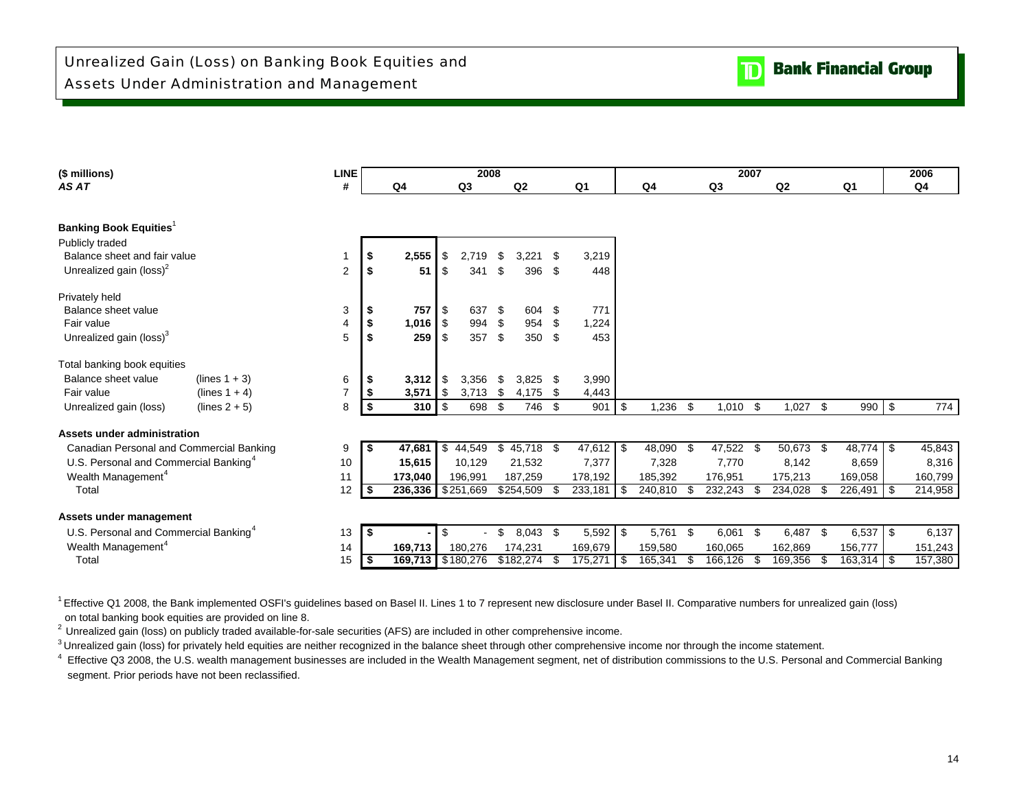# Unrealized Gain (Loss) on Banking Book Equities and Assets Under Administration and Management

TD Bank Financial Group

| ($ millions) *AS AT* | | LINE # | 2008 Q4 | 2008 Q3 | 2008 Q2 | 2008 Q1 | 2007 Q4 | 2007 Q3 | 2007 Q2 | 2007 Q1 | 2006 Q4 |
|---|---|---|---|---|---|---|---|---|---|---|---|
| **Banking Book Equities**[1] | | | | | | | | | | | |
| Publicly traded | | | | | | | | | | | |
| Balance sheet and fair value | | 1 | **$ 2,555** | $ 2,719 | $ 3,221 | $ 3,219 | | | | | |
| Unrealized gain (loss)[2] | | 2 | **$ 51** | $ 341 | $ 396 | $ 448 | | | | | |
| Privately held | | | | | | | | | | | |
| Balance sheet value | | 3 | **$ 757** | $ 637 | $ 604 | $ 771 | | | | | |
| Fair value | | 4 | **$ 1,016** | $ 994 | $ 954 | $ 1,224 | | | | | |
| Unrealized gain (loss)[3] | | 5 | **$ 259** | $ 357 | $ 350 | $ 453 | | | | | |
| Total banking book equities | | | | | | | | | | | |
| Balance sheet value | (lines 1 + 3) | 6 | **$ 3,312** | $ 3,356 | $ 3,825 | $ 3,990 | | | | | |
| Fair value | (lines 1 + 4) | 7 | **$ 3,571** | $ 3,713 | $ 4,175 | $ 4,443 | | | | | |
| Unrealized gain (loss) | (lines 2 + 5) | 8 | **$ 310** | $ 698 | $ 746 | $ 901 | $ 1,236 | $ 1,010 | $ 1,027 | $ 990 | $ 774 |
| **Assets under administration** | | | | | | | | | | | |
| Canadian Personal and Commercial Banking | | 9 | **$ 47,681** | $ 44,549 | $ 45,718 | $ 47,612 | $ 48,090 | $ 47,522 | $ 50,673 | $ 48,774 | $ 45,843 |
| U.S. Personal and Commercial Banking[4] | | 10 | **15,615** | 10,129 | 21,532 | 7,377 | 7,328 | 7,770 | 8,142 | 8,659 | 8,316 |
| Wealth Management[4] | | 11 | **173,040** | 196,991 | 187,259 | 178,192 | 185,392 | 176,951 | 175,213 | 169,058 | 160,799 |
| Total | | 12 | **$ 236,336** | $ 251,669 | $ 254,509 | $ 233,181 | $ 240,810 | $ 232,243 | $ 234,028 | $ 226,491 | $ 214,958 |
| **Assets under management** | | | | | | | | | | | |
| U.S. Personal and Commercial Banking[4] | | 13 | **$ -** | $ - | $ 8,043 | $ 5,592 | $ 5,761 | $ 6,061 | $ 6,487 | $ 6,537 | $ 6,137 |
| Wealth Management[4] | | 14 | **169,713** | 180,276 | 174,231 | 169,679 | 159,580 | 160,065 | 162,869 | 156,777 | 151,243 |
| Total | | 15 | **$ 169,713** | $ 180,276 | $ 182,274 | $ 175,271 | $ 165,341 | $ 166,126 | $ 169,356 | $ 163,314 | $ 157,380 |

[1] Effective Q1 2008, the Bank implemented OSFI's guidelines based on Basel II. Lines 1 to 7 represent new disclosure under Basel II. Comparative numbers for unrealized gain (loss) on total banking book equities are provided on line 8.

[2] Unrealized gain (loss) on publicly traded available-for-sale securities (AFS) are included in other comprehensive income.

[3] Unrealized gain (loss) for privately held equities are neither recognized in the balance sheet through other comprehensive income nor through the income statement.

[4] Effective Q3 2008, the U.S. wealth management businesses are included in the Wealth Management segment, net of distribution commissions to the U.S. Personal and Commercial Banking segment. Prior periods have not been reclassified.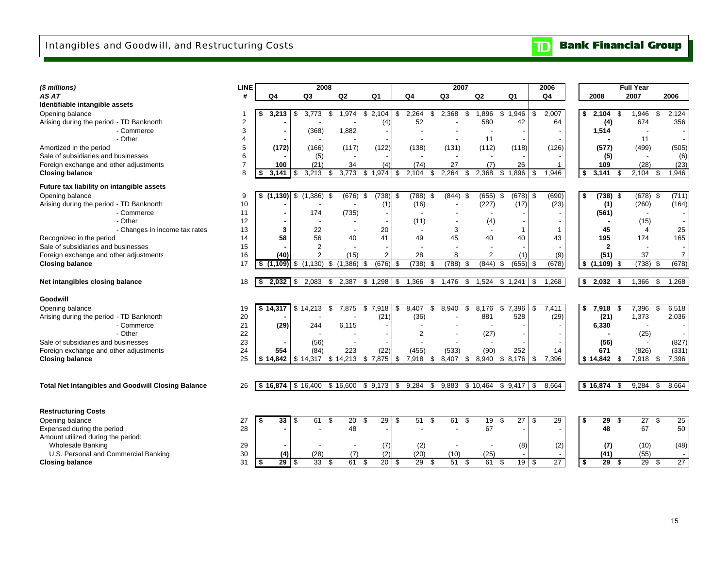# Intangibles and Goodwill, and Restructuring Costs

**TD Bank Financial Group**

| ($ millions) | LINE | 2008 | | | | 2007 | | | | 2006 | Full Year | | |
|---|---|---|---|---|---|---|---|---|---|---|---|---|---|
| AS AT | # | Q4 | Q3 | Q2 | Q1 | Q4 | Q3 | Q2 | Q1 | Q4 | 2008 | 2007 | 2006 |
| **Identifiable intangible assets** | | | | | | | | | | | | | |
| Opening balance | 1 | **$ 3,213** | $ 3,773 | $ 1,974 | $ 2,104 | $ 2,264 | $ 2,368 | $ 1,896 | $ 1,946 | $ 2,007 | **$ 2,104** | $ 1,946 | $ 2,124 |
| Arising during the period - TD Banknorth | 2 | **-** | - | - | (4) | 52 | - | 580 | 42 | 64 | **(4)** | 674 | 356 |
| - Commerce | 3 | **-** | (368) | 1,882 | - | - | - | - | - | - | **1,514** | - | - |
| - Other | 4 | **-** | - | - | - | - | - | 11 | - | - | **-** | 11 | - |
| Amortized in the period | 5 | **(172)** | (166) | (117) | (122) | (138) | (131) | (112) | (118) | (126) | **(577)** | (499) | (505) |
| Sale of subsidiaries and businesses | 6 | **-** | (5) | - | - | - | - | - | - | - | **(5)** | - | (6) |
| Foreign exchange and other adjustments | 7 | **100** | (21) | 34 | (4) | (74) | 27 | (7) | 26 | 1 | **109** | (28) | (23) |
| **Closing balance** | 8 | **$ 3,141** | $ 3,213 | $ 3,773 | $ 1,974 | $ 2,104 | $ 2,264 | $ 2,368 | $ 1,896 | $ 1,946 | **$ 3,141** | $ 2,104 | $ 1,946 |
| **Future tax liability on intangible assets** | | | | | | | | | | | | | |
| Opening balance | 9 | **$ (1,130)** | $ (1,386) | $ (676) | $ (738) | $ (788) | $ (844) | $ (655) | $ (678) | $ (690) | **$ (738)** | $ (678) | $ (711) |
| Arising during the period - TD Banknorth | 10 | **-** | - | - | (1) | (16) | - | (227) | (17) | (23) | **(1)** | (260) | (164) |
| - Commerce | 11 | **-** | 174 | (735) | - | - | - | - | - | - | **(561)** | - | - |
| - Other | 12 | **-** | - | - | - | (11) | - | (4) | - | - | **-** | (15) | - |
| - Changes in income tax rates | 13 | **3** | 22 | - | 20 | - | 3 | - | 1 | 1 | **45** | 4 | 25 |
| Recognized in the period | 14 | **58** | 56 | 40 | 41 | 49 | 45 | 40 | 40 | 43 | **195** | 174 | 165 |
| Sale of subsidiaries and businesses | 15 | **-** | 2 | - | - | - | - | - | - | - | **2** | - | - |
| Foreign exchange and other adjustments | 16 | **(40)** | 2 | (15) | 2 | 28 | 8 | 2 | (1) | (9) | **(51)** | 37 | 7 |
| **Closing balance** | 17 | **$ (1,109)** | $ (1,130) | $ (1,386) | $ (676) | $ (738) | $ (788) | $ (844) | $ (655) | $ (678) | **$ (1,109)** | $ (738) | $ (678) |
| **Net intangibles closing balance** | 18 | **$ 2,032** | $ 2,083 | $ 2,387 | $ 1,298 | $ 1,366 | $ 1,476 | $ 1,524 | $ 1,241 | $ 1,268 | **$ 2,032** | $ 1,366 | $ 1,268 |
| **Goodwill** | | | | | | | | | | | | | |
| Opening balance | 19 | **$ 14,317** | $ 14,213 | $ 7,875 | $ 7,918 | $ 8,407 | $ 8,940 | $ 8,176 | $ 7,396 | $ 7,411 | **$ 7,918** | $ 7,396 | $ 6,518 |
| Arising during the period - TD Banknorth | 20 | **-** | - | - | (21) | (36) | - | 881 | 528 | (29) | **(21)** | 1,373 | 2,036 |
| - Commerce | 21 | **(29)** | 244 | 6,115 | - | - | - | - | - | - | **6,330** | - | - |
| - Other | 22 | **-** | - | - | - | 2 | - | (27) | - | - | **-** | (25) | - |
| Sale of subsidiaries and businesses | 23 | **-** | (56) | - | - | - | - | - | - | - | **(56)** | - | (827) |
| Foreign exchange and other adjustments | 24 | **554** | (84) | 223 | (22) | (455) | (533) | (90) | 252 | 14 | **671** | (826) | (331) |
| **Closing balance** | 25 | **$ 14,842** | $ 14,317 | $ 14,213 | $ 7,875 | $ 7,918 | $ 8,407 | $ 8,940 | $ 8,176 | $ 7,396 | **$ 14,842** | $ 7,918 | $ 7,396 |
| **Total Net Intangibles and Goodwill Closing Balance** | 26 | **$ 16,874** | $ 16,400 | $ 16,600 | $ 9,173 | $ 9,284 | $ 9,883 | $ 10,464 | $ 9,417 | $ 8,664 | **$ 16,874** | $ 9,284 | $ 8,664 |
| **Restructuring Costs** | | | | | | | | | | | | | |
| Opening balance | 27 | **$ 33** | $ 61 | $ 20 | $ 29 | $ 51 | $ 61 | $ 19 | $ 27 | $ 29 | **$ 29** | $ 27 | $ 25 |
| Expensed during the period | 28 | **-** | - | 48 | - | - | - | 67 | - | - | **48** | 67 | 50 |
| Amount utilized during the period: | | | | | | | | | | | | | |
| Wholesale Banking | 29 | **-** | - | - | (7) | (2) | - | - | (8) | (2) | **(7)** | (10) | (48) |
| U.S. Personal and Commercial Banking | 30 | **(4)** | (28) | (7) | (2) | (20) | (10) | (25) | - | - | **(41)** | (55) | - |
| **Closing balance** | 31 | **$ 29** | $ 33 | $ 61 | $ 20 | $ 29 | $ 51 | $ 61 | $ 19 | $ 27 | **$ 29** | $ 29 | $ 27 |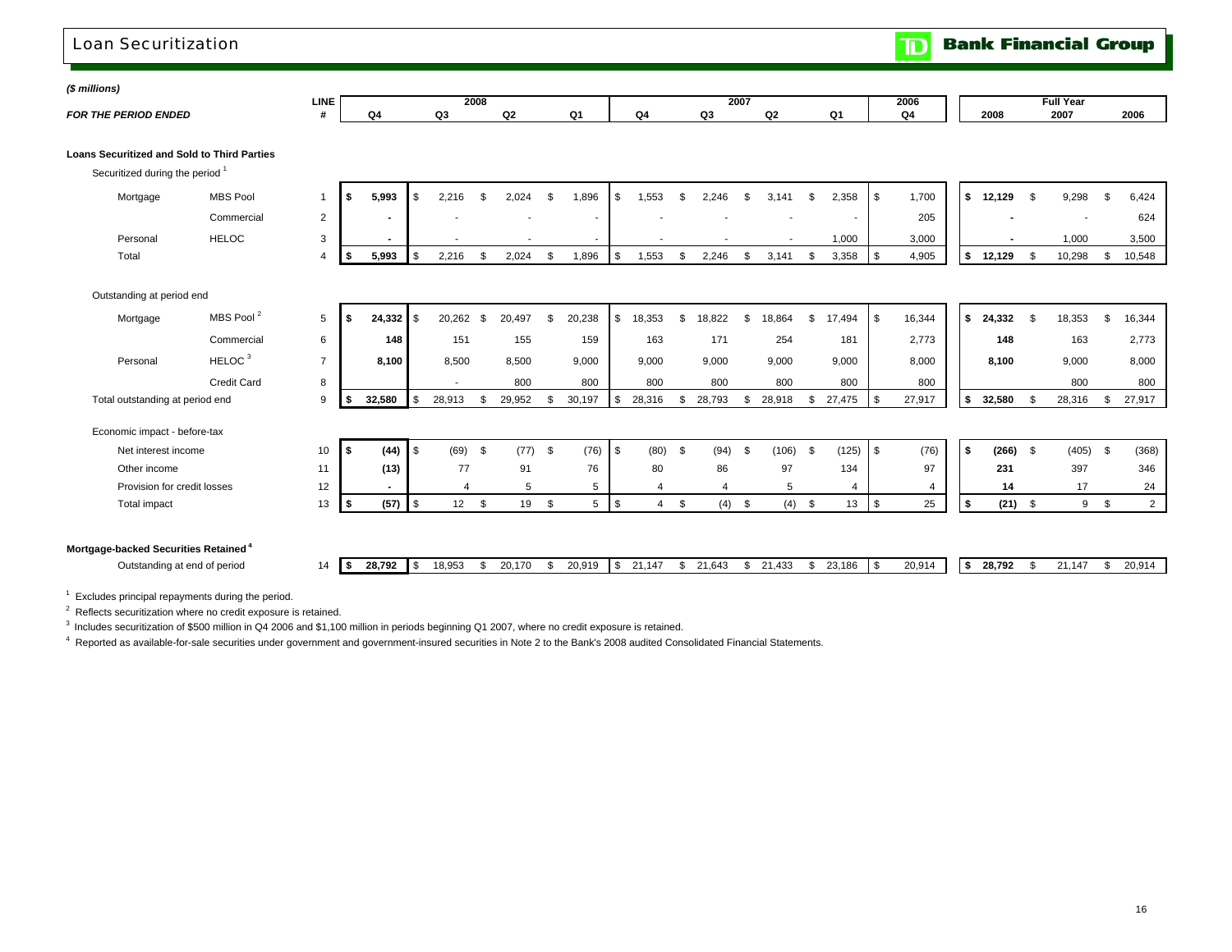# Loan Securitization

*($ millions)*

| FOR THE PERIOD ENDED | | LINE # | 2008 Q4 | 2008 Q3 | 2008 Q2 | 2008 Q1 | 2007 Q4 | 2007 Q3 | 2007 Q2 | 2007 Q1 | 2006 Q4 | Full Year 2008 | Full Year 2007 | Full Year 2006 |
|---|---|---|---|---|---|---|---|---|---|---|---|---|---|---|
| **Loans Securitized and Sold to Third Parties** | | | | | | | | | | | | | | |
| Securitized during the period [1] | | | | | | | | | | | | | | |
| Mortgage | MBS Pool | 1 | **$ 5,993** | $ 2,216 | $ 2,024 | $ 1,896 | $ 1,553 | $ 2,246 | $ 3,141 | $ 2,358 | $ 1,700 | **$ 12,129** | $ 9,298 | $ 6,424 |
| | Commercial | 2 | **-** | - | - | - | - | - | - | - | 205 | **-** | - | 624 |
| Personal | HELOC | 3 | **-** | - | - | - | - | - | - | 1,000 | 3,000 | **-** | 1,000 | 3,500 |
| Total | | 4 | **$ 5,993** | $ 2,216 | $ 2,024 | $ 1,896 | $ 1,553 | $ 2,246 | $ 3,141 | $ 3,358 | $ 4,905 | **$ 12,129** | $ 10,298 | $ 10,548 |
| Outstanding at period end | | | | | | | | | | | | | | |
| Mortgage | MBS Pool [2] | 5 | **$ 24,332** | $ 20,262 | $ 20,497 | $ 20,238 | $ 18,353 | $ 18,822 | $ 18,864 | $ 17,494 | $ 16,344 | **$ 24,332** | $ 18,353 | $ 16,344 |
| | Commercial | 6 | **148** | 151 | 155 | 159 | 163 | 171 | 254 | 181 | 2,773 | **148** | 163 | 2,773 |
| Personal | HELOC [3] | 7 | **8,100** | 8,500 | 8,500 | 9,000 | 9,000 | 9,000 | 9,000 | 9,000 | 8,000 | **8,100** | 9,000 | 8,000 |
| | Credit Card | 8 | | - | 800 | 800 | 800 | 800 | 800 | 800 | 800 | | 800 | 800 |
| Total outstanding at period end | | 9 | **$ 32,580** | $ 28,913 | $ 29,952 | $ 30,197 | $ 28,316 | $ 28,793 | $ 28,918 | $ 27,475 | $ 27,917 | **$ 32,580** | $ 28,316 | $ 27,917 |
| Economic impact - before-tax | | | | | | | | | | | | | | |
| Net interest income | | 10 | **$ (44)** | $ (69) | $ (77) | $ (76) | $ (80) | $ (94) | $ (106) | $ (125) | $ (76) | **$ (266)** | $ (405) | $ (368) |
| Other income | | 11 | **(13)** | 77 | 91 | 76 | 80 | 86 | 97 | 134 | 97 | **231** | 397 | 346 |
| Provision for credit losses | | 12 | **-** | 4 | 5 | 5 | 4 | 4 | 5 | 4 | 4 | **14** | 17 | 24 |
| Total impact | | 13 | **$ (57)** | $ 12 | $ 19 | $ 5 | $ 4 | $ (4) | $ (4) | $ 13 | $ 25 | **$ (21)** | $ 9 | $ 2 |
| **Mortgage-backed Securities Retained [4]** | | | | | | | | | | | | | | |
| Outstanding at end of period | | 14 | **$ 28,792** | $ 18,953 | $ 20,170 | $ 20,919 | $ 21,147 | $ 21,643 | $ 21,433 | $ 23,186 | $ 20,914 | **$ 28,792** | $ 21,147 | $ 20,914 |

[1] Excludes principal repayments during the period.

[2] Reflects securitization where no credit exposure is retained.

[3] Includes securitization of $500 million in Q4 2006 and $1,100 million in periods beginning Q1 2007, where no credit exposure is retained.

[4] Reported as available-for-sale securities under government and government-insured securities in Note 2 to the Bank's 2008 audited Consolidated Financial Statements.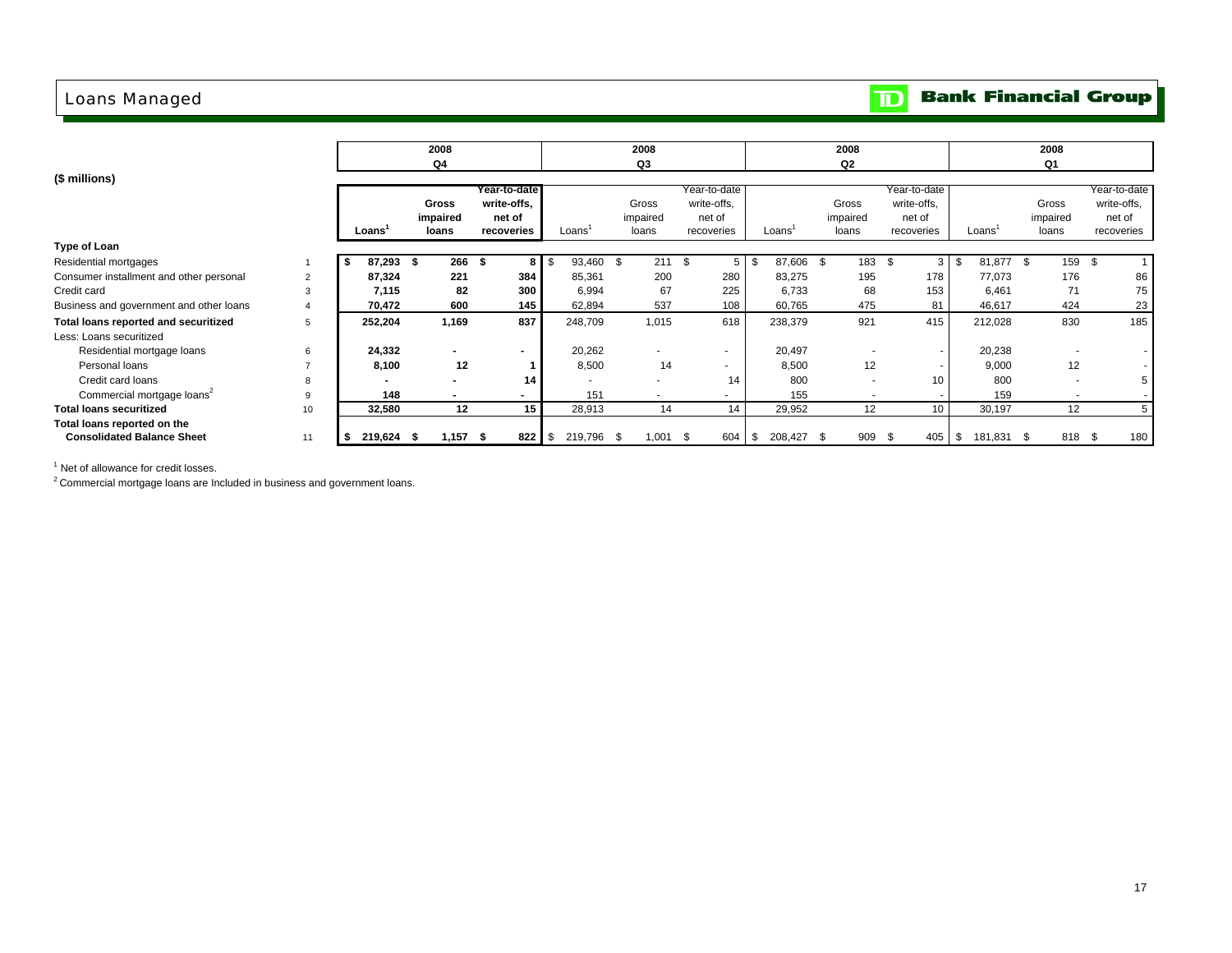# Loans Managed

**TD Bank Financial Group**

| ($ millions) | | 2008 Q4 | | | 2008 Q3 | | | 2008 Q2 | | | 2008 Q1 | | |
|---|---|---|---|---|---|---|---|---|---|---|---|---|---|
| | | **Loans[1]** | **Gross impaired loans** | **Year-to-date write-offs, net of recoveries** | Loans[1] | Gross impaired loans | Year-to-date write-offs, net of recoveries | Loans[1] | Gross impaired loans | Year-to-date write-offs, net of recoveries | Loans[1] | Gross impaired loans | Year-to-date write-offs, net of recoveries |
| **Type of Loan** | | | | | | | | | | | | | |
| Residential mortgages | 1 | **$ 87,293** | **$ 266** | **$ 8** | $ 93,460 | $ 211 | $ 5 | $ 87,606 | $ 183 | $ 3 | $ 81,877 | $ 159 | $ 1 |
| Consumer installment and other personal | 2 | **87,324** | **221** | **384** | 85,361 | 200 | 280 | 83,275 | 195 | 178 | 77,073 | 176 | 86 |
| Credit card | 3 | **7,115** | **82** | **300** | 6,994 | 67 | 225 | 6,733 | 68 | 153 | 6,461 | 71 | 75 |
| Business and government and other loans | 4 | **70,472** | **600** | **145** | 62,894 | 537 | 108 | 60,765 | 475 | 81 | 46,617 | 424 | 23 |
| **Total loans reported and securitized** | 5 | **252,204** | **1,169** | **837** | 248,709 | 1,015 | 618 | 238,379 | 921 | 415 | 212,028 | 830 | 185 |
| Less: Loans securitized | | | | | | | | | | | | | |
| Residential mortgage loans | 6 | **24,332** | **-** | **-** | 20,262 | - | - | 20,497 | - | - | 20,238 | - | - |
| Personal loans | 7 | **8,100** | **12** | **1** | 8,500 | 14 | - | 8,500 | 12 | - | 9,000 | 12 | - |
| Credit card loans | 8 | **-** | **-** | **14** | - | - | 14 | 800 | - | 10 | 800 | - | 5 |
| Commercial mortgage loans[2] | 9 | **148** | **-** | **-** | 151 | - | - | 155 | - | - | 159 | - | - |
| **Total loans securitized** | 10 | **32,580** | **12** | **15** | 28,913 | 14 | 14 | 29,952 | 12 | 10 | 30,197 | 12 | 5 |
| **Total loans reported on the Consolidated Balance Sheet** | 11 | **$ 219,624** | **$ 1,157** | **$ 822** | $ 219,796 | $ 1,001 | $ 604 | $ 208,427 | $ 909 | $ 405 | $ 181,831 | $ 818 | $ 180 |

[1] Net of allowance for credit losses.

[2] Commercial mortgage loans are Included in business and government loans.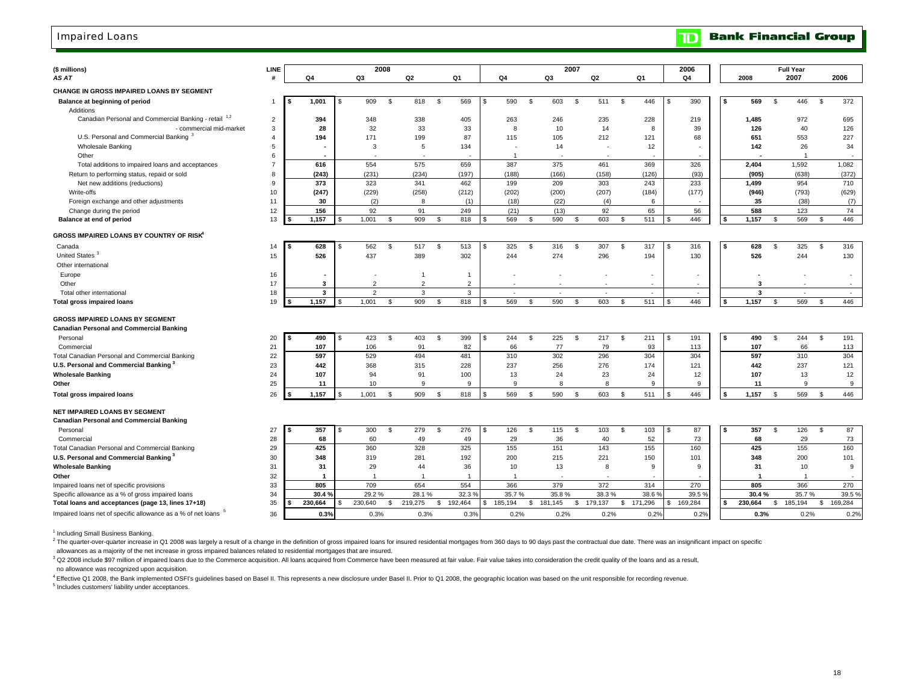# Impaired Loans

**Bank Financial Group**

| ($ millions) | LINE | 2008 | | | | 2007 | | | | 2006 | Full Year | | |
|---|---|---|---|---|---|---|---|---|---|---|---|---|---|
| *AS AT* | # | Q4 | Q3 | Q2 | Q1 | Q4 | Q3 | Q2 | Q1 | Q4 | 2008 | 2007 | 2006 |
| **CHANGE IN GROSS IMPAIRED LOANS BY SEGMENT** | | | | | | | | | | | | | |
| **Balance at beginning of period** | 1 | $ 1,001 | $ 909 | $ 818 | $ 569 | $ 590 | $ 603 | $ 511 | $ 446 | $ 390 | $ 569 | $ 446 | $ 372 |
| Additions | | | | | | | | | | | | | |
| Canadian Personal and Commercial Banking - retail [1,2] | 2 | 394 | 348 | 338 | 405 | 263 | 246 | 235 | 228 | 219 | 1,485 | 972 | 695 |
| - commercial mid-market | 3 | 28 | 32 | 33 | 33 | 8 | 10 | 14 | 8 | 39 | 126 | 40 | 126 |
| U.S. Personal and Commercial Banking [3] | 4 | 194 | 171 | 199 | 87 | 115 | 105 | 212 | 121 | 68 | 651 | 553 | 227 |
| Wholesale Banking | 5 | - | 3 | 5 | 134 | - | 14 | - | 12 | - | 142 | 26 | 34 |
| Other | 6 | - | - | - | - | 1 | - | - | - | - | - | 1 | - |
| Total additions to impaired loans and acceptances | 7 | 616 | 554 | 575 | 659 | 387 | 375 | 461 | 369 | 326 | 2,404 | 1,592 | 1,082 |
| Return to performing status, repaid or sold | 8 | (243) | (231) | (234) | (197) | (188) | (166) | (158) | (126) | (93) | (905) | (638) | (372) |
| Net new additions (reductions) | 9 | 373 | 323 | 341 | 462 | 199 | 209 | 303 | 243 | 233 | 1,499 | 954 | 710 |
| Write-offs | 10 | (247) | (229) | (258) | (212) | (202) | (200) | (207) | (184) | (177) | (946) | (793) | (629) |
| Foreign exchange and other adjustments | 11 | 30 | (2) | 8 | (1) | (18) | (22) | (4) | 6 | - | 35 | (38) | (7) |
| Change during the period | 12 | 156 | 92 | 91 | 249 | (21) | (13) | 92 | 65 | 56 | 588 | 123 | 74 |
| **Balance at end of period** | 13 | $ 1,157 | $ 1,001 | $ 909 | $ 818 | $ 569 | $ 590 | $ 603 | $ 511 | $ 446 | $ 1,157 | $ 569 | $ 446 |
| **GROSS IMPAIRED LOANS BY COUNTRY OF RISK[4]** | | | | | | | | | | | | | |
| Canada | 14 | $ 628 | $ 562 | $ 517 | $ 513 | $ 325 | $ 316 | $ 307 | $ 317 | $ 316 | $ 628 | $ 325 | $ 316 |
| United States [3] | 15 | 526 | 437 | 389 | 302 | 244 | 274 | 296 | 194 | 130 | 526 | 244 | 130 |
| Other international | | | | | | | | | | | | | |
| Europe | 16 | - | - | 1 | 1 | - | - | - | - | - | - | - | - |
| Other | 17 | 3 | 2 | 2 | 2 | - | - | - | - | - | 3 | - | - |
| Total other international | 18 | 3 | 2 | 3 | 3 | - | - | - | - | - | 3 | - | - |
| **Total gross impaired loans** | 19 | $ 1,157 | $ 1,001 | $ 909 | $ 818 | $ 569 | $ 590 | $ 603 | $ 511 | $ 446 | $ 1,157 | $ 569 | $ 446 |
| **GROSS IMPAIRED LOANS BY SEGMENT** | | | | | | | | | | | | | |
| **Canadian Personal and Commercial Banking** | | | | | | | | | | | | | |
| Personal | 20 | $ 490 | $ 423 | $ 403 | $ 399 | $ 244 | $ 225 | $ 217 | $ 211 | $ 191 | $ 490 | $ 244 | $ 191 |
| Commercial | 21 | 107 | 106 | 91 | 82 | 66 | 77 | 79 | 93 | 113 | 107 | 66 | 113 |
| Total Canadian Personal and Commercial Banking | 22 | 597 | 529 | 494 | 481 | 310 | 302 | 296 | 304 | 304 | 597 | 310 | 304 |
| **U.S. Personal and Commercial Banking [3]** | 23 | 442 | 368 | 315 | 228 | 237 | 256 | 276 | 174 | 121 | 442 | 237 | 121 |
| **Wholesale Banking** | 24 | 107 | 94 | 91 | 100 | 13 | 24 | 23 | 24 | 12 | 107 | 13 | 12 |
| **Other** | 25 | 11 | 10 | 9 | 9 | 9 | 8 | 8 | 9 | 9 | 11 | 9 | 9 |
| **Total gross impaired loans** | 26 | $ 1,157 | $ 1,001 | $ 909 | $ 818 | $ 569 | $ 590 | $ 603 | $ 511 | $ 446 | $ 1,157 | $ 569 | $ 446 |
| **NET IMPAIRED LOANS BY SEGMENT** | | | | | | | | | | | | | |
| **Canadian Personal and Commercial Banking** | | | | | | | | | | | | | |
| Personal | 27 | $ 357 | $ 300 | $ 279 | $ 276 | $ 126 | $ 115 | $ 103 | $ 103 | $ 87 | $ 357 | $ 126 | $ 87 |
| Commercial | 28 | 68 | 60 | 49 | 49 | 29 | 36 | 40 | 52 | 73 | 68 | 29 | 73 |
| Total Canadian Personal and Commercial Banking | 29 | 425 | 360 | 328 | 325 | 155 | 151 | 143 | 155 | 160 | 425 | 155 | 160 |
| **U.S. Personal and Commercial Banking [3]** | 30 | 348 | 319 | 281 | 192 | 200 | 215 | 221 | 150 | 101 | 348 | 200 | 101 |
| **Wholesale Banking** | 31 | 31 | 29 | 44 | 36 | 10 | 13 | 8 | 9 | 9 | 31 | 10 | 9 |
| **Other** | 32 | 1 | 1 | 1 | 1 | 1 | - | - | - | - | 1 | 1 | - |
| Impaired loans net of specific provisions | 33 | 805 | 709 | 654 | 554 | 366 | 379 | 372 | 314 | 270 | 805 | 366 | 270 |
| Specific allowance as a % of gross impaired loans | 34 | 30.4 % | 29.2 % | 28.1 % | 32.3 % | 35.7 % | 35.8 % | 38.3 % | 38.6 % | 39.5 % | 30.4 % | 35.7 % | 39.5 % |
| **Total loans and acceptances (page 13, lines 17+18)** | 35 | $ 230,664 | $ 230,640 | $ 219,275 | $ 192,464 | $ 185,194 | $ 181,145 | $ 179,137 | $ 171,296 | $ 169,284 | $ 230,664 | $ 185,194 | $ 169,284 |
| Impaired loans net of specific allowance as a % of net loans [5] | 36 | 0.3% | 0.3% | 0.3% | 0.3% | 0.2% | 0.2% | 0.2% | 0.2% | 0.2% | 0.3% | 0.2% | 0.2% |

[1] Including Small Business Banking.

[2] The quarter-over-quarter increase in Q1 2008 was largely a result of a change in the definition of gross impaired loans for insured residential mortgages from 360 days to 90 days past the contractual due date. There was an insignificant impact on specific allowances as a majority of the net increase in gross impaired balances related to residential mortgages that are insured.

[3] Q2 2008 include $97 million of impaired loans due to the Commerce acquisition. All loans acquired from Commerce have been measured at fair value. Fair value takes into consideration the credit quality of the loans and as a result, no allowance was recognized upon acquisition.

[4] Effective Q1 2008, the Bank implemented OSFI's guidelines based on Basel II. This represents a new disclosure under Basel II. Prior to Q1 2008, the geographic location was based on the unit responsible for recording revenue.

[5] Includes customers' liability under acceptances.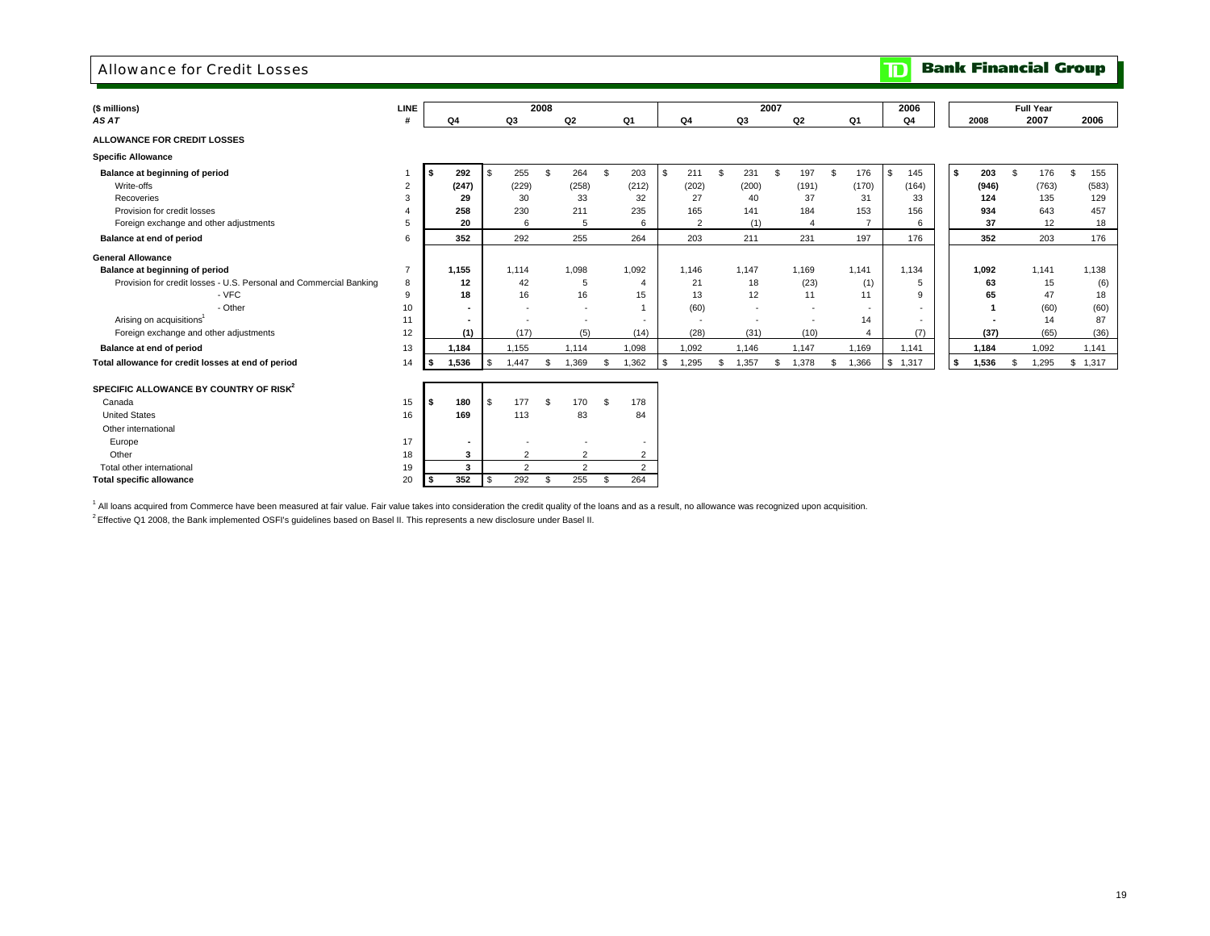# Allowance for Credit Losses

**TD Bank Financial Group**

| ($ millions) *AS AT* | LINE # | 2008 Q4 | 2008 Q3 | 2008 Q2 | 2008 Q1 | 2007 Q4 | 2007 Q3 | 2007 Q2 | 2007 Q1 | 2006 Q4 | Full Year 2008 | Full Year 2007 | Full Year 2006 |
|---|---|---|---|---|---|---|---|---|---|---|---|---|---|
| **ALLOWANCE FOR CREDIT LOSSES** | | | | | | | | | | | | | |
| **Specific Allowance** | | | | | | | | | | | | | |
| **Balance at beginning of period** | 1 | **$ 292** | $ 255 | $ 264 | $ 203 | $ 211 | $ 231 | $ 197 | $ 176 | $ 145 | **$ 203** | $ 176 | $ 155 |
| Write-offs | 2 | **(247)** | (229) | (258) | (212) | (202) | (200) | (191) | (170) | (164) | **(946)** | (763) | (583) |
| Recoveries | 3 | **29** | 30 | 33 | 32 | 27 | 40 | 37 | 31 | 33 | **124** | 135 | 129 |
| Provision for credit losses | 4 | **258** | 230 | 211 | 235 | 165 | 141 | 184 | 153 | 156 | **934** | 643 | 457 |
| Foreign exchange and other adjustments | 5 | **20** | 6 | 5 | 6 | 2 | (1) | 4 | 7 | 6 | **37** | 12 | 18 |
| **Balance at end of period** | 6 | **352** | 292 | 255 | 264 | 203 | 211 | 231 | 197 | 176 | **352** | 203 | 176 |
| **General Allowance** | | | | | | | | | | | | | |
| **Balance at beginning of period** | 7 | **1,155** | 1,114 | 1,098 | 1,092 | 1,146 | 1,147 | 1,169 | 1,141 | 1,134 | **1,092** | 1,141 | 1,138 |
| Provision for credit losses - U.S. Personal and Commercial Banking | 8 | **12** | 42 | 5 | 4 | 21 | 18 | (23) | (1) | 5 | **63** | 15 | (6) |
| - VFC | 9 | **18** | 16 | 16 | 15 | 13 | 12 | 11 | 11 | 9 | **65** | 47 | 18 |
| - Other | 10 | **-** | - | - | 1 | (60) | - | - | - | - | **1** | (60) | (60) |
| Arising on acquisitions[1] | 11 | **-** | - | - | - | - | - | - | 14 | - | **-** | 14 | 87 |
| Foreign exchange and other adjustments | 12 | **(1)** | (17) | (5) | (14) | (28) | (31) | (10) | 4 | (7) | **(37)** | (65) | (36) |
| **Balance at end of period** | 13 | **1,184** | 1,155 | 1,114 | 1,098 | 1,092 | 1,146 | 1,147 | 1,169 | 1,141 | **1,184** | 1,092 | 1,141 |
| **Total allowance for credit losses at end of period** | 14 | **$ 1,536** | $ 1,447 | $ 1,369 | $ 1,362 | $ 1,295 | $ 1,357 | $ 1,378 | $ 1,366 | $ 1,317 | **$ 1,536** | $ 1,295 | $ 1,317 |
| **SPECIFIC ALLOWANCE BY COUNTRY OF RISK[2]** | | | | | | | | | | | | | |
| Canada | 15 | **$ 180** | $ 177 | $ 170 | $ 178 | | | | | | | | |
| United States | 16 | **169** | 113 | 83 | 84 | | | | | | | | |
| Other international | | | | | | | | | | | | | |
| Europe | 17 | **-** | - | - | - | | | | | | | | |
| Other | 18 | **3** | 2 | 2 | 2 | | | | | | | | |
| Total other international | 19 | **3** | 2 | 2 | 2 | | | | | | | | |
| **Total specific allowance** | 20 | **$ 352** | $ 292 | $ 255 | $ 264 | | | | | | | | |

[1] All loans acquired from Commerce have been measured at fair value. Fair value takes into consideration the credit quality of the loans and as a result, no allowance was recognized upon acquisition.

[2] Effective Q1 2008, the Bank implemented OSFI's guidelines based on Basel II. This represents a new disclosure under Basel II.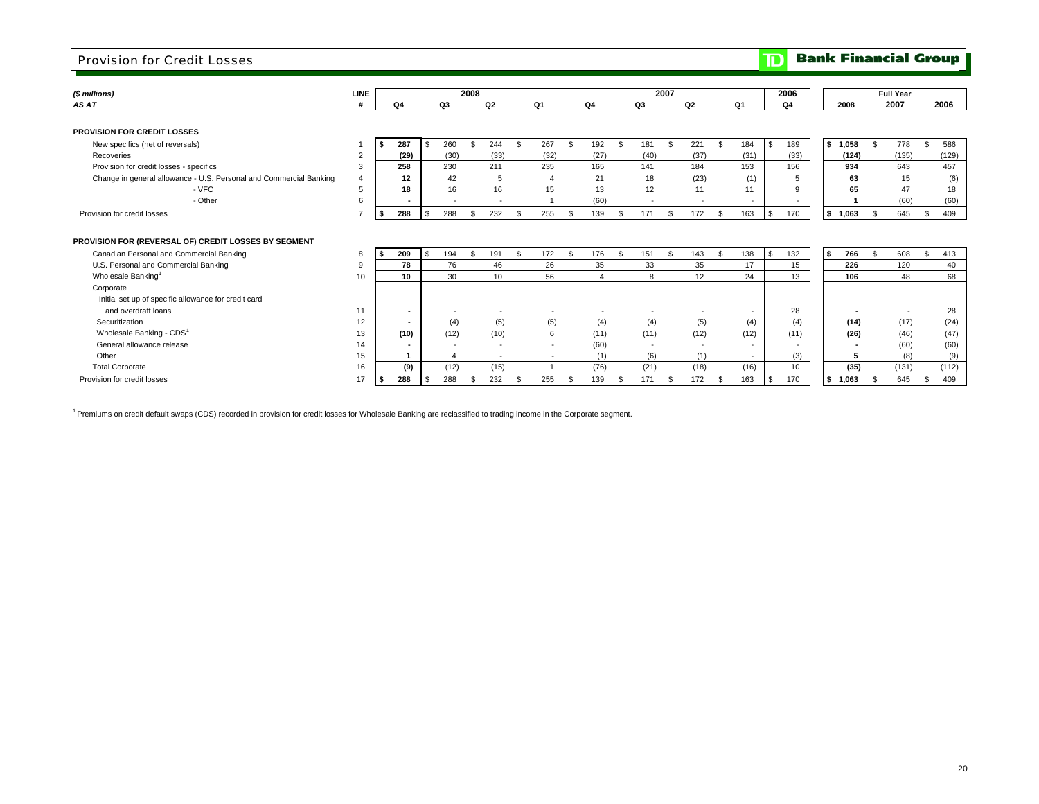# Provision for Credit Losses

**TD Bank Financial Group**

| ($ millions) AS AT | LINE # | 2008 Q4 | 2008 Q3 | 2008 Q2 | 2008 Q1 | 2007 Q4 | 2007 Q3 | 2007 Q2 | 2007 Q1 | 2006 Q4 | Full Year 2008 | Full Year 2007 | Full Year 2006 |
|---|---|---|---|---|---|---|---|---|---|---|---|---|---|
| **PROVISION FOR CREDIT LOSSES** | | | | | | | | | | | | | |
| New specifics (net of reversals) | 1 | $ 287 | $ 260 | $ 244 | $ 267 | $ 192 | $ 181 | $ 221 | $ 184 | $ 189 | $ 1,058 | $ 778 | $ 586 |
| Recoveries | 2 | (29) | (30) | (33) | (32) | (27) | (40) | (37) | (31) | (33) | (124) | (135) | (129) |
| Provision for credit losses - specifics | 3 | 258 | 230 | 211 | 235 | 165 | 141 | 184 | 153 | 156 | 934 | 643 | 457 |
| Change in general allowance - U.S. Personal and Commercial Banking | 4 | 12 | 42 | 5 | 4 | 21 | 18 | (23) | (1) | 5 | 63 | 15 | (6) |
| - VFC | 5 | 18 | 16 | 16 | 15 | 13 | 12 | 11 | 11 | 9 | 65 | 47 | 18 |
| - Other | 6 | - | - | - | 1 | (60) | - | - | - | - | 1 | (60) | (60) |
| Provision for credit losses | 7 | $ 288 | $ 288 | $ 232 | $ 255 | $ 139 | $ 171 | $ 172 | $ 163 | $ 170 | $ 1,063 | $ 645 | $ 409 |
| **PROVISION FOR (REVERSAL OF) CREDIT LOSSES BY SEGMENT** | | | | | | | | | | | | | |
| Canadian Personal and Commercial Banking | 8 | $ 209 | $ 194 | $ 191 | $ 172 | $ 176 | $ 151 | $ 143 | $ 138 | $ 132 | $ 766 | $ 608 | $ 413 |
| U.S. Personal and Commercial Banking | 9 | 78 | 76 | 46 | 26 | 35 | 33 | 35 | 17 | 15 | 226 | 120 | 40 |
| Wholesale Banking[1] | 10 | 10 | 30 | 10 | 56 | 4 | 8 | 12 | 24 | 13 | 106 | 48 | 68 |
| Corporate | | | | | | | | | | | | | |
| Initial set up of specific allowance for credit card and overdraft loans | 11 | - | - | - | - | - | - | - | - | 28 | - | - | 28 |
| Securitization | 12 | - | (4) | (5) | (5) | (4) | (4) | (5) | (4) | (4) | (14) | (17) | (24) |
| Wholesale Banking - CDS[1] | 13 | (10) | (12) | (10) | 6 | (11) | (11) | (12) | (12) | (11) | (26) | (46) | (47) |
| General allowance release | 14 | - | - | - | - | (60) | - | - | - | - | - | (60) | (60) |
| Other | 15 | 1 | 4 | - | - | (1) | (6) | (1) | - | (3) | 5 | (8) | (9) |
| Total Corporate | 16 | (9) | (12) | (15) | 1 | (76) | (21) | (18) | (16) | 10 | (35) | (131) | (112) |
| Provision for credit losses | 17 | $ 288 | $ 288 | $ 232 | $ 255 | $ 139 | $ 171 | $ 172 | $ 163 | $ 170 | $ 1,063 | $ 645 | $ 409 |

[1] Premiums on credit default swaps (CDS) recorded in provision for credit losses for Wholesale Banking are reclassified to trading income in the Corporate segment.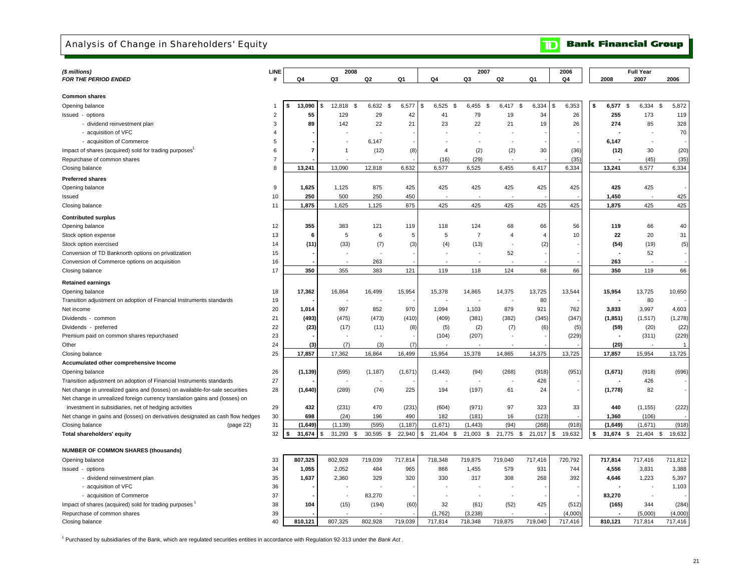## Analysis of Change in Shareholders' Equity

**TD Bank Financial Group**

| ($ millions) FOR THE PERIOD ENDED | LINE # | 2008 Q4 | 2008 Q3 | 2008 Q2 | 2008 Q1 | 2007 Q4 | 2007 Q3 | 2007 Q2 | 2007 Q1 | 2006 Q4 | Full Year 2008 | Full Year 2007 | Full Year 2006 |
|---|---|---|---|---|---|---|---|---|---|---|---|---|---|
| **Common shares** | | | | | | | | | | | | | |
| Opening balance | 1 | $ **13,090** | $ 12,818 | $ 6,632 | $ 6,577 | $ 6,525 | $ 6,455 | $ 6,417 | $ 6,334 | $ 6,353 | $ **6,577** | $ 6,334 | $ 5,872 |
| Issued - options | 2 | **55** | 129 | 29 | 42 | 41 | 79 | 19 | 34 | 26 | **255** | 173 | 119 |
| - dividend reinvestment plan | 3 | **89** | 142 | 22 | 21 | 23 | 22 | 21 | 19 | 26 | **274** | 85 | 328 |
| - acquisition of VFC | 4 | **-** | - | - | - | - | - | - | - | - | **-** | - | 70 |
| - acquisition of Commerce | 5 | **-** | - | 6,147 | - | - | - | - | - | - | **6,147** | - | - |
| Impact of shares (acquired) sold for trading purposes[1] | 6 | **7** | 1 | (12) | (8) | 4 | (2) | (2) | 30 | (36) | **(12)** | 30 | (20) |
| Repurchase of common shares | 7 | **-** | - | - | - | (16) | (29) | - | - | (35) | **-** | (45) | (35) |
| Closing balance | 8 | **13,241** | 13,090 | 12,818 | 6,632 | 6,577 | 6,525 | 6,455 | 6,417 | 6,334 | **13,241** | 6,577 | 6,334 |
| **Preferred shares** | | | | | | | | | | | | | |
| Opening balance | 9 | **1,625** | 1,125 | 875 | 425 | 425 | 425 | 425 | 425 | 425 | **425** | 425 | - |
| Issued | 10 | **250** | 500 | 250 | 450 | - | - | - | - | - | **1,450** | - | 425 |
| Closing balance | 11 | **1,875** | 1,625 | 1,125 | 875 | 425 | 425 | 425 | 425 | 425 | **1,875** | 425 | 425 |
| **Contributed surplus** | | | | | | | | | | | | | |
| Opening balance | 12 | **355** | 383 | 121 | 119 | 118 | 124 | 68 | 66 | 56 | **119** | 66 | 40 |
| Stock option expense | 13 | **6** | 5 | 6 | 5 | 5 | 7 | 4 | 4 | 10 | **22** | 20 | 31 |
| Stock option exercised | 14 | **(11)** | (33) | (7) | (3) | (4) | (13) | - | (2) | - | **(54)** | (19) | (5) |
| Conversion of TD Banknorth options on privatization | 15 | **-** | - | - | - | - | - | 52 | - | - | **-** | 52 | - |
| Conversion of Commerce options on acquisition | 16 | **-** | - | 263 | - | - | - | - | - | - | **263** | - | - |
| Closing balance | 17 | **350** | 355 | 383 | 121 | 119 | 118 | 124 | 68 | 66 | **350** | 119 | 66 |
| **Retained earnings** | | | | | | | | | | | | | |
| Opening balance | 18 | **17,362** | 16,864 | 16,499 | 15,954 | 15,378 | 14,865 | 14,375 | 13,725 | 13,544 | **15,954** | 13,725 | 10,650 |
| Transition adjustment on adoption of Financial Instruments standards | 19 | **-** | - | - | - | - | - | - | 80 | - | **-** | 80 | - |
| Net income | 20 | **1,014** | 997 | 852 | 970 | 1,094 | 1,103 | 879 | 921 | 762 | **3,833** | 3,997 | 4,603 |
| Dividends - common | 21 | **(493)** | (475) | (473) | (410) | (409) | (381) | (382) | (345) | (347) | **(1,851)** | (1,517) | (1,278) |
| Dividends - preferred | 22 | **(23)** | (17) | (11) | (8) | (5) | (2) | (7) | (6) | (5) | **(59)** | (20) | (22) |
| Premium paid on common shares repurchased | 23 | **-** | - | - | - | (104) | (207) | - | - | (229) | **-** | (311) | (229) |
| Other | 24 | **(3)** | (7) | (3) | (7) | - | - | - | - | - | **(20)** | - | 1 |
| Closing balance | 25 | **17,857** | 17,362 | 16,864 | 16,499 | 15,954 | 15,378 | 14,865 | 14,375 | 13,725 | **17,857** | 15,954 | 13,725 |
| **Accumulated other comprehensive Income** | | | | | | | | | | | | | |
| Opening balance | 26 | **(1,139)** | (595) | (1,187) | (1,671) | (1,443) | (94) | (268) | (918) | (951) | **(1,671)** | (918) | (696) |
| Transition adjustment on adoption of Financial Instruments standards | 27 | **-** | - | - | - | - | - | - | 426 | - | **-** | 426 | - |
| Net change in unrealized gains and (losses) on available-for-sale securities | 28 | **(1,640)** | (289) | (74) | 225 | 194 | (197) | 61 | 24 | - | **(1,778)** | 82 | - |
| Net change in unrealized foreign currency translation gains and (losses) on investment in subsidiaries, net of hedging activities | 29 | **432** | (231) | 470 | (231) | (604) | (971) | 97 | 323 | 33 | **440** | (1,155) | (222) |
| Net change in gains and (losses) on derivatives designated as cash flow hedges | 30 | **698** | (24) | 196 | 490 | 182 | (181) | 16 | (123) | - | **1,360** | (106) | - |
| Closing balance (page 22) | 31 | **(1,649)** | (1,139) | (595) | (1,187) | (1,671) | (1,443) | (94) | (268) | (918) | **(1,649)** | (1,671) | (918) |
| **Total shareholders' equity** | 32 | $ **31,674** | $ 31,293 | $ 30,595 | $ 22,940 | $ 21,404 | $ 21,003 | $ 21,775 | $ 21,017 | $ 19,632 | $ **31,674** | $ 21,404 | $ 19,632 |
| **NUMBER OF COMMON SHARES (thousands)** | | | | | | | | | | | | | |
| Opening balance | 33 | **807,325** | 802,928 | 719,039 | 717,814 | 718,348 | 719,875 | 719,040 | 717,416 | 720,792 | **717,814** | 717,416 | 711,812 |
| Issued - options | 34 | **1,055** | 2,052 | 484 | 965 | 866 | 1,455 | 579 | 931 | 744 | **4,556** | 3,831 | 3,388 |
| - dividend reinvestment plan | 35 | **1,637** | 2,360 | 329 | 320 | 330 | 317 | 308 | 268 | 392 | **4,646** | 1,223 | 5,397 |
| - acquisition of VFC | 36 | **-** | - | - | - | - | - | - | - | - | **-** | - | 1,103 |
| - acquisition of Commerce | 37 | **-** | - | 83,270 | - | - | - | - | - | - | **83,270** | - | - |
| Impact of shares (acquired) sold for trading purposes[1] | 38 | **104** | (15) | (194) | (60) | 32 | (61) | (52) | 425 | (512) | **(165)** | 344 | (284) |
| Repurchase of common shares | 39 | **-** | - | - | - | (1,762) | (3,238) | - | - | (4,000) | **-** | (5,000) | (4,000) |
| Closing balance | 40 | **810,121** | 807,325 | 802,928 | 719,039 | 717,814 | 718,348 | 719,875 | 719,040 | 717,416 | **810,121** | 717,814 | 717,416 |

[1] Purchased by subsidiaries of the Bank, which are regulated securities entities in accordance with Regulation 92-313 under the *Bank Act*.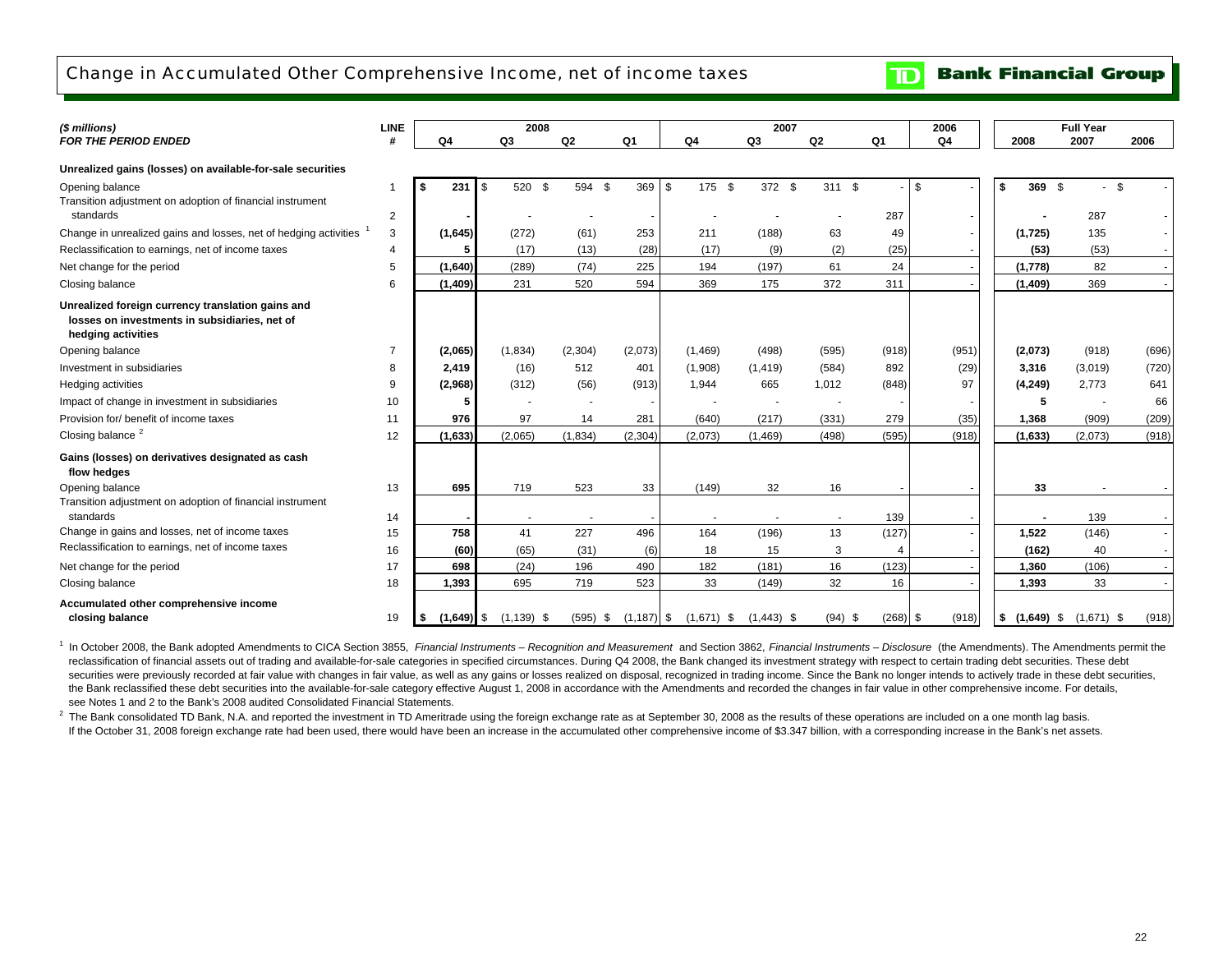# Change in Accumulated Other Comprehensive Income, net of income taxes

TD Bank Financial Group

| *($ millions)* *FOR THE PERIOD ENDED* | LINE # | 2008 Q4 | 2008 Q3 | 2008 Q2 | 2008 Q1 | 2007 Q4 | 2007 Q3 | 2007 Q2 | 2007 Q1 | 2006 Q4 | Full Year 2008 | Full Year 2007 | Full Year 2006 |
|---|---|---|---|---|---|---|---|---|---|---|---|---|---|
| **Unrealized gains (losses) on available-for-sale securities** | | | | | | | | | | | | | |
| Opening balance | 1 | **$ 231** | $ 520 | $ 594 | $ 369 | $ 175 | $ 372 | $ 311 | $ - | $ - | **$ 369** | $ - | $ - |
| Transition adjustment on adoption of financial instrument standards | 2 | **-** | - | - | - | - | - | - | 287 | - | **-** | 287 | - |
| Change in unrealized gains and losses, net of hedging activities [1] | 3 | **(1,645)** | (272) | (61) | 253 | 211 | (188) | 63 | 49 | - | **(1,725)** | 135 | - |
| Reclassification to earnings, net of income taxes | 4 | **5** | (17) | (13) | (28) | (17) | (9) | (2) | (25) | - | **(53)** | (53) | - |
| Net change for the period | 5 | **(1,640)** | (289) | (74) | 225 | 194 | (197) | 61 | 24 | - | **(1,778)** | 82 | - |
| Closing balance | 6 | **(1,409)** | 231 | 520 | 594 | 369 | 175 | 372 | 311 | - | **(1,409)** | 369 | - |
| **Unrealized foreign currency translation gains and losses on investments in subsidiaries, net of hedging activities** | | | | | | | | | | | | | |
| Opening balance | 7 | **(2,065)** | (1,834) | (2,304) | (2,073) | (1,469) | (498) | (595) | (918) | (951) | **(2,073)** | (918) | (696) |
| Investment in subsidiaries | 8 | **2,419** | (16) | 512 | 401 | (1,908) | (1,419) | (584) | 892 | (29) | **3,316** | (3,019) | (720) |
| Hedging activities | 9 | **(2,968)** | (312) | (56) | (913) | 1,944 | 665 | 1,012 | (848) | 97 | **(4,249)** | 2,773 | 641 |
| Impact of change in investment in subsidiaries | 10 | **5** | - | - | - | - | - | - | - | - | **5** | - | 66 |
| Provision for/ benefit of income taxes | 11 | **976** | 97 | 14 | 281 | (640) | (217) | (331) | 279 | (35) | **1,368** | (909) | (209) |
| Closing balance [2] | 12 | **(1,633)** | (2,065) | (1,834) | (2,304) | (2,073) | (1,469) | (498) | (595) | (918) | **(1,633)** | (2,073) | (918) |
| **Gains (losses) on derivatives designated as cash flow hedges** | | | | | | | | | | | | | |
| Opening balance | 13 | **695** | 719 | 523 | 33 | (149) | 32 | 16 | - | - | **33** | - | - |
| Transition adjustment on adoption of financial instrument standards | 14 | **-** | - | - | - | - | - | - | 139 | - | **-** | 139 | - |
| Change in gains and losses, net of income taxes | 15 | **758** | 41 | 227 | 496 | 164 | (196) | 13 | (127) | - | **1,522** | (146) | - |
| Reclassification to earnings, net of income taxes | 16 | **(60)** | (65) | (31) | (6) | 18 | 15 | 3 | 4 | - | **(162)** | 40 | - |
| Net change for the period | 17 | **698** | (24) | 196 | 490 | 182 | (181) | 16 | (123) | - | **1,360** | (106) | - |
| Closing balance | 18 | **1,393** | 695 | 719 | 523 | 33 | (149) | 32 | 16 | - | **1,393** | 33 | - |
| **Accumulated other comprehensive income closing balance** | 19 | **$ (1,649)** | $ (1,139) | $ (595) | $ (1,187) | $ (1,671) | $ (1,443) | $ (94) | $ (268) | $ (918) | **$ (1,649)** | $ (1,671) | $ (918) |

[1] In October 2008, the Bank adopted Amendments to CICA Section 3855, *Financial Instruments – Recognition and Measurement* and Section 3862, *Financial Instruments – Disclosure* (the Amendments). The Amendments permit the reclassification of financial assets out of trading and available-for-sale categories in specified circumstances. During Q4 2008, the Bank changed its investment strategy with respect to certain trading debt securities. These debt securities were previously recorded at fair value with changes in fair value, as well as any gains or losses realized on disposal, recognized in trading income. Since the Bank no longer intends to actively trade in these debt securities, the Bank reclassified these debt securities into the available-for-sale category effective August 1, 2008 in accordance with the Amendments and recorded the changes in fair value in other comprehensive income. For details, see Notes 1 and 2 to the Bank's 2008 audited Consolidated Financial Statements.

[2] The Bank consolidated TD Bank, N.A. and reported the investment in TD Ameritrade using the foreign exchange rate as at September 30, 2008 as the results of these operations are included on a one month lag basis. If the October 31, 2008 foreign exchange rate had been used, there would have been an increase in the accumulated other comprehensive income of $3.347 billion, with a corresponding increase in the Bank's net assets.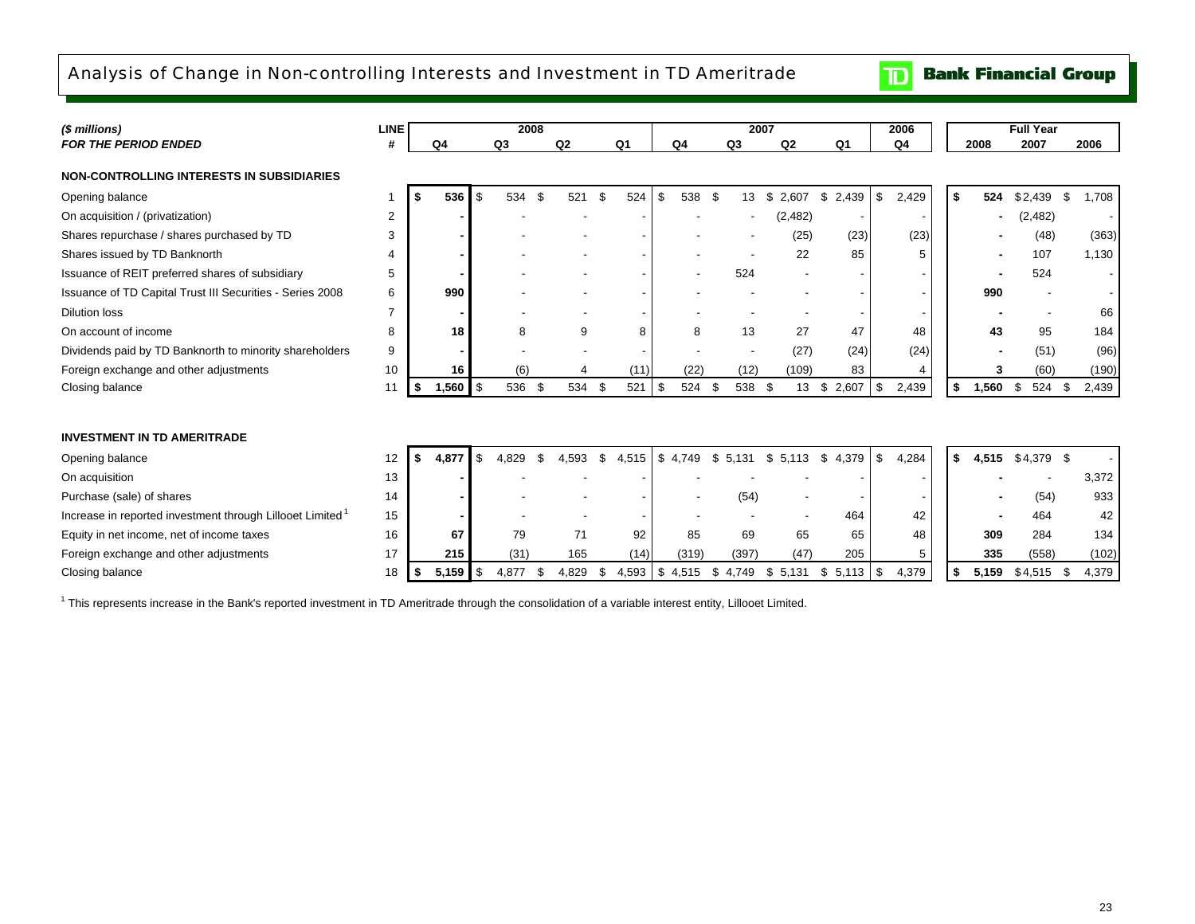# Analysis of Change in Non-controlling Interests and Investment in TD Ameritrade

**Bank Financial Group**

| *($ millions)* | LINE | 2008 | | | | 2007 | | | | 2006 | Full Year | | |
|---|---|---|---|---|---|---|---|---|---|---|---|---|---|
| ***FOR THE PERIOD ENDED*** | # | Q4 | Q3 | Q2 | Q1 | Q4 | Q3 | Q2 | Q1 | Q4 | 2008 | 2007 | 2006 |
| **NON-CONTROLLING INTERESTS IN SUBSIDIARIES** | | | | | | | | | | | | | |
| Opening balance | 1 | **$ 536** | $ 534 | $ 521 | $ 524 | $ 538 | $ 13 | $ 2,607 | $ 2,439 | $ 2,429 | **$ 524** | $ 2,439 | $ 1,708 |
| On acquisition / (privatization) | 2 | **-** | - | - | - | - | - | (2,482) | - | - | **-** | (2,482) | - |
| Shares repurchase / shares purchased by TD | 3 | **-** | - | - | - | - | - | (25) | (23) | (23) | **-** | (48) | (363) |
| Shares issued by TD Banknorth | 4 | **-** | - | - | - | - | - | 22 | 85 | 5 | **-** | 107 | 1,130 |
| Issuance of REIT preferred shares of subsidiary | 5 | **-** | - | - | - | - | 524 | - | - | - | **-** | 524 | - |
| Issuance of TD Capital Trust III Securities - Series 2008 | 6 | **990** | - | - | - | - | - | - | - | - | **990** | - | - |
| Dilution loss | 7 | **-** | - | - | - | - | - | - | - | - | **-** | - | 66 |
| On account of income | 8 | **18** | 8 | 9 | 8 | 8 | 13 | 27 | 47 | 48 | **43** | 95 | 184 |
| Dividends paid by TD Banknorth to minority shareholders | 9 | **-** | - | - | - | - | - | (27) | (24) | (24) | **-** | (51) | (96) |
| Foreign exchange and other adjustments | 10 | **16** | (6) | 4 | (11) | (22) | (12) | (109) | 83 | 4 | **3** | (60) | (190) |
| Closing balance | 11 | **$ 1,560** | $ 536 | $ 534 | $ 521 | $ 524 | $ 538 | $ 13 | $ 2,607 | $ 2,439 | **$ 1,560** | $ 524 | $ 2,439 |
| **INVESTMENT IN TD AMERITRADE** | | | | | | | | | | | | | |
| Opening balance | 12 | **$ 4,877** | $ 4,829 | $ 4,593 | $ 4,515 | $ 4,749 | $ 5,131 | $ 5,113 | $ 4,379 | $ 4,284 | **$ 4,515** | $ 4,379 | $ - |
| On acquisition | 13 | **-** | - | - | - | - | - | - | - | - | **-** | - | 3,372 |
| Purchase (sale) of shares | 14 | **-** | - | - | - | - | (54) | - | - | - | **-** | (54) | 933 |
| Increase in reported investment through Lillooet Limited [1] | 15 | **-** | - | - | - | - | - | - | 464 | 42 | **-** | 464 | 42 |
| Equity in net income, net of income taxes | 16 | **67** | 79 | 71 | 92 | 85 | 69 | 65 | 65 | 48 | **309** | 284 | 134 |
| Foreign exchange and other adjustments | 17 | **215** | (31) | 165 | (14) | (319) | (397) | (47) | 205 | 5 | **335** | (558) | (102) |
| Closing balance | 18 | **$ 5,159** | $ 4,877 | $ 4,829 | $ 4,593 | $ 4,515 | $ 4,749 | $ 5,131 | $ 5,113 | $ 4,379 | **$ 5,159** | $ 4,515 | $ 4,379 |

[1] This represents increase in the Bank's reported investment in TD Ameritrade through the consolidation of a variable interest entity, Lillooet Limited.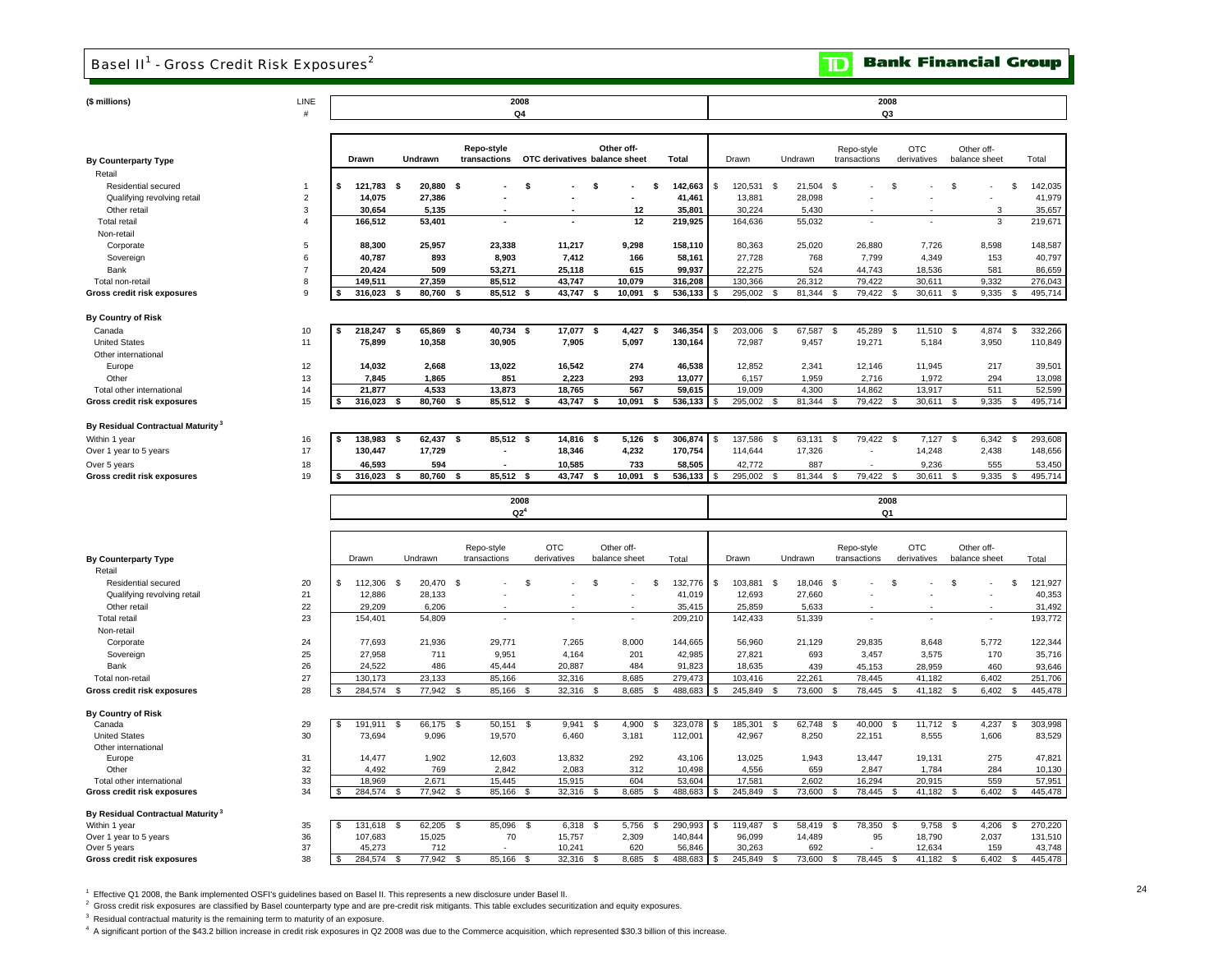# Basel II[1] - Gross Credit Risk Exposures[2]

**Bank Financial Group**

| ($ millions) | LINE # | 2008 Q4 Drawn | 2008 Q4 Undrawn | 2008 Q4 Repo-style transactions | 2008 Q4 OTC derivatives | 2008 Q4 Other off-balance sheet | 2008 Q4 Total | 2008 Q3 Drawn | 2008 Q3 Undrawn | 2008 Q3 Repo-style transactions | 2008 Q3 OTC derivatives | 2008 Q3 Other off-balance sheet | 2008 Q3 Total |
|---|---|---|---|---|---|---|---|---|---|---|---|---|---|
| **By Counterparty Type** | | | | | | | | | | | | | |
| Retail | | | | | | | | | | | | | |
| Residential secured | 1 | $ 121,783 | $ 20,880 | $ - | $ - | $ - | $ 142,663 | $ 120,531 | $ 21,504 | $ - | $ - | $ - | $ 142,035 |
| Qualifying revolving retail | 2 | 14,075 | 27,386 | - | - | - | 41,461 | 13,881 | 28,098 | - | - | - | 41,979 |
| Other retail | 3 | 30,654 | 5,135 | - | - | 12 | 35,801 | 30,224 | 5,430 | - | - | 3 | 35,657 |
| Total retail | 4 | 166,512 | 53,401 | - | - | 12 | 219,925 | 164,636 | 55,032 | - | - | 3 | 219,671 |
| Non-retail | | | | | | | | | | | | | |
| Corporate | 5 | 88,300 | 25,957 | 23,338 | 11,217 | 9,298 | 158,110 | 80,363 | 25,020 | 26,880 | 7,726 | 8,598 | 148,587 |
| Sovereign | 6 | 40,787 | 893 | 8,903 | 7,412 | 166 | 58,161 | 27,728 | 768 | 7,799 | 4,349 | 153 | 40,797 |
| Bank | 7 | 20,424 | 509 | 53,271 | 25,118 | 615 | 99,937 | 22,275 | 524 | 44,743 | 18,536 | 581 | 86,659 |
| Total non-retail | 8 | 149,511 | 27,359 | 85,512 | 43,747 | 10,079 | 316,208 | 130,366 | 26,312 | 79,422 | 30,611 | 9,332 | 276,043 |
| **Gross credit risk exposures** | 9 | $ 316,023 | $ 80,760 | $ 85,512 | $ 43,747 | $ 10,091 | $ 536,133 | $ 295,002 | $ 81,344 | $ 79,422 | $ 30,611 | $ 9,335 | $ 495,714 |
| **By Country of Risk** | | | | | | | | | | | | | |
| Canada | 10 | $ 218,247 | $ 65,869 | $ 40,734 | $ 17,077 | $ 4,427 | $ 346,354 | $ 203,006 | $ 67,587 | $ 45,289 | $ 11,510 | $ 4,874 | $ 332,266 |
| United States | 11 | 75,899 | 10,358 | 30,905 | 7,905 | 5,097 | 130,164 | 72,987 | 9,457 | 19,271 | 5,184 | 3,950 | 110,849 |
| Other international | | | | | | | | | | | | | |
| Europe | 12 | 14,032 | 2,668 | 13,022 | 16,542 | 274 | 46,538 | 12,852 | 2,341 | 12,146 | 11,945 | 217 | 39,501 |
| Other | 13 | 7,845 | 1,865 | 851 | 2,223 | 293 | 13,077 | 6,157 | 1,959 | 2,716 | 1,972 | 294 | 13,098 |
| Total other international | 14 | 21,877 | 4,533 | 13,873 | 18,765 | 567 | 59,615 | 19,009 | 4,300 | 14,862 | 13,917 | 511 | 52,599 |
| **Gross credit risk exposures** | 15 | $ 316,023 | $ 80,760 | $ 85,512 | $ 43,747 | $ 10,091 | $ 536,133 | $ 295,002 | $ 81,344 | $ 79,422 | $ 30,611 | $ 9,335 | $ 495,714 |
| **By Residual Contractual Maturity[3]** | | | | | | | | | | | | | |
| Within 1 year | 16 | $ 138,983 | $ 62,437 | $ 85,512 | $ 14,816 | $ 5,126 | $ 306,874 | $ 137,586 | $ 63,131 | $ 79,422 | $ 7,127 | $ 6,342 | $ 293,608 |
| Over 1 year to 5 years | 17 | 130,447 | 17,729 | - | 18,346 | 4,232 | 170,754 | 114,644 | 17,326 | - | 14,248 | 2,438 | 148,656 |
| Over 5 years | 18 | 46,593 | 594 | - | 10,585 | 733 | 58,505 | 42,772 | 887 | - | 9,236 | 555 | 53,450 |
| **Gross credit risk exposures** | 19 | $ 316,023 | $ 80,760 | $ 85,512 | $ 43,747 | $ 10,091 | $ 536,133 | $ 295,002 | $ 81,344 | $ 79,422 | $ 30,611 | $ 9,335 | $ 495,714 |

| ($ millions) | LINE # | 2008 Q2[4] Drawn | 2008 Q2[4] Undrawn | 2008 Q2[4] Repo-style transactions | 2008 Q2[4] OTC derivatives | 2008 Q2[4] Other off-balance sheet | 2008 Q2[4] Total | 2008 Q1 Drawn | 2008 Q1 Undrawn | 2008 Q1 Repo-style transactions | 2008 Q1 OTC derivatives | 2008 Q1 Other off-balance sheet | 2008 Q1 Total |
|---|---|---|---|---|---|---|---|---|---|---|---|---|---|
| **By Counterparty Type** | | | | | | | | | | | | | |
| Retail | | | | | | | | | | | | | |
| Residential secured | 20 | $ 112,306 | $ 20,470 | $ - | $ - | $ - | $ 132,776 | $ 103,881 | $ 18,046 | $ - | $ - | $ - | $ 121,927 |
| Qualifying revolving retail | 21 | 12,886 | 28,133 | - | - | - | 41,019 | 12,693 | 27,660 | - | - | - | 40,353 |
| Other retail | 22 | 29,209 | 6,206 | - | - | - | 35,415 | 25,859 | 5,633 | - | - | - | 31,492 |
| Total retail | 23 | 154,401 | 54,809 | - | - | - | 209,210 | 142,433 | 51,339 | - | - | - | 193,772 |
| Non-retail | | | | | | | | | | | | | |
| Corporate | 24 | 77,693 | 21,936 | 29,771 | 7,265 | 8,000 | 144,665 | 56,960 | 21,129 | 29,835 | 8,648 | 5,772 | 122,344 |
| Sovereign | 25 | 27,958 | 711 | 9,951 | 4,164 | 201 | 42,985 | 27,821 | 693 | 3,457 | 3,575 | 170 | 35,716 |
| Bank | 26 | 24,522 | 486 | 45,444 | 20,887 | 484 | 91,823 | 18,635 | 439 | 45,153 | 28,959 | 460 | 93,646 |
| Total non-retail | 27 | 130,173 | 23,133 | 85,166 | 32,316 | 8,685 | 279,473 | 103,416 | 22,261 | 78,445 | 41,182 | 6,402 | 251,706 |
| **Gross credit risk exposures** | 28 | $ 284,574 | $ 77,942 | $ 85,166 | $ 32,316 | $ 8,685 | $ 488,683 | $ 245,849 | $ 73,600 | $ 78,445 | $ 41,182 | $ 6,402 | $ 445,478 |
| **By Country of Risk** | | | | | | | | | | | | | |
| Canada | 29 | $ 191,911 | $ 66,175 | $ 50,151 | $ 9,941 | $ 4,900 | $ 323,078 | $ 185,301 | $ 62,748 | $ 40,000 | $ 11,712 | $ 4,237 | $ 303,998 |
| United States | 30 | 73,694 | 9,096 | 19,570 | 6,460 | 3,181 | 112,001 | 42,967 | 8,250 | 22,151 | 8,555 | 1,606 | 83,529 |
| Other international | | | | | | | | | | | | | |
| Europe | 31 | 14,477 | 1,902 | 12,603 | 13,832 | 292 | 43,106 | 13,025 | 1,943 | 13,447 | 19,131 | 275 | 47,821 |
| Other | 32 | 4,492 | 769 | 2,842 | 2,083 | 312 | 10,498 | 4,556 | 659 | 2,847 | 1,784 | 284 | 10,130 |
| Total other international | 33 | 18,969 | 2,671 | 15,445 | 15,915 | 604 | 53,604 | 17,581 | 2,602 | 16,294 | 20,915 | 559 | 57,951 |
| **Gross credit risk exposures** | 34 | $ 284,574 | $ 77,942 | $ 85,166 | $ 32,316 | $ 8,685 | $ 488,683 | $ 245,849 | $ 73,600 | $ 78,445 | $ 41,182 | $ 6,402 | $ 445,478 |
| **By Residual Contractual Maturity[3]** | | | | | | | | | | | | | |
| Within 1 year | 35 | $ 131,618 | $ 62,205 | $ 85,096 | $ 6,318 | $ 5,756 | $ 290,993 | $ 119,487 | $ 58,419 | $ 78,350 | $ 9,758 | $ 4,206 | $ 270,220 |
| Over 1 year to 5 years | 36 | 107,683 | 15,025 | 70 | 15,757 | 2,309 | 140,844 | 96,099 | 14,489 | 95 | 18,790 | 2,037 | 131,510 |
| Over 5 years | 37 | 45,273 | 712 | - | 10,241 | 620 | 56,846 | 30,263 | 692 | - | 12,634 | 159 | 43,748 |
| **Gross credit risk exposures** | 38 | $ 284,574 | $ 77,942 | $ 85,166 | $ 32,316 | $ 8,685 | $ 488,683 | $ 245,849 | $ 73,600 | $ 78,445 | $ 41,182 | $ 6,402 | $ 445,478 |

[1] Effective Q1 2008, the Bank implemented OSFI's guidelines based on Basel II. This represents a new disclosure under Basel II.

[2] Gross credit risk exposures are classified by Basel counterparty type and are pre-credit risk mitigants. This table excludes securitization and equity exposures.

[3] Residual contractual maturity is the remaining term to maturity of an exposure.

[4] A significant portion of the $43.2 billion increase in credit risk exposures in Q2 2008 was due to the Commerce acquisition, which represented $30.3 billion of this increase.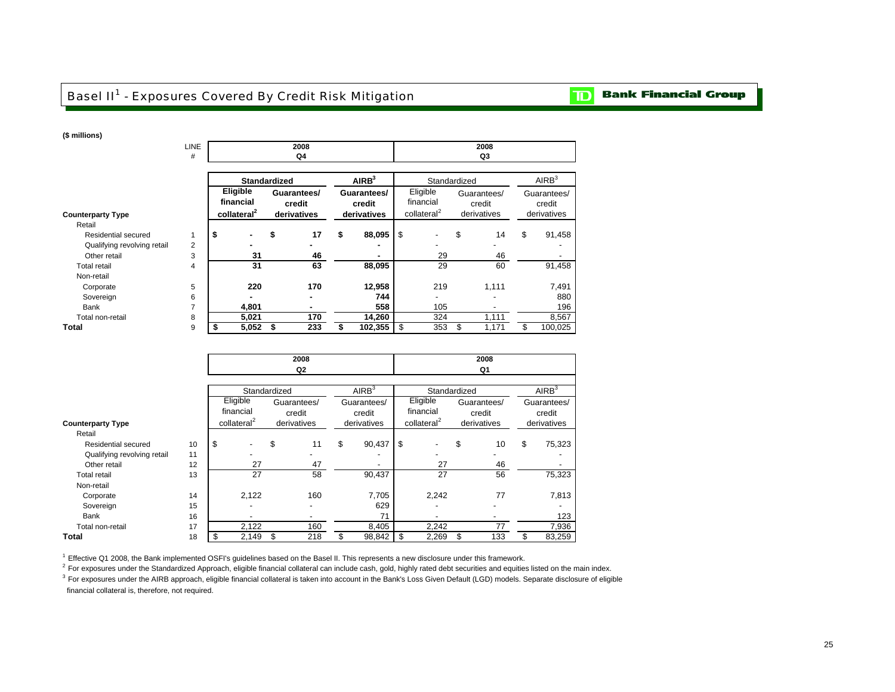# Basel II[1] - Exposures Covered By Credit Risk Mitigation

**($ millions)**

| Counterparty Type | LINE # | 2008 Q4 Standardized Eligible financial collateral[2] | 2008 Q4 Standardized Guarantees/ credit derivatives | 2008 Q4 AIRB[3] Guarantees/ credit derivatives | 2008 Q3 Standardized Eligible financial collateral[2] | 2008 Q3 Standardized Guarantees/ credit derivatives | 2008 Q3 AIRB[3] Guarantees/ credit derivatives |
|---|---|---|---|---|---|---|---|
| Retail | | | | | | | |
| Residential secured | 1 | $ - | $ 17 | $ 88,095 | $ - | $ 14 | $ 91,458 |
| Qualifying revolving retail | 2 | - | - | - | - | - | - |
| Other retail | 3 | 31 | 46 | - | 29 | 46 | - |
| Total retail | 4 | 31 | 63 | 88,095 | 29 | 60 | 91,458 |
| Non-retail | | | | | | | |
| Corporate | 5 | 220 | 170 | 12,958 | 219 | 1,111 | 7,491 |
| Sovereign | 6 | - | - | 744 | - | - | 880 |
| Bank | 7 | 4,801 | - | 558 | 105 | - | 196 |
| Total non-retail | 8 | 5,021 | 170 | 14,260 | 324 | 1,111 | 8,567 |
| **Total** | 9 | $ 5,052 | $ 233 | $ 102,355 | $ 353 | $ 1,171 | $ 100,025 |

| Counterparty Type | LINE # | 2008 Q2 Standardized Eligible financial collateral[2] | 2008 Q2 Standardized Guarantees/ credit derivatives | 2008 Q2 AIRB[3] Guarantees/ credit derivatives | 2008 Q1 Standardized Eligible financial collateral[2] | 2008 Q1 Standardized Guarantees/ credit derivatives | 2008 Q1 AIRB[3] Guarantees/ credit derivatives |
|---|---|---|---|---|---|---|---|
| Retail | | | | | | | |
| Residential secured | 10 | $ - | $ 11 | $ 90,437 | $ - | $ 10 | $ 75,323 |
| Qualifying revolving retail | 11 | - | - | - | - | - | - |
| Other retail | 12 | 27 | 47 | - | 27 | 46 | - |
| Total retail | 13 | 27 | 58 | 90,437 | 27 | 56 | 75,323 |
| Non-retail | | | | | | | |
| Corporate | 14 | 2,122 | 160 | 7,705 | 2,242 | 77 | 7,813 |
| Sovereign | 15 | - | - | 629 | - | - | - |
| Bank | 16 | - | - | 71 | - | - | 123 |
| Total non-retail | 17 | 2,122 | 160 | 8,405 | 2,242 | 77 | 7,936 |
| **Total** | 18 | $ 2,149 | $ 218 | $ 98,842 | $ 2,269 | $ 133 | $ 83,259 |

[1] Effective Q1 2008, the Bank implemented OSFI's guidelines based on the Basel II. This represents a new disclosure under this framework.

[2] For exposures under the Standardized Approach, eligible financial collateral can include cash, gold, highly rated debt securities and equities listed on the main index.

[3] For exposures under the AIRB approach, eligible financial collateral is taken into account in the Bank's Loss Given Default (LGD) models. Separate disclosure of eligible financial collateral is, therefore, not required.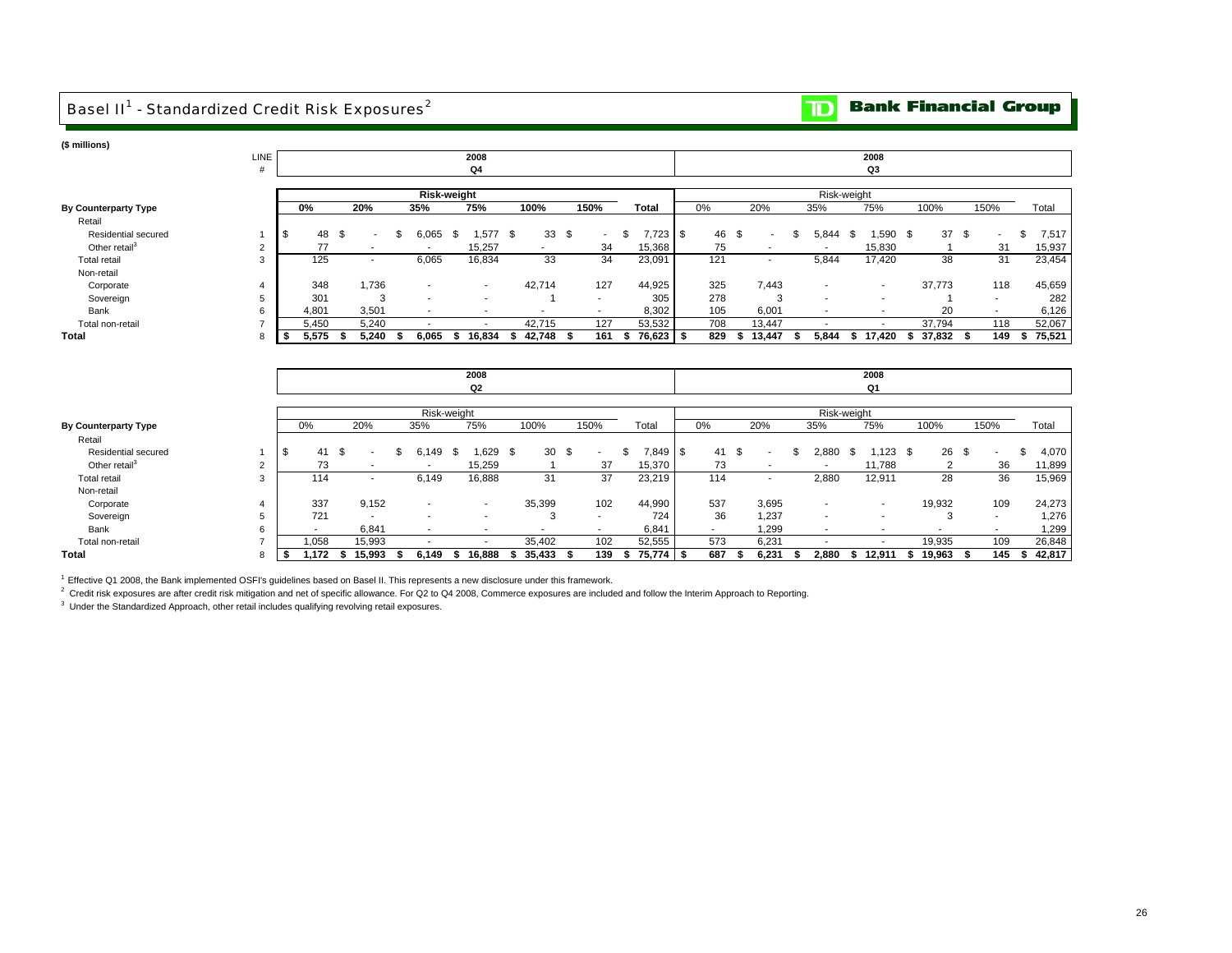# Basel II[1] - Standardized Credit Risk Exposures[2]

**TD Bank Financial Group**

**($ millions)**

| By Counterparty Type | LINE # | 2008 Q4 Risk-weight 0% | 20% | 35% | 75% | 100% | 150% | Total | 2008 Q3 Risk-weight 0% | 20% | 35% | 75% | 100% | 150% | Total |
|---|---|---|---|---|---|---|---|---|---|---|---|---|---|---|---|
| Retail | | | | | | | | | | | | | | | |
| Residential secured | 1 | $ 48 | $ - | $ 6,065 | $ 1,577 | $ 33 | $ - | $ 7,723 | $ 46 | $ - | $ 5,844 | $ 1,590 | $ 37 | $ - | $ 7,517 |
| Other retail[3] | 2 | 77 | - | - | 15,257 | - | 34 | 15,368 | 75 | - | - | 15,830 | 1 | 31 | 15,937 |
| Total retail | 3 | 125 | - | 6,065 | 16,834 | 33 | 34 | 23,091 | 121 | - | 5,844 | 17,420 | 38 | 31 | 23,454 |
| Non-retail | | | | | | | | | | | | | | | |
| Corporate | 4 | 348 | 1,736 | - | - | 42,714 | 127 | 44,925 | 325 | 7,443 | - | - | 37,773 | 118 | 45,659 |
| Sovereign | 5 | 301 | 3 | - | - | 1 | - | 305 | 278 | 3 | - | - | 1 | - | 282 |
| Bank | 6 | 4,801 | 3,501 | - | - | - | - | 8,302 | 105 | 6,001 | - | - | 20 | - | 6,126 |
| Total non-retail | 7 | 5,450 | 5,240 | - | - | 42,715 | 127 | 53,532 | 708 | 13,447 | - | - | 37,794 | 118 | 52,067 |
| **Total** | 8 | **$ 5,575** | **$ 5,240** | **$ 6,065** | **$ 16,834** | **$ 42,748** | **$ 161** | **$ 76,623** | **$ 829** | **$ 13,447** | **$ 5,844** | **$ 17,420** | **$ 37,832** | **$ 149** | **$ 75,521** |

| By Counterparty Type | LINE # | 2008 Q2 Risk-weight 0% | 20% | 35% | 75% | 100% | 150% | Total | 2008 Q1 Risk-weight 0% | 20% | 35% | 75% | 100% | 150% | Total |
|---|---|---|---|---|---|---|---|---|---|---|---|---|---|---|---|
| Retail | | | | | | | | | | | | | | | |
| Residential secured | 1 | $ 41 | $ - | $ 6,149 | $ 1,629 | $ 30 | $ - | $ 7,849 | $ 41 | $ - | $ 2,880 | $ 1,123 | $ 26 | $ - | $ 4,070 |
| Other retail[3] | 2 | 73 | - | - | 15,259 | 1 | 37 | 15,370 | 73 | - | - | 11,788 | 2 | 36 | 11,899 |
| Total retail | 3 | 114 | - | 6,149 | 16,888 | 31 | 37 | 23,219 | 114 | - | 2,880 | 12,911 | 28 | 36 | 15,969 |
| Non-retail | | | | | | | | | | | | | | | |
| Corporate | 4 | 337 | 9,152 | - | - | 35,399 | 102 | 44,990 | 537 | 3,695 | - | - | 19,932 | 109 | 24,273 |
| Sovereign | 5 | 721 | - | - | - | 3 | - | 724 | 36 | 1,237 | - | - | 3 | - | 1,276 |
| Bank | 6 | - | 6,841 | - | - | - | - | 6,841 | - | 1,299 | - | - | - | - | 1,299 |
| Total non-retail | 7 | 1,058 | 15,993 | - | - | 35,402 | 102 | 52,555 | 573 | 6,231 | - | - | 19,935 | 109 | 26,848 |
| **Total** | 8 | **$ 1,172** | **$ 15,993** | **$ 6,149** | **$ 16,888** | **$ 35,433** | **$ 139** | **$ 75,774** | **$ 687** | **$ 6,231** | **$ 2,880** | **$ 12,911** | **$ 19,963** | **$ 145** | **$ 42,817** |

[1] Effective Q1 2008, the Bank implemented OSFI's guidelines based on Basel II. This represents a new disclosure under this framework.

[2] Credit risk exposures are after credit risk mitigation and net of specific allowance. For Q2 to Q4 2008, Commerce exposures are included and follow the Interim Approach to Reporting.

[3] Under the Standardized Approach, other retail includes qualifying revolving retail exposures.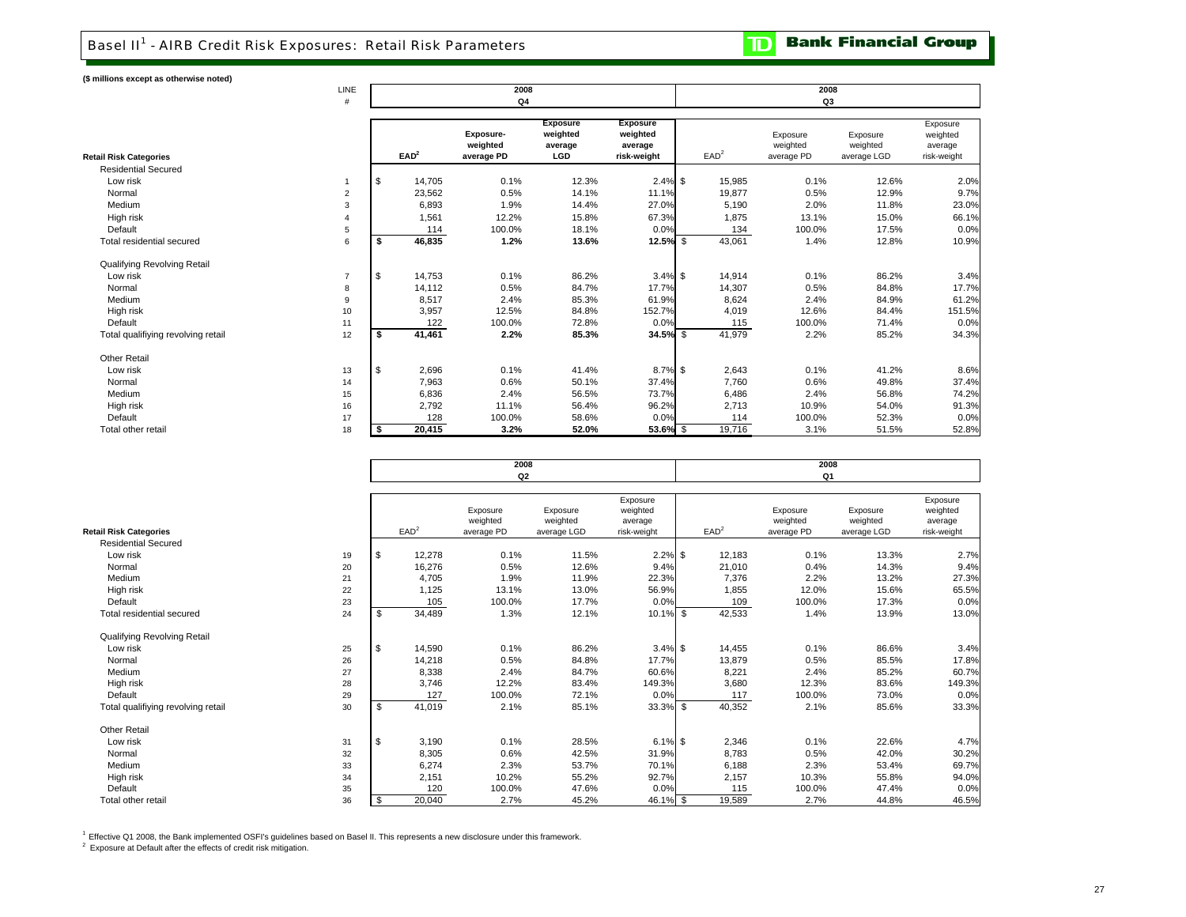# Basel II[1] - AIRB Credit Risk Exposures: Retail Risk Parameters

**($ millions except as otherwise noted)**

| Retail Risk Categories | LINE # | 2008 Q4 EAD[2] | Exposure-weighted average PD | Exposure weighted average LGD | Exposure weighted average risk-weight | 2008 Q3 EAD[2] | Exposure weighted average PD | Exposure weighted average LGD | Exposure weighted average risk-weight |
|---|---|---|---|---|---|---|---|---|---|
| **Residential Secured** | | | | | | | | | |
| Low risk | 1 | $ 14,705 | 0.1% | 12.3% | 2.4% | $ 15,985 | 0.1% | 12.6% | 2.0% |
| Normal | 2 | 23,562 | 0.5% | 14.1% | 11.1% | 19,877 | 0.5% | 12.9% | 9.7% |
| Medium | 3 | 6,893 | 1.9% | 14.4% | 27.0% | 5,190 | 2.0% | 11.8% | 23.0% |
| High risk | 4 | 1,561 | 12.2% | 15.8% | 67.3% | 1,875 | 13.1% | 15.0% | 66.1% |
| Default | 5 | 114 | 100.0% | 18.1% | 0.0% | 134 | 100.0% | 17.5% | 0.0% |
| Total residential secured | 6 | **$ 46,835** | **1.2%** | **13.6%** | **12.5%** | $ 43,061 | 1.4% | 12.8% | 10.9% |
| **Qualifying Revolving Retail** | | | | | | | | | |
| Low risk | 7 | $ 14,753 | 0.1% | 86.2% | 3.4% | $ 14,914 | 0.1% | 86.2% | 3.4% |
| Normal | 8 | 14,112 | 0.5% | 84.7% | 17.7% | 14,307 | 0.5% | 84.8% | 17.7% |
| Medium | 9 | 8,517 | 2.4% | 85.3% | 61.9% | 8,624 | 2.4% | 84.9% | 61.2% |
| High risk | 10 | 3,957 | 12.5% | 84.8% | 152.7% | 4,019 | 12.6% | 84.4% | 151.5% |
| Default | 11 | 122 | 100.0% | 72.8% | 0.0% | 115 | 100.0% | 71.4% | 0.0% |
| Total qualifiying revolving retail | 12 | **$ 41,461** | **2.2%** | **85.3%** | **34.5%** | $ 41,979 | 2.2% | 85.2% | 34.3% |
| **Other Retail** | | | | | | | | | |
| Low risk | 13 | $ 2,696 | 0.1% | 41.4% | 8.7% | $ 2,643 | 0.1% | 41.2% | 8.6% |
| Normal | 14 | 7,963 | 0.6% | 50.1% | 37.4% | 7,760 | 0.6% | 49.8% | 37.4% |
| Medium | 15 | 6,836 | 2.4% | 56.5% | 73.7% | 6,486 | 2.4% | 56.8% | 74.2% |
| High risk | 16 | 2,792 | 11.1% | 56.4% | 96.2% | 2,713 | 10.9% | 54.0% | 91.3% |
| Default | 17 | 128 | 100.0% | 58.6% | 0.0% | 114 | 100.0% | 52.3% | 0.0% |
| Total other retail | 18 | **$ 20,415** | **3.2%** | **52.0%** | **53.6%** | $ 19,716 | 3.1% | 51.5% | 52.8% |

| Retail Risk Categories | LINE # | 2008 Q2 EAD[2] | Exposure weighted average PD | Exposure weighted average LGD | Exposure weighted average risk-weight | 2008 Q1 EAD[2] | Exposure weighted average PD | Exposure weighted average LGD | Exposure weighted average risk-weight |
|---|---|---|---|---|---|---|---|---|---|
| **Residential Secured** | | | | | | | | | |
| Low risk | 19 | $ 12,278 | 0.1% | 11.5% | 2.2% | $ 12,183 | 0.1% | 13.3% | 2.7% |
| Normal | 20 | 16,276 | 0.5% | 12.6% | 9.4% | 21,010 | 0.4% | 14.3% | 9.4% |
| Medium | 21 | 4,705 | 1.9% | 11.9% | 22.3% | 7,376 | 2.2% | 13.2% | 27.3% |
| High risk | 22 | 1,125 | 13.1% | 13.0% | 56.9% | 1,855 | 12.0% | 15.6% | 65.5% |
| Default | 23 | 105 | 100.0% | 17.7% | 0.0% | 109 | 100.0% | 17.3% | 0.0% |
| Total residential secured | 24 | $ 34,489 | 1.3% | 12.1% | 10.1% | $ 42,533 | 1.4% | 13.9% | 13.0% |
| **Qualifying Revolving Retail** | | | | | | | | | |
| Low risk | 25 | $ 14,590 | 0.1% | 86.2% | 3.4% | $ 14,455 | 0.1% | 86.6% | 3.4% |
| Normal | 26 | 14,218 | 0.5% | 84.8% | 17.7% | 13,879 | 0.5% | 85.5% | 17.8% |
| Medium | 27 | 8,338 | 2.4% | 84.7% | 60.6% | 8,221 | 2.4% | 85.2% | 60.7% |
| High risk | 28 | 3,746 | 12.2% | 83.4% | 149.3% | 3,680 | 12.3% | 83.6% | 149.3% |
| Default | 29 | 127 | 100.0% | 72.1% | 0.0% | 117 | 100.0% | 73.0% | 0.0% |
| Total qualifiying revolving retail | 30 | $ 41,019 | 2.1% | 85.1% | 33.3% | $ 40,352 | 2.1% | 85.6% | 33.3% |
| **Other Retail** | | | | | | | | | |
| Low risk | 31 | $ 3,190 | 0.1% | 28.5% | 6.1% | $ 2,346 | 0.1% | 22.6% | 4.7% |
| Normal | 32 | 8,305 | 0.6% | 42.5% | 31.9% | 8,783 | 0.5% | 42.0% | 30.2% |
| Medium | 33 | 6,274 | 2.3% | 53.7% | 70.1% | 6,188 | 2.3% | 53.4% | 69.7% |
| High risk | 34 | 2,151 | 10.2% | 55.2% | 92.7% | 2,157 | 10.3% | 55.8% | 94.0% |
| Default | 35 | 120 | 100.0% | 47.6% | 0.0% | 115 | 100.0% | 47.4% | 0.0% |
| Total other retail | 36 | $ 20,040 | 2.7% | 45.2% | 46.1% | $ 19,589 | 2.7% | 44.8% | 46.5% |

[1] Effective Q1 2008, the Bank implemented OSFI's guidelines based on Basel II. This represents a new disclosure under this framework.

[2] Exposure at Default after the effects of credit risk mitigation.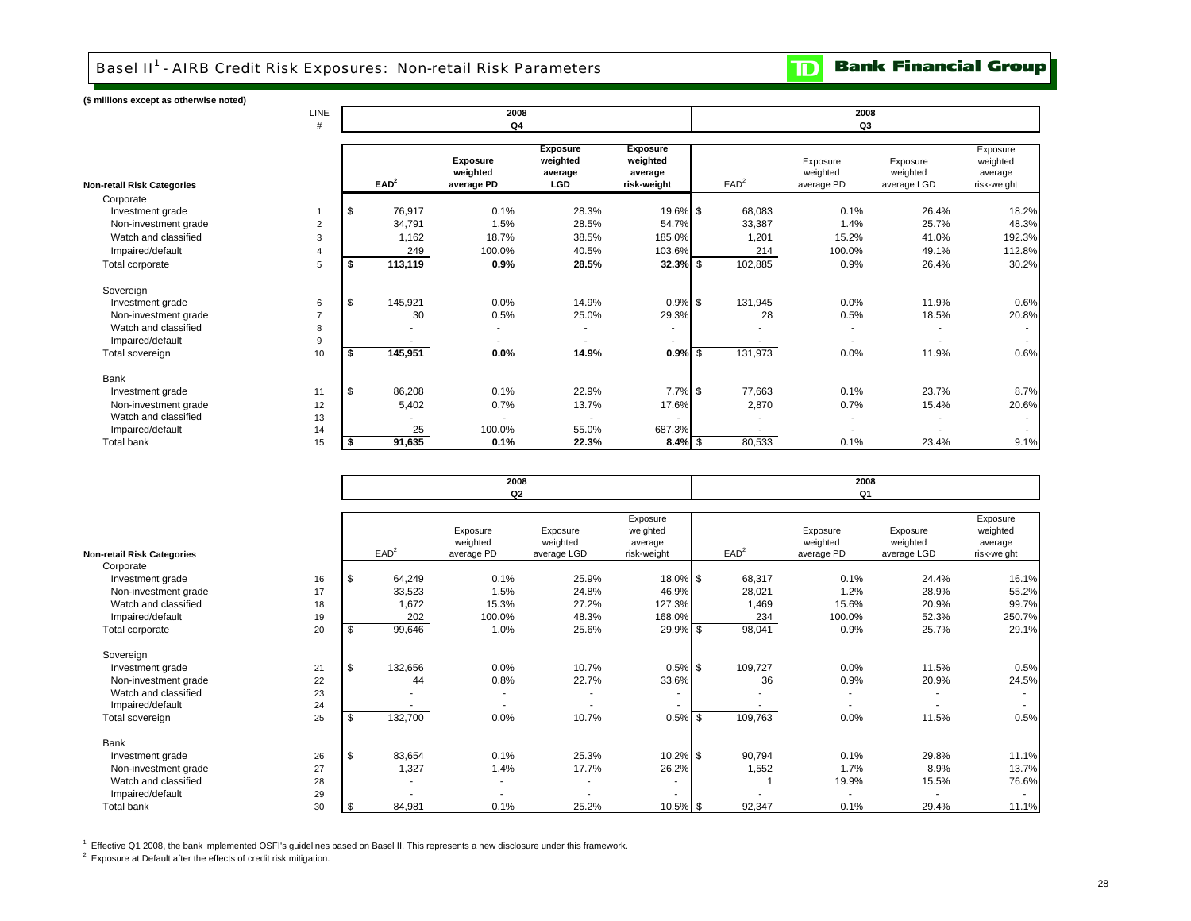# Basel II[1] - AIRB Credit Risk Exposures: Non-retail Risk Parameters

**Bank Financial Group**

**($ millions except as otherwise noted)**

| Non-retail Risk Categories | LINE # | 2008 Q4 EAD[2] | 2008 Q4 Exposure weighted average PD | 2008 Q4 Exposure weighted average LGD | 2008 Q4 Exposure weighted average risk-weight | 2008 Q3 EAD[2] | 2008 Q3 Exposure weighted average PD | 2008 Q3 Exposure weighted average LGD | 2008 Q3 Exposure weighted average risk-weight |
|---|---|---|---|---|---|---|---|---|---|
| **Corporate** | | | | | | | | | |
| Investment grade | 1 | $ 76,917 | 0.1% | 28.3% | 19.6% | $ 68,083 | 0.1% | 26.4% | 18.2% |
| Non-investment grade | 2 | 34,791 | 1.5% | 28.5% | 54.7% | 33,387 | 1.4% | 25.7% | 48.3% |
| Watch and classified | 3 | 1,162 | 18.7% | 38.5% | 185.0% | 1,201 | 15.2% | 41.0% | 192.3% |
| Impaired/default | 4 | 249 | 100.0% | 40.5% | 103.6% | 214 | 100.0% | 49.1% | 112.8% |
| Total corporate | 5 | **$ 113,119** | **0.9%** | **28.5%** | **32.3%** | $ 102,885 | 0.9% | 26.4% | 30.2% |
| **Sovereign** | | | | | | | | | |
| Investment grade | 6 | $ 145,921 | 0.0% | 14.9% | 0.9% | $ 131,945 | 0.0% | 11.9% | 0.6% |
| Non-investment grade | 7 | 30 | 0.5% | 25.0% | 29.3% | 28 | 0.5% | 18.5% | 20.8% |
| Watch and classified | 8 | - | - | - | - | - | - | - | - |
| Impaired/default | 9 | - | - | - | - | - | - | - | - |
| Total sovereign | 10 | **$ 145,951** | **0.0%** | **14.9%** | **0.9%** | $ 131,973 | 0.0% | 11.9% | 0.6% |
| **Bank** | | | | | | | | | |
| Investment grade | 11 | $ 86,208 | 0.1% | 22.9% | 7.7% | $ 77,663 | 0.1% | 23.7% | 8.7% |
| Non-investment grade | 12 | 5,402 | 0.7% | 13.7% | 17.6% | 2,870 | 0.7% | 15.4% | 20.6% |
| Watch and classified | 13 | - | - | - | - | - | - | - | - |
| Impaired/default | 14 | 25 | 100.0% | 55.0% | 687.3% | - | - | - | - |
| Total bank | 15 | **$ 91,635** | **0.1%** | **22.3%** | **8.4%** | $ 80,533 | 0.1% | 23.4% | 9.1% |

| Non-retail Risk Categories | LINE # | 2008 Q2 EAD[2] | 2008 Q2 Exposure weighted average PD | 2008 Q2 Exposure weighted average LGD | 2008 Q2 Exposure weighted average risk-weight | 2008 Q1 EAD[2] | 2008 Q1 Exposure weighted average PD | 2008 Q1 Exposure weighted average LGD | 2008 Q1 Exposure weighted average risk-weight |
|---|---|---|---|---|---|---|---|---|---|
| **Corporate** | | | | | | | | | |
| Investment grade | 16 | $ 64,249 | 0.1% | 25.9% | 18.0% | $ 68,317 | 0.1% | 24.4% | 16.1% |
| Non-investment grade | 17 | 33,523 | 1.5% | 24.8% | 46.9% | 28,021 | 1.2% | 28.9% | 55.2% |
| Watch and classified | 18 | 1,672 | 15.3% | 27.2% | 127.3% | 1,469 | 15.6% | 20.9% | 99.7% |
| Impaired/default | 19 | 202 | 100.0% | 48.3% | 168.0% | 234 | 100.0% | 52.3% | 250.7% |
| Total corporate | 20 | $ 99,646 | 1.0% | 25.6% | 29.9% | $ 98,041 | 0.9% | 25.7% | 29.1% |
| **Sovereign** | | | | | | | | | |
| Investment grade | 21 | $ 132,656 | 0.0% | 10.7% | 0.5% | $ 109,727 | 0.0% | 11.5% | 0.5% |
| Non-investment grade | 22 | 44 | 0.8% | 22.7% | 33.6% | 36 | 0.9% | 20.9% | 24.5% |
| Watch and classified | 23 | - | - | - | - | - | - | - | - |
| Impaired/default | 24 | - | - | - | - | - | - | - | - |
| Total sovereign | 25 | $ 132,700 | 0.0% | 10.7% | 0.5% | $ 109,763 | 0.0% | 11.5% | 0.5% |
| **Bank** | | | | | | | | | |
| Investment grade | 26 | $ 83,654 | 0.1% | 25.3% | 10.2% | $ 90,794 | 0.1% | 29.8% | 11.1% |
| Non-investment grade | 27 | 1,327 | 1.4% | 17.7% | 26.2% | 1,552 | 1.7% | 8.9% | 13.7% |
| Watch and classified | 28 | - | - | - | - | 1 | 19.9% | 15.5% | 76.6% |
| Impaired/default | 29 | - | - | - | - | - | - | - | - |
| Total bank | 30 | $ 84,981 | 0.1% | 25.2% | 10.5% | $ 92,347 | 0.1% | 29.4% | 11.1% |

[1] Effective Q1 2008, the bank implemented OSFI's guidelines based on Basel II. This represents a new disclosure under this framework.

[2] Exposure at Default after the effects of credit risk mitigation.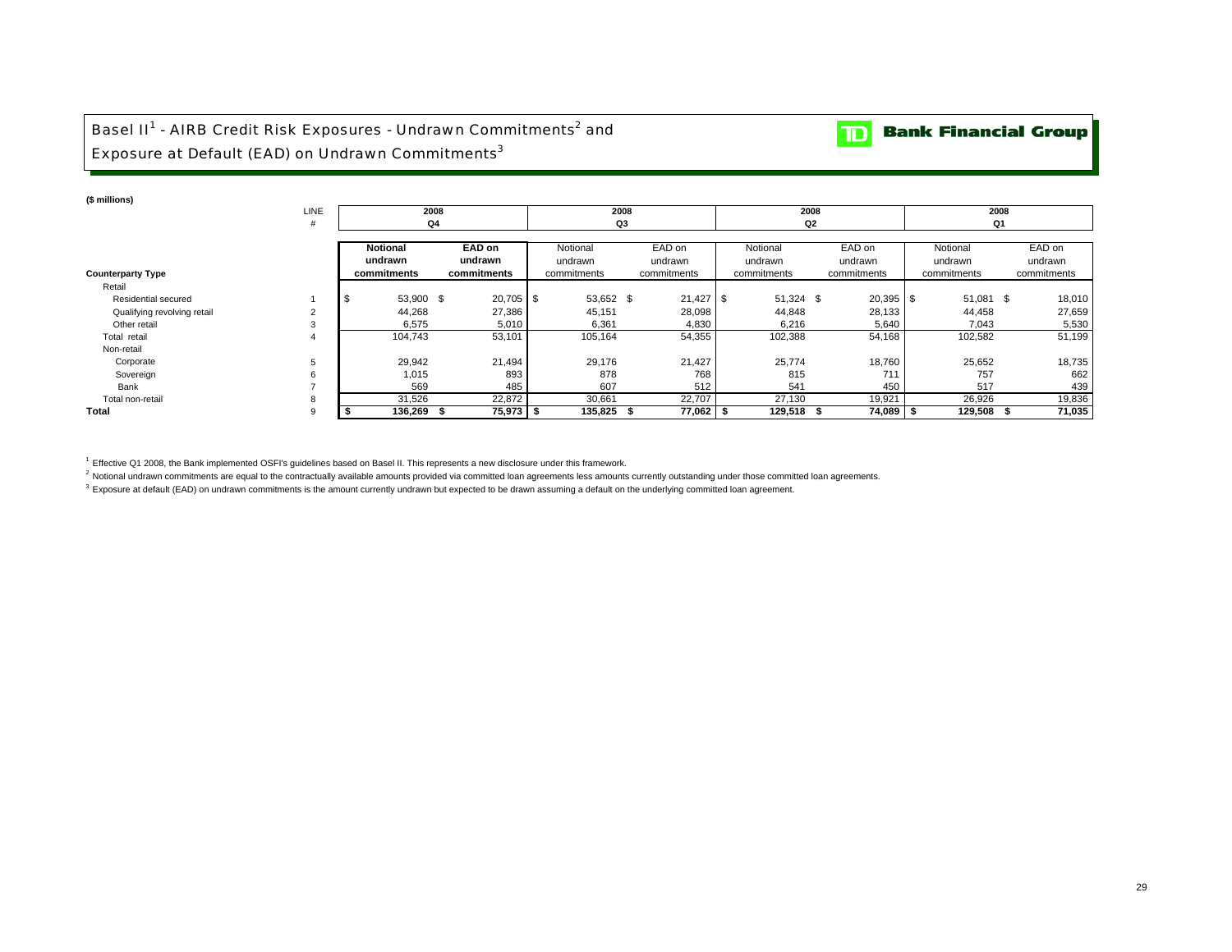# Basel II[1] - AIRB Credit Risk Exposures - Undrawn Commitments[2] and Exposure at Default (EAD) on Undrawn Commitments[3]

**TD Bank Financial Group**

**($ millions)**

| | LINE # | 2008 Q4 | | 2008 Q3 | | 2008 Q2 | | 2008 Q1 | |
|---|---|---|---|---|---|---|---|---|---|
| **Counterparty Type** | | **Notional undrawn commitments** | **EAD on undrawn commitments** | Notional undrawn commitments | EAD on undrawn commitments | Notional undrawn commitments | EAD on undrawn commitments | Notional undrawn commitments | EAD on undrawn commitments |
| Retail | | | | | | | | | |
| Residential secured | 1 | $ 53,900 | $ 20,705 | $ 53,652 | $ 21,427 | $ 51,324 | $ 20,395 | $ 51,081 | $ 18,010 |
| Qualifying revolving retail | 2 | 44,268 | 27,386 | 45,151 | 28,098 | 44,848 | 28,133 | 44,458 | 27,659 |
| Other retail | 3 | 6,575 | 5,010 | 6,361 | 4,830 | 6,216 | 5,640 | 7,043 | 5,530 |
| Total retail | 4 | 104,743 | 53,101 | 105,164 | 54,355 | 102,388 | 54,168 | 102,582 | 51,199 |
| Non-retail | | | | | | | | | |
| Corporate | 5 | 29,942 | 21,494 | 29,176 | 21,427 | 25,774 | 18,760 | 25,652 | 18,735 |
| Sovereign | 6 | 1,015 | 893 | 878 | 768 | 815 | 711 | 757 | 662 |
| Bank | 7 | 569 | 485 | 607 | 512 | 541 | 450 | 517 | 439 |
| Total non-retail | 8 | 31,526 | 22,872 | 30,661 | 22,707 | 27,130 | 19,921 | 26,926 | 19,836 |
| **Total** | 9 | **$ 136,269** | **$ 75,973** | **$ 135,825** | **$ 77,062** | **$ 129,518** | **$ 74,089** | **$ 129,508** | **$ 71,035** |

[1] Effective Q1 2008, the Bank implemented OSFI's guidelines based on Basel II. This represents a new disclosure under this framework.

[2] Notional undrawn commitments are equal to the contractually available amounts provided via committed loan agreements less amounts currently outstanding under those committed loan agreements.

[3] Exposure at default (EAD) on undrawn commitments is the amount currently undrawn but expected to be drawn assuming a default on the underlying committed loan agreement.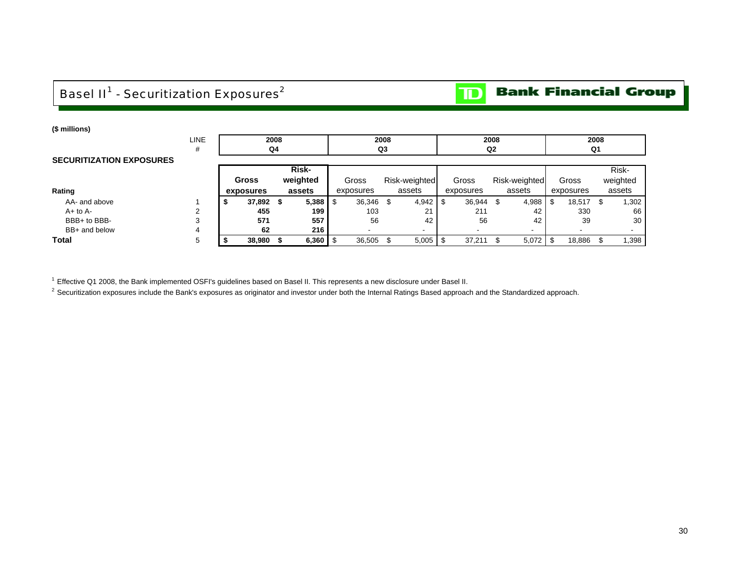# Basel II[1] - Securitization Exposures[2]

**TD Bank Financial Group**

**($ millions)**

| SECURITIZATION EXPOSURES | LINE # | 2008 Q4 | | 2008 Q3 | | 2008 Q2 | | 2008 Q1 | |
|---|---|---|---|---|---|---|---|---|---|
| **Rating** | | **Gross exposures** | **Risk-weighted assets** | Gross exposures | Risk-weighted assets | Gross exposures | Risk-weighted assets | Gross exposures | Risk-weighted assets |
| AA- and above | 1 | **$ 37,892** | **$ 5,388** | $ 36,346 | $ 4,942 | $ 36,944 | $ 4,988 | $ 18,517 | $ 1,302 |
| A+ to A- | 2 | **455** | **199** | 103 | 21 | 211 | 42 | 330 | 66 |
| BBB+ to BBB- | 3 | **571** | **557** | 56 | 42 | 56 | 42 | 39 | 30 |
| BB+ and below | 4 | **62** | **216** | - | - | - | - | - | - |
| **Total** | 5 | **$ 38,980** | **$ 6,360** | $ 36,505 | $ 5,005 | $ 37,211 | $ 5,072 | $ 18,886 | $ 1,398 |

[1] Effective Q1 2008, the Bank implemented OSFI's guidelines based on Basel II. This represents a new disclosure under Basel II.

[2] Securitization exposures include the Bank's exposures as originator and investor under both the Internal Ratings Based approach and the Standardized approach.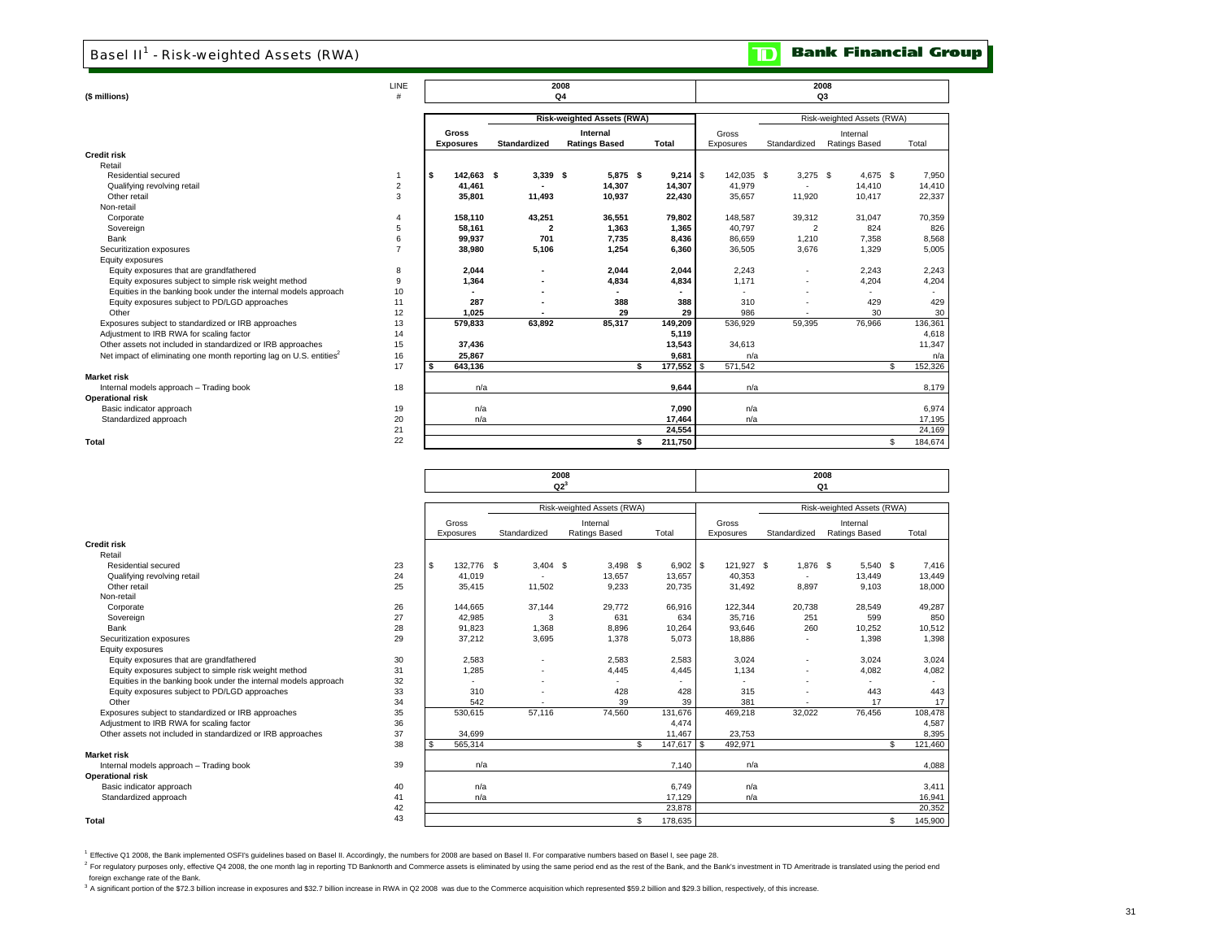# Basel II[1] - Risk-weighted Assets (RWA)

**TD Bank Financial Group**

| ($ millions) | LINE # | 2008 Q4 Gross Exposures | 2008 Q4 RWA Standardized | 2008 Q4 RWA Internal Ratings Based | 2008 Q4 RWA Total | 2008 Q3 Gross Exposures | 2008 Q3 RWA Standardized | 2008 Q3 RWA Internal Ratings Based | 2008 Q3 RWA Total |
|---|---|---|---|---|---|---|---|---|---|
| **Credit risk** | | | | | | | | | |
| Retail | | | | | | | | | |
| Residential secured | 1 | $ 142,663 | $ 3,339 | $ 5,875 | $ 9,214 | $ 142,035 | $ 3,275 | $ 4,675 | $ 7,950 |
| Qualifying revolving retail | 2 | 41,461 | - | 14,307 | 14,307 | 41,979 | - | 14,410 | 14,410 |
| Other retail | 3 | 35,801 | 11,493 | 10,937 | 22,430 | 35,657 | 11,920 | 10,417 | 22,337 |
| Non-retail | | | | | | | | | |
| Corporate | 4 | 158,110 | 43,251 | 36,551 | 79,802 | 148,587 | 39,312 | 31,047 | 70,359 |
| Sovereign | 5 | 58,161 | 2 | 1,363 | 1,365 | 40,797 | 2 | 824 | 826 |
| Bank | 6 | 99,937 | 701 | 7,735 | 8,436 | 86,659 | 1,210 | 7,358 | 8,568 |
| Securitization exposures | 7 | 38,980 | 5,106 | 1,254 | 6,360 | 36,505 | 3,676 | 1,329 | 5,005 |
| Equity exposures | | | | | | | | | |
| Equity exposures that are grandfathered | 8 | 2,044 | - | 2,044 | 2,044 | 2,243 | - | 2,243 | 2,243 |
| Equity exposures subject to simple risk weight method | 9 | 1,364 | - | 4,834 | 4,834 | 1,171 | - | 4,204 | 4,204 |
| Equities in the banking book under the internal models approach | 10 | - | - | - | - | - | - | - | - |
| Equity exposures subject to PD/LGD approaches | 11 | 287 | - | 388 | 388 | 310 | - | 429 | 429 |
| Other | 12 | 1,025 | - | 29 | 29 | 986 | - | 30 | 30 |
| Exposures subject to standardized or IRB approaches | 13 | 579,833 | 63,892 | 85,317 | 149,209 | 536,929 | 59,395 | 76,966 | 136,361 |
| Adjustment to IRB RWA for scaling factor | 14 | | | | 5,119 | | | | 4,618 |
| Other assets not included in standardized or IRB approaches | 15 | 37,436 | | | 13,543 | 34,613 | | | 11,347 |
| Net impact of eliminating one month reporting lag on U.S. entities[2] | 16 | 25,867 | | | 9,681 | n/a | | | n/a |
| | 17 | $ 643,136 | | | $ 177,552 | $ 571,542 | | | $ 152,326 |
| **Market risk** | | | | | | | | | |
| Internal models approach – Trading book | 18 | n/a | | | 9,644 | n/a | | | 8,179 |
| **Operational risk** | | | | | | | | | |
| Basic indicator approach | 19 | n/a | | | 7,090 | n/a | | | 6,974 |
| Standardized approach | 20 | n/a | | | 17,464 | n/a | | | 17,195 |
| | 21 | | | | 24,554 | | | | 24,169 |
| **Total** | 22 | | | | $ 211,750 | | | | $ 184,674 |

| ($ millions) | LINE # | 2008 Q2[3] Gross Exposures | 2008 Q2[3] RWA Standardized | 2008 Q2[3] RWA Internal Ratings Based | 2008 Q2[3] RWA Total | 2008 Q1 Gross Exposures | 2008 Q1 RWA Standardized | 2008 Q1 RWA Internal Ratings Based | 2008 Q1 RWA Total |
|---|---|---|---|---|---|---|---|---|---|
| **Credit risk** | | | | | | | | | |
| Retail | | | | | | | | | |
| Residential secured | 23 | $ 132,776 | $ 3,404 | $ 3,498 | $ 6,902 | $ 121,927 | $ 1,876 | $ 5,540 | $ 7,416 |
| Qualifying revolving retail | 24 | 41,019 | - | 13,657 | 13,657 | 40,353 | - | 13,449 | 13,449 |
| Other retail | 25 | 35,415 | 11,502 | 9,233 | 20,735 | 31,492 | 8,897 | 9,103 | 18,000 |
| Non-retail | | | | | | | | | |
| Corporate | 26 | 144,665 | 37,144 | 29,772 | 66,916 | 122,344 | 20,738 | 28,549 | 49,287 |
| Sovereign | 27 | 42,985 | 3 | 631 | 634 | 35,716 | 251 | 599 | 850 |
| Bank | 28 | 91,823 | 1,368 | 8,896 | 10,264 | 93,646 | 260 | 10,252 | 10,512 |
| Securitization exposures | 29 | 37,212 | 3,695 | 1,378 | 5,073 | 18,886 | - | 1,398 | 1,398 |
| Equity exposures | | | | | | | | | |
| Equity exposures that are grandfathered | 30 | 2,583 | - | 2,583 | 2,583 | 3,024 | - | 3,024 | 3,024 |
| Equity exposures subject to simple risk weight method | 31 | 1,285 | - | 4,445 | 4,445 | 1,134 | - | 4,082 | 4,082 |
| Equities in the banking book under the internal models approach | 32 | - | - | - | - | - | - | - | - |
| Equity exposures subject to PD/LGD approaches | 33 | 310 | - | 428 | 428 | 315 | - | 443 | 443 |
| Other | 34 | 542 | - | 39 | 39 | 381 | - | 17 | 17 |
| Exposures subject to standardized or IRB approaches | 35 | 530,615 | 57,116 | 74,560 | 131,676 | 469,218 | 32,022 | 76,456 | 108,478 |
| Adjustment to IRB RWA for scaling factor | 36 | | | | 4,474 | | | | 4,587 |
| Other assets not included in standardized or IRB approaches | 37 | 34,699 | | | 11,467 | 23,753 | | | 8,395 |
| | 38 | $ 565,314 | | | $ 147,617 | $ 492,971 | | | $ 121,460 |
| **Market risk** | | | | | | | | | |
| Internal models approach – Trading book | 39 | n/a | | | 7,140 | n/a | | | 4,088 |
| **Operational risk** | | | | | | | | | |
| Basic indicator approach | 40 | n/a | | | 6,749 | n/a | | | 3,411 |
| Standardized approach | 41 | n/a | | | 17,129 | n/a | | | 16,941 |
| | 42 | | | | 23,878 | | | | 20,352 |
| **Total** | 43 | | | | $ 178,635 | | | | $ 145,900 |

[1] Effective Q1 2008, the Bank implemented OSFI's guidelines based on Basel II. Accordingly, the numbers for 2008 are based on Basel II. For comparative numbers based on Basel I, see page 28.

[2] For regulatory purposes only, effective Q4 2008, the one month lag in reporting TD Banknorth and Commerce assets is eliminated by using the same period end as the rest of the Bank, and the Bank's investment in TD Ameritrade is translated using the period end foreign exchange rate of the Bank.

[3] A significant portion of the $72.3 billion increase in exposures and $32.7 billion increase in RWA in Q2 2008 was due to the Commerce acquisition which represented $59.2 billion and $29.3 billion, respectively, of this increase.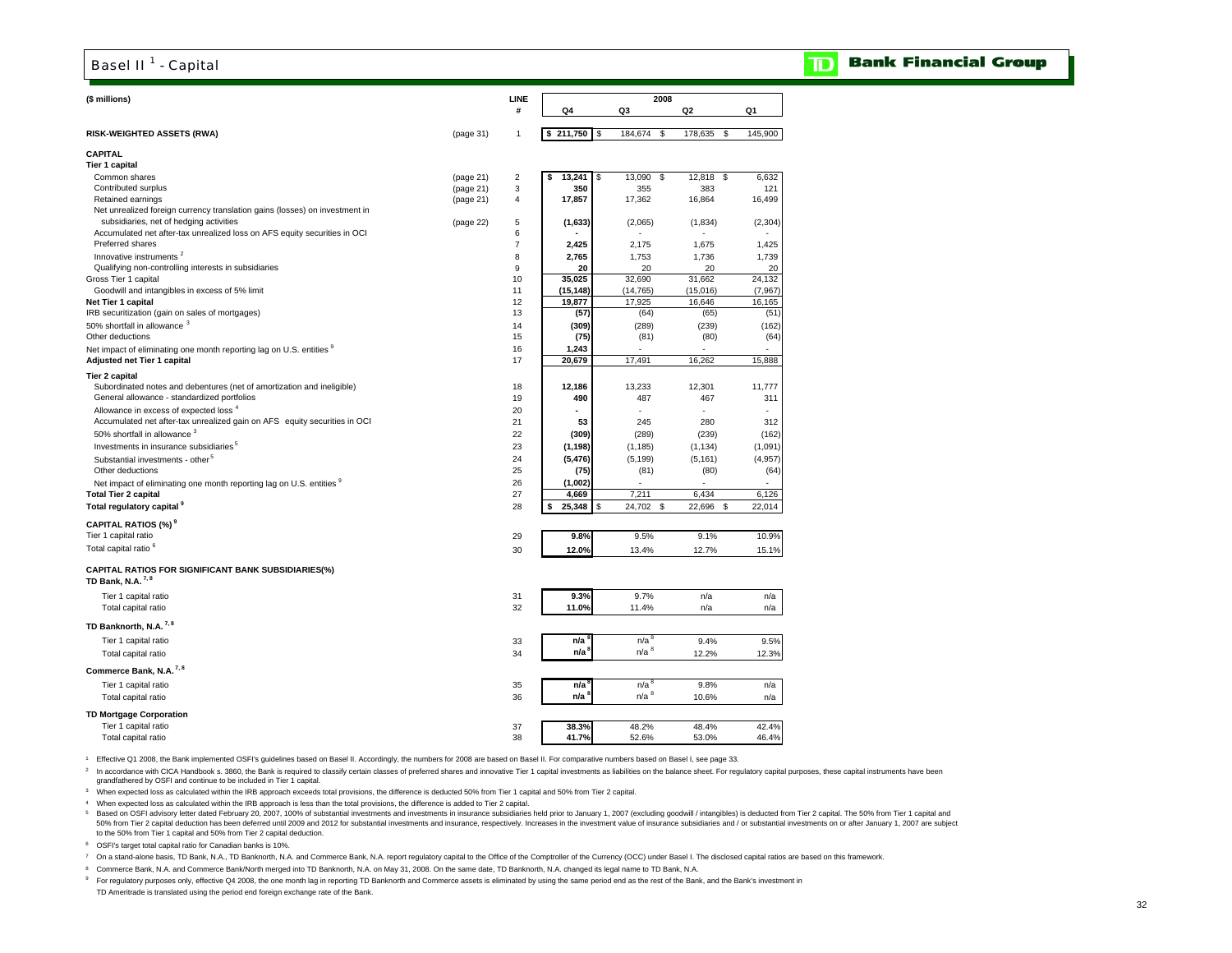# Basel II [1] - Capital

**TD Bank Financial Group**

| ($ millions) | | LINE # | 2008 Q4 | Q3 | Q2 | Q1 |
|---|---|---|---|---|---|---|
| **RISK-WEIGHTED ASSETS (RWA)** | (page 31) | 1 | **$ 211,750** | $ 184,674 | $ 178,635 | $ 145,900 |
| **CAPITAL** | | | | | | |
| **Tier 1 capital** | | | | | | |
| Common shares | (page 21) | 2 | **$ 13,241** | $ 13,090 | $ 12,818 | $ 6,632 |
| Contributed surplus | (page 21) | 3 | **350** | 355 | 383 | 121 |
| Retained earnings | (page 21) | 4 | **17,857** | 17,362 | 16,864 | 16,499 |
| Net unrealized foreign currency translation gains (losses) on investment in subsidiaries, net of hedging activities | (page 22) | 5 | **(1,633)** | (2,065) | (1,834) | (2,304) |
| Accumulated net after-tax unrealized loss on AFS equity securities in OCI | | 6 | **-** | - | - | - |
| Preferred shares | | 7 | **2,425** | 2,175 | 1,675 | 1,425 |
| Innovative instruments [2] | | 8 | **2,765** | 1,753 | 1,736 | 1,739 |
| Qualifying non-controlling interests in subsidiaries | | 9 | **20** | 20 | 20 | 20 |
| Gross Tier 1 capital | | 10 | **35,025** | 32,690 | 31,662 | 24,132 |
| Goodwill and intangibles in excess of 5% limit | | 11 | **(15,148)** | (14,765) | (15,016) | (7,967) |
| **Net Tier 1 capital** | | 12 | **19,877** | 17,925 | 16,646 | 16,165 |
| IRB securitization (gain on sales of mortgages) | | 13 | **(57)** | (64) | (65) | (51) |
| 50% shortfall in allowance [3] | | 14 | **(309)** | (289) | (239) | (162) |
| Other deductions | | 15 | **(75)** | (81) | (80) | (64) |
| Net impact of eliminating one month reporting lag on U.S. entities [9] | | 16 | **1,243** | - | - | - |
| **Adjusted net Tier 1 capital** | | 17 | **20,679** | 17,491 | 16,262 | 15,888 |
| **Tier 2 capital** | | | | | | |
| Subordinated notes and debentures (net of amortization and ineligible) | | 18 | **12,186** | 13,233 | 12,301 | 11,777 |
| General allowance - standardized portfolios | | 19 | **490** | 487 | 467 | 311 |
| Allowance in excess of expected loss [4] | | 20 | **-** | - | - | - |
| Accumulated net after-tax unrealized gain on AFS equity securities in OCI | | 21 | **53** | 245 | 280 | 312 |
| 50% shortfall in allowance [3] | | 22 | **(309)** | (289) | (239) | (162) |
| Investments in insurance subsidiaries [5] | | 23 | **(1,198)** | (1,185) | (1,134) | (1,091) |
| Substantial investments - other [5] | | 24 | **(5,476)** | (5,199) | (5,161) | (4,957) |
| Other deductions | | 25 | **(75)** | (81) | (80) | (64) |
| Net impact of eliminating one month reporting lag on U.S. entities [9] | | 26 | **(1,002)** | - | - | - |
| **Total Tier 2 capital** | | 27 | **4,669** | 7,211 | 6,434 | 6,126 |
| **Total regulatory capital [9]** | | 28 | **$ 25,348** | $ 24,702 | $ 22,696 | $ 22,014 |
| **CAPITAL RATIOS (%) [9]** | | | | | | |
| Tier 1 capital ratio | | 29 | **9.8%** | 9.5% | 9.1% | 10.9% |
| Total capital ratio [6] | | 30 | **12.0%** | 13.4% | 12.7% | 15.1% |
| **CAPITAL RATIOS FOR SIGNIFICANT BANK SUBSIDIARIES(%)** | | | | | | |
| **TD Bank, N.A. [7, 8]** | | | | | | |
| Tier 1 capital ratio | | 31 | **9.3%** | 9.7% | n/a | n/a |
| Total capital ratio | | 32 | **11.0%** | 11.4% | n/a | n/a |
| **TD Banknorth, N.A. [7, 8]** | | | | | | |
| Tier 1 capital ratio | | 33 | **n/a [8]** | n/a [8] | 9.4% | 9.5% |
| Total capital ratio | | 34 | **n/a [8]** | n/a [8] | 12.2% | 12.3% |
| **Commerce Bank, N.A. [7, 8]** | | | | | | |
| Tier 1 capital ratio | | 35 | **n/a [8]** | n/a [8] | 9.8% | n/a |
| Total capital ratio | | 36 | **n/a [8]** | n/a [8] | 10.6% | n/a |
| **TD Mortgage Corporation** | | | | | | |
| Tier 1 capital ratio | | 37 | **38.3%** | 48.2% | 48.4% | 42.4% |
| Total capital ratio | | 38 | **41.7%** | 52.6% | 53.0% | 46.4% |

[1] Effective Q1 2008, the Bank implemented OSFI's guidelines based on Basel II. Accordingly, the numbers for 2008 are based on Basel II. For comparative numbers based on Basel I, see page 33.

[2] In accordance with CICA Handbook s. 3860, the Bank is required to classify certain classes of preferred shares and innovative Tier 1 capital investments as liabilities on the balance sheet. For regulatory capital purposes, these capital instruments have been grandfathered by OSFI and continue to be included in Tier 1 capital.

[3] When expected loss as calculated within the IRB approach exceeds total provisions, the difference is deducted 50% from Tier 1 capital and 50% from Tier 2 capital.

[4] When expected loss as calculated within the IRB approach is less than the total provisions, the difference is added to Tier 2 capital.

[5] Based on OSFI advisory letter dated February 20, 2007, 100% of substantial investments and investments in insurance subsidiaries held prior to January 1, 2007 (excluding goodwill / intangibles) is deducted from Tier 2 capital. The 50% from Tier 1 capital and 50% from Tier 2 capital deduction has been deferred until 2009 and 2012 for substantial investments and insurance, respectively. Increases in the investment value of insurance subsidiaries and / or substantial investments on or after January 1, 2007 are subject to the 50% from Tier 1 capital and 50% from Tier 2 capital deduction.

[6] OSFI's target total capital ratio for Canadian banks is 10%.

[7] On a stand-alone basis, TD Bank, N.A., TD Banknorth, N.A. and Commerce Bank, N.A. report regulatory capital to the Office of the Comptroller of the Currency (OCC) under Basel I. The disclosed capital ratios are based on this framework.

[8] Commerce Bank, N.A. and Commerce Bank/North merged into TD Banknorth, N.A. on May 31, 2008. On the same date, TD Banknorth, N.A. changed its legal name to TD Bank, N.A.

[9] For regulatory purposes only, effective Q4 2008, the one month lag in reporting TD Banknorth and Commerce assets is eliminated by using the same period end as the rest of the Bank, and the Bank's investment in TD Ameritrade is translated using the period end foreign exchange rate of the Bank.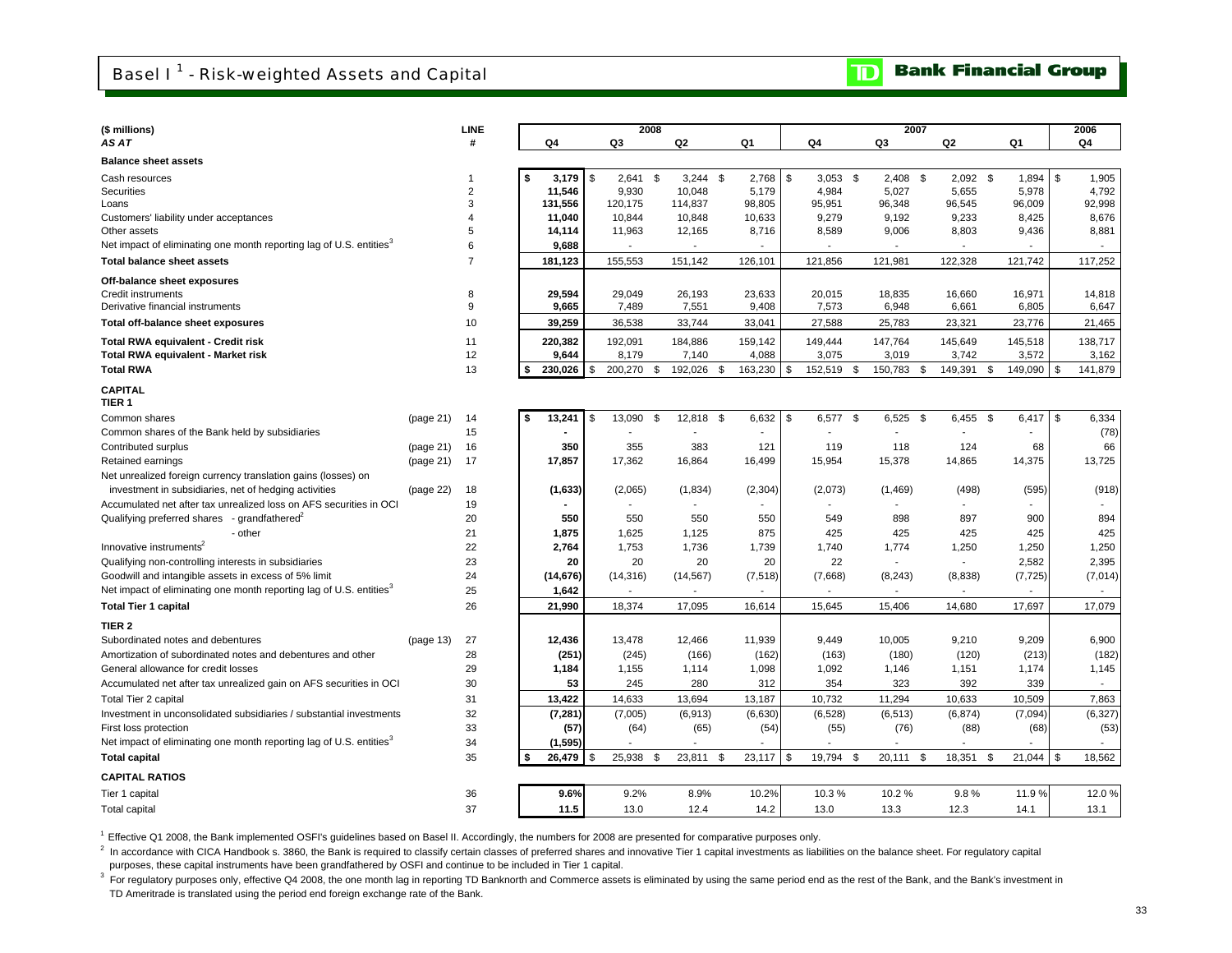# Basel I[1] - Risk-weighted Assets and Capital

**Bank Financial Group**

| ($ millions) | | LINE | 2008 | | | | 2007 | | | | 2006 |
|---|---|---|---|---|---|---|---|---|---|---|---|
| *AS AT* | | # | Q4 | Q3 | Q2 | Q1 | Q4 | Q3 | Q2 | Q1 | Q4 |
| **Balance sheet assets** | | | | | | | | | | | |
| Cash resources | | 1 | **$ 3,179** | $ 2,641 | $ 3,244 | $ 2,768 | $ 3,053 | $ 2,408 | $ 2,092 | $ 1,894 | $ 1,905 |
| Securities | | 2 | **11,546** | 9,930 | 10,048 | 5,179 | 4,984 | 5,027 | 5,655 | 5,978 | 4,792 |
| Loans | | 3 | **131,556** | 120,175 | 114,837 | 98,805 | 95,951 | 96,348 | 96,545 | 96,009 | 92,998 |
| Customers' liability under acceptances | | 4 | **11,040** | 10,844 | 10,848 | 10,633 | 9,279 | 9,192 | 9,233 | 8,425 | 8,676 |
| Other assets | | 5 | **14,114** | 11,963 | 12,165 | 8,716 | 8,589 | 9,006 | 8,803 | 9,436 | 8,881 |
| Net impact of eliminating one month reporting lag of U.S. entities[3] | | 6 | **9,688** | - | - | - | - | - | - | - | - |
| **Total balance sheet assets** | | 7 | **181,123** | 155,553 | 151,142 | 126,101 | 121,856 | 121,981 | 122,328 | 121,742 | 117,252 |
| **Off-balance sheet exposures** | | | | | | | | | | | |
| Credit instruments | | 8 | **29,594** | 29,049 | 26,193 | 23,633 | 20,015 | 18,835 | 16,660 | 16,971 | 14,818 |
| Derivative financial instruments | | 9 | **9,665** | 7,489 | 7,551 | 9,408 | 7,573 | 6,948 | 6,661 | 6,805 | 6,647 |
| **Total off-balance sheet exposures** | | 10 | **39,259** | 36,538 | 33,744 | 33,041 | 27,588 | 25,783 | 23,321 | 23,776 | 21,465 |
| **Total RWA equivalent - Credit risk** | | 11 | **220,382** | 192,091 | 184,886 | 159,142 | 149,444 | 147,764 | 145,649 | 145,518 | 138,717 |
| **Total RWA equivalent - Market risk** | | 12 | **9,644** | 8,179 | 7,140 | 4,088 | 3,075 | 3,019 | 3,742 | 3,572 | 3,162 |
| **Total RWA** | | 13 | **$ 230,026** | $ 200,270 | $ 192,026 | $ 163,230 | $ 152,519 | $ 150,783 | $ 149,391 | $ 149,090 | $ 141,879 |
| **CAPITAL** | | | | | | | | | | | |
| **TIER 1** | | | | | | | | | | | |
| Common shares | (page 21) | 14 | **$ 13,241** | $ 13,090 | $ 12,818 | $ 6,632 | $ 6,577 | $ 6,525 | $ 6,455 | $ 6,417 | $ 6,334 |
| Common shares of the Bank held by subsidiaries | | 15 | **-** | - | - | - | - | - | - | - | (78) |
| Contributed surplus | (page 21) | 16 | **350** | 355 | 383 | 121 | 119 | 118 | 124 | 68 | 66 |
| Retained earnings | (page 21) | 17 | **17,857** | 17,362 | 16,864 | 16,499 | 15,954 | 15,378 | 14,865 | 14,375 | 13,725 |
| Net unrealized foreign currency translation gains (losses) on investment in subsidiaries, net of hedging activities | (page 22) | 18 | **(1,633)** | (2,065) | (1,834) | (2,304) | (2,073) | (1,469) | (498) | (595) | (918) |
| Accumulated net after tax unrealized loss on AFS securities in OCI | | 19 | **-** | - | - | - | - | - | - | - | - |
| Qualifying preferred shares - grandfathered[2] | | 20 | **550** | 550 | 550 | 550 | 549 | 898 | 897 | 900 | 894 |
| - other | | 21 | **1,875** | 1,625 | 1,125 | 875 | 425 | 425 | 425 | 425 | 425 |
| Innovative instruments[2] | | 22 | **2,764** | 1,753 | 1,736 | 1,739 | 1,740 | 1,774 | 1,250 | 1,250 | 1,250 |
| Qualifying non-controlling interests in subsidiaries | | 23 | **20** | 20 | 20 | 20 | 22 | - | - | 2,582 | 2,395 |
| Goodwill and intangible assets in excess of 5% limit | | 24 | **(14,676)** | (14,316) | (14,567) | (7,518) | (7,668) | (8,243) | (8,838) | (7,725) | (7,014) |
| Net impact of eliminating one month reporting lag of U.S. entities[3] | | 25 | **1,642** | - | - | - | - | - | - | - | - |
| **Total Tier 1 capital** | | 26 | **21,990** | 18,374 | 17,095 | 16,614 | 15,645 | 15,406 | 14,680 | 17,697 | 17,079 |
| **TIER 2** | | | | | | | | | | | |
| Subordinated notes and debentures | (page 13) | 27 | **12,436** | 13,478 | 12,466 | 11,939 | 9,449 | 10,005 | 9,210 | 9,209 | 6,900 |
| Amortization of subordinated notes and debentures and other | | 28 | **(251)** | (245) | (166) | (162) | (163) | (180) | (120) | (213) | (182) |
| General allowance for credit losses | | 29 | **1,184** | 1,155 | 1,114 | 1,098 | 1,092 | 1,146 | 1,151 | 1,174 | 1,145 |
| Accumulated net after tax unrealized gain on AFS securities in OCI | | 30 | **53** | 245 | 280 | 312 | 354 | 323 | 392 | 339 | - |
| Total Tier 2 capital | | 31 | **13,422** | 14,633 | 13,694 | 13,187 | 10,732 | 11,294 | 10,633 | 10,509 | 7,863 |
| Investment in unconsolidated subsidiaries / substantial investments | | 32 | **(7,281)** | (7,005) | (6,913) | (6,630) | (6,528) | (6,513) | (6,874) | (7,094) | (6,327) |
| First loss protection | | 33 | **(57)** | (64) | (65) | (54) | (55) | (76) | (88) | (68) | (53) |
| Net impact of eliminating one month reporting lag of U.S. entities[3] | | 34 | **(1,595)** | - | - | - | - | - | - | - | - |
| **Total capital** | | 35 | **$ 26,479** | $ 25,938 | $ 23,811 | $ 23,117 | $ 19,794 | $ 20,111 | $ 18,351 | $ 21,044 | $ 18,562 |
| **CAPITAL RATIOS** | | | | | | | | | | | |
| Tier 1 capital | | 36 | **9.6%** | 9.2% | 8.9% | 10.2% | 10.3 % | 10.2 % | 9.8 % | 11.9 % | 12.0 % |
| Total capital | | 37 | **11.5** | 13.0 | 12.4 | 14.2 | 13.0 | 13.3 | 12.3 | 14.1 | 13.1 |

[1] Effective Q1 2008, the Bank implemented OSFI's guidelines based on Basel II. Accordingly, the numbers for 2008 are presented for comparative purposes only.

[2] In accordance with CICA Handbook s. 3860, the Bank is required to classify certain classes of preferred shares and innovative Tier 1 capital investments as liabilities on the balance sheet. For regulatory capital purposes, these capital instruments have been grandfathered by OSFI and continue to be included in Tier 1 capital.

[3] For regulatory purposes only, effective Q4 2008, the one month lag in reporting TD Banknorth and Commerce assets is eliminated by using the same period end as the rest of the Bank, and the Bank's investment in TD Ameritrade is translated using the period end foreign exchange rate of the Bank.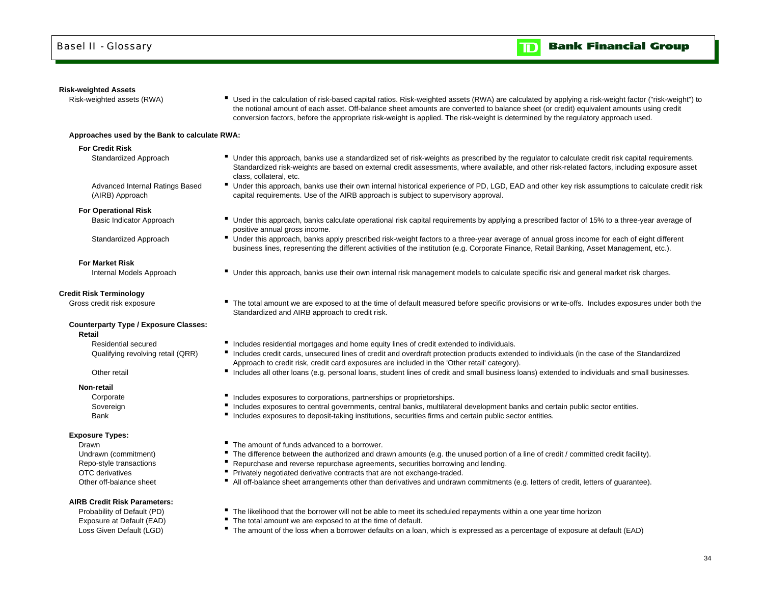# Basel II - Glossary

## Risk-weighted Assets

**Risk-weighted assets (RWA)**
- Used in the calculation of risk-based capital ratios. Risk-weighted assets (RWA) are calculated by applying a risk-weight factor ("risk-weight") to the notional amount of each asset. Off-balance sheet amounts are converted to balance sheet (or credit) equivalent amounts using credit conversion factors, before the appropriate risk-weight is applied. The risk-weight is determined by the regulatory approach used.

### Approaches used by the Bank to calculate RWA:

#### For Credit Risk

**Standardized Approach**
- Under this approach, banks use a standardized set of risk-weights as prescribed by the regulator to calculate credit risk capital requirements. Standardized risk-weights are based on external credit assessments, where available, and other risk-related factors, including exposure asset class, collateral, etc.

**Advanced Internal Ratings Based (AIRB) Approach**
- Under this approach, banks use their own internal historical experience of PD, LGD, EAD and other key risk assumptions to calculate credit risk capital requirements. Use of the AIRB approach is subject to supervisory approval.

#### For Operational Risk

**Basic Indicator Approach**
- Under this approach, banks calculate operational risk capital requirements by applying a prescribed factor of 15% to a three-year average of positive annual gross income.

**Standardized Approach**
- Under this approach, banks apply prescribed risk-weight factors to a three-year average of annual gross income for each of eight different business lines, representing the different activities of the institution (e.g. Corporate Finance, Retail Banking, Asset Management, etc.).

#### For Market Risk

**Internal Models Approach**
- Under this approach, banks use their own internal risk management models to calculate specific risk and general market risk charges.

## Credit Risk Terminology

**Gross credit risk exposure**
- The total amount we are exposed to at the time of default measured before specific provisions or write-offs. Includes exposures under both the Standardized and AIRB approach to credit risk.

### Counterparty Type / Exposure Classes:

#### Retail

**Residential secured**
- Includes residential mortgages and home equity lines of credit extended to individuals.

**Qualifying revolving retail (QRR)**
- Includes credit cards, unsecured lines of credit and overdraft protection products extended to individuals (in the case of the Standardized Approach to credit risk, credit card exposures are included in the 'Other retail' category).

**Other retail**
- Includes all other loans (e.g. personal loans, student lines of credit and small business loans) extended to individuals and small businesses.

#### Non-retail

**Corporate**
- Includes exposures to corporations, partnerships or proprietorships.

**Sovereign**
- Includes exposures to central governments, central banks, multilateral development banks and certain public sector entities.

**Bank**
- Includes exposures to deposit-taking institutions, securities firms and certain public sector entities.

### Exposure Types:

**Drawn**
- The amount of funds advanced to a borrower.

**Undrawn (commitment)**
- The difference between the authorized and drawn amounts (e.g. the unused portion of a line of credit / committed credit facility).

**Repo-style transactions**
- Repurchase and reverse repurchase agreements, securities borrowing and lending.

**OTC derivatives**
- Privately negotiated derivative contracts that are not exchange-traded.

**Other off-balance sheet**
- All off-balance sheet arrangements other than derivatives and undrawn commitments (e.g. letters of credit, letters of guarantee).

### AIRB Credit Risk Parameters:

**Probability of Default (PD)**
- The likelihood that the borrower will not be able to meet its scheduled repayments within a one year time horizon

**Exposure at Default (EAD)**
- The total amount we are exposed to at the time of default.

**Loss Given Default (LGD)**
- The amount of the loss when a borrower defaults on a loan, which is expressed as a percentage of exposure at default (EAD)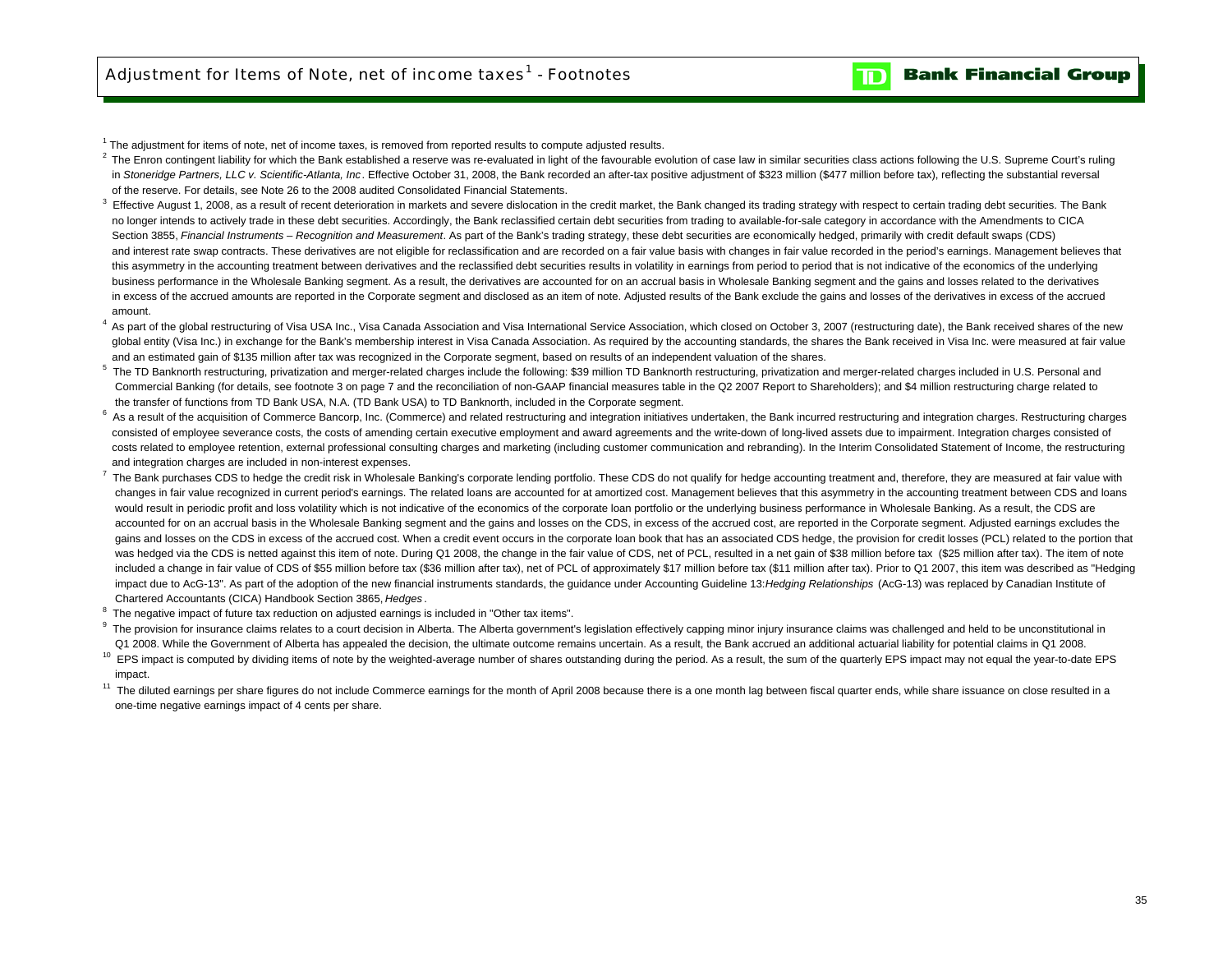# Adjustment for Items of Note, net of income taxes[1] - Footnotes

TD Bank Financial Group

[1] The adjustment for items of note, net of income taxes, is removed from reported results to compute adjusted results.

[2] The Enron contingent liability for which the Bank established a reserve was re-evaluated in light of the favourable evolution of case law in similar securities class actions following the U.S. Supreme Court's ruling in *Stoneridge Partners, LLC v. Scientific-Atlanta, Inc*. Effective October 31, 2008, the Bank recorded an after-tax positive adjustment of $323 million ($477 million before tax), reflecting the substantial reversal of the reserve. For details, see Note 26 to the 2008 audited Consolidated Financial Statements.

[3] Effective August 1, 2008, as a result of recent deterioration in markets and severe dislocation in the credit market, the Bank changed its trading strategy with respect to certain trading debt securities. The Bank no longer intends to actively trade in these debt securities. Accordingly, the Bank reclassified certain debt securities from trading to available-for-sale category in accordance with the Amendments to CICA Section 3855, *Financial Instruments – Recognition and Measurement*. As part of the Bank's trading strategy, these debt securities are economically hedged, primarily with credit default swaps (CDS) and interest rate swap contracts. These derivatives are not eligible for reclassification and are recorded on a fair value basis with changes in fair value recorded in the period's earnings. Management believes that this asymmetry in the accounting treatment between derivatives and the reclassified debt securities results in volatility in earnings from period to period that is not indicative of the economics of the underlying business performance in the Wholesale Banking segment. As a result, the derivatives are accounted for on an accrual basis in Wholesale Banking segment and the gains and losses related to the derivatives in excess of the accrued amounts are reported in the Corporate segment and disclosed as an item of note. Adjusted results of the Bank exclude the gains and losses of the derivatives in excess of the accrued amount.

[4] As part of the global restructuring of Visa USA Inc., Visa Canada Association and Visa International Service Association, which closed on October 3, 2007 (restructuring date), the Bank received shares of the new global entity (Visa Inc.) in exchange for the Bank's membership interest in Visa Canada Association. As required by the accounting standards, the shares the Bank received in Visa Inc. were measured at fair value and an estimated gain of $135 million after tax was recognized in the Corporate segment, based on results of an independent valuation of the shares.

[5] The TD Banknorth restructuring, privatization and merger-related charges include the following: $39 million TD Banknorth restructuring, privatization and merger-related charges included in U.S. Personal and Commercial Banking (for details, see footnote 3 on page 7 and the reconciliation of non-GAAP financial measures table in the Q2 2007 Report to Shareholders); and $4 million restructuring charge related to the transfer of functions from TD Bank USA, N.A. (TD Bank USA) to TD Banknorth, included in the Corporate segment.

[6] As a result of the acquisition of Commerce Bancorp, Inc. (Commerce) and related restructuring and integration initiatives undertaken, the Bank incurred restructuring and integration charges. Restructuring charges consisted of employee severance costs, the costs of amending certain executive employment and award agreements and the write-down of long-lived assets due to impairment. Integration charges consisted of costs related to employee retention, external professional consulting charges and marketing (including customer communication and rebranding). In the Interim Consolidated Statement of Income, the restructuring and integration charges are included in non-interest expenses.

[7] The Bank purchases CDS to hedge the credit risk in Wholesale Banking's corporate lending portfolio. These CDS do not qualify for hedge accounting treatment and, therefore, they are measured at fair value with changes in fair value recognized in current period's earnings. The related loans are accounted for at amortized cost. Management believes that this asymmetry in the accounting treatment between CDS and loans would result in periodic profit and loss volatility which is not indicative of the economics of the corporate loan portfolio or the underlying business performance in Wholesale Banking. As a result, the CDS are accounted for on an accrual basis in the Wholesale Banking segment and the gains and losses on the CDS, in excess of the accrued cost, are reported in the Corporate segment. Adjusted earnings excludes the gains and losses on the CDS in excess of the accrued cost. When a credit event occurs in the corporate loan book that has an associated CDS hedge, the provision for credit losses (PCL) related to the portion that was hedged via the CDS is netted against this item of note. During Q1 2008, the change in the fair value of CDS, net of PCL, resulted in a net gain of $38 million before tax ($25 million after tax). The item of note included a change in fair value of CDS of $55 million before tax ($36 million after tax), net of PCL of approximately $17 million before tax ($11 million after tax). Prior to Q1 2007, this item was described as "Hedging impact due to AcG-13". As part of the adoption of the new financial instruments standards, the guidance under Accounting Guideline 13:*Hedging Relationships* (AcG-13) was replaced by Canadian Institute of Chartered Accountants (CICA) Handbook Section 3865, *Hedges*.

[8] The negative impact of future tax reduction on adjusted earnings is included in "Other tax items".

[9] The provision for insurance claims relates to a court decision in Alberta. The Alberta government's legislation effectively capping minor injury insurance claims was challenged and held to be unconstitutional in Q1 2008. While the Government of Alberta has appealed the decision, the ultimate outcome remains uncertain. As a result, the Bank accrued an additional actuarial liability for potential claims in Q1 2008.

[10] EPS impact is computed by dividing items of note by the weighted-average number of shares outstanding during the period. As a result, the sum of the quarterly EPS impact may not equal the year-to-date EPS impact.

[11] The diluted earnings per share figures do not include Commerce earnings for the month of April 2008 because there is a one month lag between fiscal quarter ends, while share issuance on close resulted in a one-time negative earnings impact of 4 cents per share.